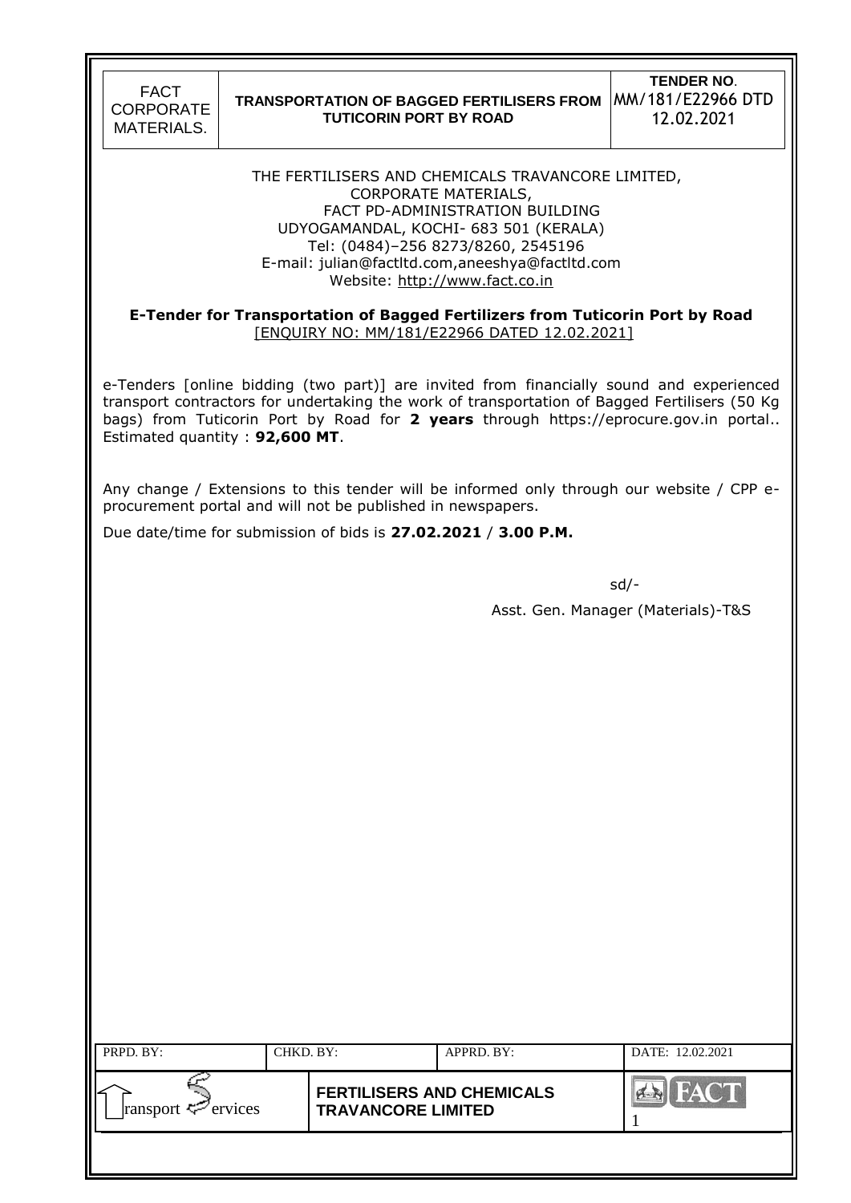THE FERTILISERS AND CHEMICALS TRAVANCORE LIMITED,
CORPORATE MATERIALS,
FACT PD-ADMINISTRATION BUILDING
UDYOGAMANDAL, KOCHI- 683 501 (KERALA)
Tel: (0484)–256 8273/8260, 2545196
E-mail: julian@factltd.com,aneeshya@factltd.com
Website: http://www.fact.co.in

**E-Tender for Transportation of Bagged Fertilizers from Tuticorin Port by Road**
[ENQUIRY NO: MM/181/E22966 DATED 12.02.2021]

e-Tenders [online bidding (two part)] are invited from financially sound and experienced transport contractors for undertaking the work of transportation of Bagged Fertilisers (50 Kg bags) from Tuticorin Port by Road for **2 years** through https://eprocure.gov.in portal.. Estimated quantity : **92,600 MT**.

Any change / Extensions to this tender will be informed only through our website / CPP e-procurement portal and will not be published in newspapers.

Due date/time for submission of bids is **27.02.2021** / **3.00 P.M.**

sd/-

Asst. Gen. Manager (Materials)-T&S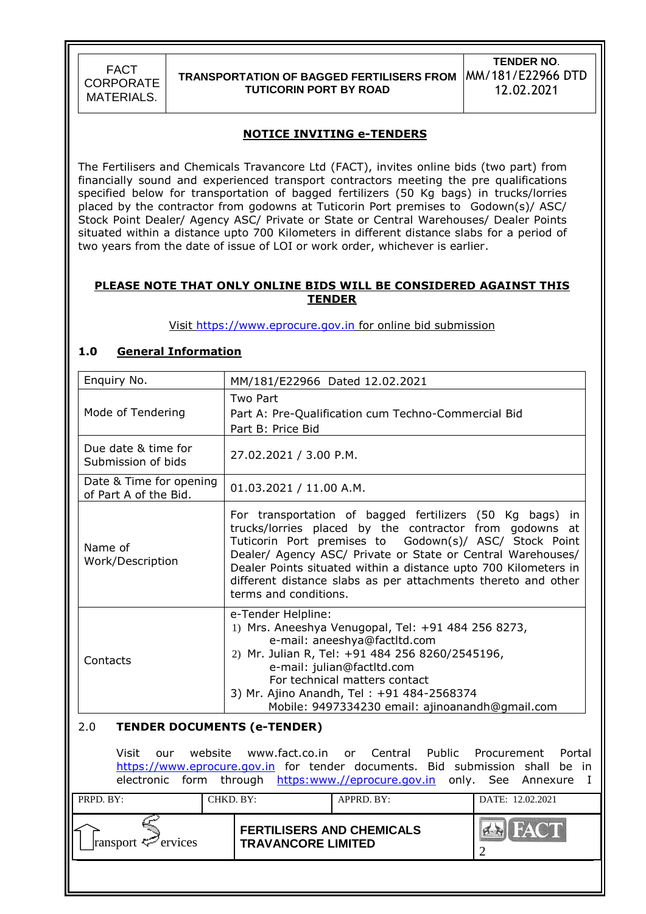## NOTICE INVITING e-TENDERS

The Fertilisers and Chemicals Travancore Ltd (FACT), invites online bids (two part) from financially sound and experienced transport contractors meeting the pre qualifications specified below for transportation of bagged fertilizers (50 Kg bags) in trucks/lorries placed by the contractor from godowns at Tuticorin Port premises to Godown(s)/ ASC/ Stock Point Dealer/ Agency ASC/ Private or State or Central Warehouses/ Dealer Points situated within a distance upto 700 Kilometers in different distance slabs for a period of two years from the date of issue of LOI or work order, whichever is earlier.

**PLEASE NOTE THAT ONLY ONLINE BIDS WILL BE CONSIDERED AGAINST THIS TENDER**

Visit https://www.eprocure.gov.in for online bid submission

### 1.0 General Information

| | |
|---|---|
| Enquiry No. | MM/181/E22966 Dated 12.02.2021 |
| Mode of Tendering | Two Part<br>Part A: Pre-Qualification cum Techno-Commercial Bid<br>Part B: Price Bid |
| Due date & time for Submission of bids | 27.02.2021 / 3.00 P.M. |
| Date & Time for opening of Part A of the Bid. | 01.03.2021 / 11.00 A.M. |
| Name of Work/Description | For transportation of bagged fertilizers (50 Kg bags) in trucks/lorries placed by the contractor from godowns at Tuticorin Port premises to Godown(s)/ ASC/ Stock Point Dealer/ Agency ASC/ Private or State or Central Warehouses/ Dealer Points situated within a distance upto 700 Kilometers in different distance slabs as per attachments thereto and other terms and conditions. |
| Contacts | e-Tender Helpline:<br>1) Mrs. Aneeshya Venugopal, Tel: +91 484 256 8273, e-mail: aneeshya@factltd.com<br>2) Mr. Julian R, Tel: +91 484 256 8260/2545196, e-mail: julian@factltd.com<br>For technical matters contact<br>3) Mr. Ajino Anandh, Tel : +91 484-2568374 Mobile: 9497334230 email: ajinoanandh@gmail.com |

### 2.0 TENDER DOCUMENTS (e-TENDER)

Visit our website www.fact.co.in or Central Public Procurement Portal https://www.eprocure.gov.in for tender documents. Bid submission shall be in electronic form through https:www.//eprocure.gov.in only. See Annexure I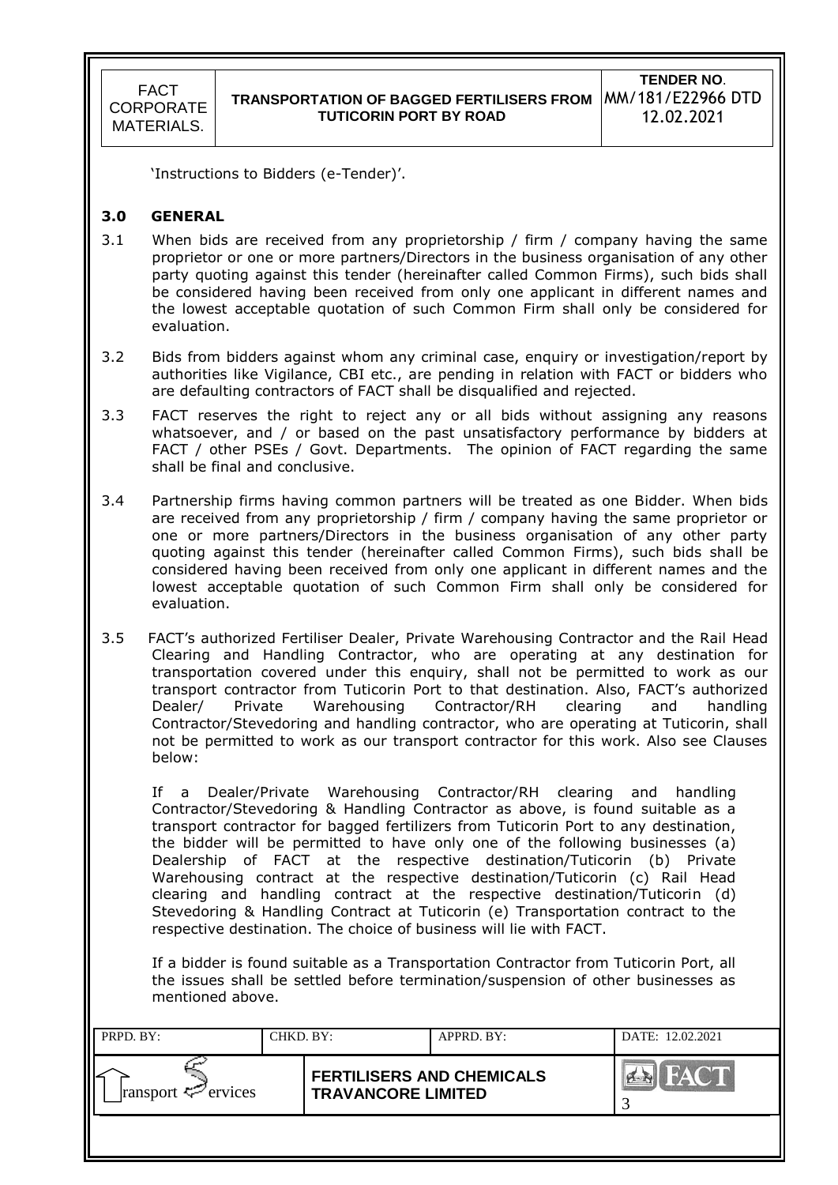'Instructions to Bidders (e-Tender)'.

## 3.0 GENERAL

3.1 When bids are received from any proprietorship / firm / company having the same proprietor or one or more partners/Directors in the business organisation of any other party quoting against this tender (hereinafter called Common Firms), such bids shall be considered having been received from only one applicant in different names and the lowest acceptable quotation of such Common Firm shall only be considered for evaluation.

3.2 Bids from bidders against whom any criminal case, enquiry or investigation/report by authorities like Vigilance, CBI etc., are pending in relation with FACT or bidders who are defaulting contractors of FACT shall be disqualified and rejected.

3.3 FACT reserves the right to reject any or all bids without assigning any reasons whatsoever, and / or based on the past unsatisfactory performance by bidders at FACT / other PSEs / Govt. Departments. The opinion of FACT regarding the same shall be final and conclusive.

3.4 Partnership firms having common partners will be treated as one Bidder. When bids are received from any proprietorship / firm / company having the same proprietor or one or more partners/Directors in the business organisation of any other party quoting against this tender (hereinafter called Common Firms), such bids shall be considered having been received from only one applicant in different names and the lowest acceptable quotation of such Common Firm shall only be considered for evaluation.

3.5 FACT's authorized Fertiliser Dealer, Private Warehousing Contractor and the Rail Head Clearing and Handling Contractor, who are operating at any destination for transportation covered under this enquiry, shall not be permitted to work as our transport contractor from Tuticorin Port to that destination. Also, FACT's authorized Dealer/ Private Warehousing Contractor/RH clearing and handling Contractor/Stevedoring and handling contractor, who are operating at Tuticorin, shall not be permitted to work as our transport contractor for this work. Also see Clauses below:

If a Dealer/Private Warehousing Contractor/RH clearing and handling Contractor/Stevedoring & Handling Contractor as above, is found suitable as a transport contractor for bagged fertilizers from Tuticorin Port to any destination, the bidder will be permitted to have only one of the following businesses (a) Dealership of FACT at the respective destination/Tuticorin (b) Private Warehousing contract at the respective destination/Tuticorin (c) Rail Head clearing and handling contract at the respective destination/Tuticorin (d) Stevedoring & Handling Contract at Tuticorin (e) Transportation contract to the respective destination. The choice of business will lie with FACT.

If a bidder is found suitable as a Transportation Contractor from Tuticorin Port, all the issues shall be settled before termination/suspension of other businesses as mentioned above.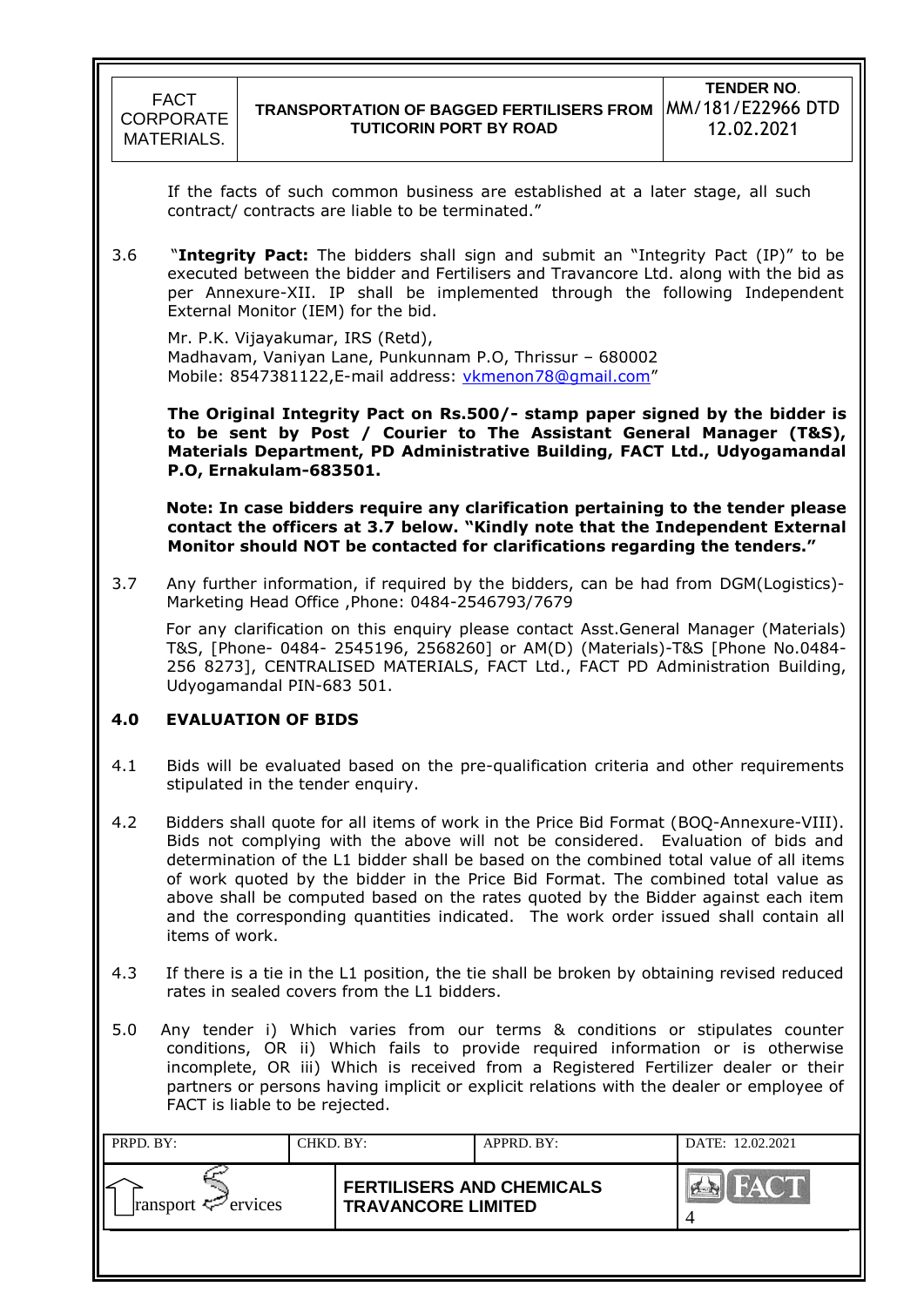If the facts of such common business are established at a later stage, all such contract/ contracts are liable to be terminated."

3.6 "**Integrity Pact:** The bidders shall sign and submit an "Integrity Pact (IP)" to be executed between the bidder and Fertilisers and Travancore Ltd. along with the bid as per Annexure-XII. IP shall be implemented through the following Independent External Monitor (IEM) for the bid.

Mr. P.K. Vijayakumar, IRS (Retd),
Madhavam, Vaniyan Lane, Punkunnam P.O, Thrissur – 680002
Mobile: 8547381122,E-mail address: vkmenon78@gmail.com"

**The Original Integrity Pact on Rs.500/- stamp paper signed by the bidder is to be sent by Post / Courier to The Assistant General Manager (T&S), Materials Department, PD Administrative Building, FACT Ltd., Udyogamandal P.O, Ernakulam-683501.**

**Note: In case bidders require any clarification pertaining to the tender please contact the officers at 3.7 below. "Kindly note that the Independent External Monitor should NOT be contacted for clarifications regarding the tenders."**

3.7 Any further information, if required by the bidders, can be had from DGM(Logistics)-Marketing Head Office ,Phone: 0484-2546793/7679

For any clarification on this enquiry please contact Asst.General Manager (Materials) T&S, [Phone- 0484- 2545196, 2568260] or AM(D) (Materials)-T&S [Phone No.0484-256 8273], CENTRALISED MATERIALS, FACT Ltd., FACT PD Administration Building, Udyogamandal PIN-683 501.

## 4.0 EVALUATION OF BIDS

4.1 Bids will be evaluated based on the pre-qualification criteria and other requirements stipulated in the tender enquiry.

4.2 Bidders shall quote for all items of work in the Price Bid Format (BOQ-Annexure-VIII). Bids not complying with the above will not be considered. Evaluation of bids and determination of the L1 bidder shall be based on the combined total value of all items of work quoted by the bidder in the Price Bid Format. The combined total value as above shall be computed based on the rates quoted by the Bidder against each item and the corresponding quantities indicated. The work order issued shall contain all items of work.

4.3 If there is a tie in the L1 position, the tie shall be broken by obtaining revised reduced rates in sealed covers from the L1 bidders.

5.0 Any tender i) Which varies from our terms & conditions or stipulates counter conditions, OR ii) Which fails to provide required information or is otherwise incomplete, OR iii) Which is received from a Registered Fertilizer dealer or their partners or persons having implicit or explicit relations with the dealer or employee of FACT is liable to be rejected.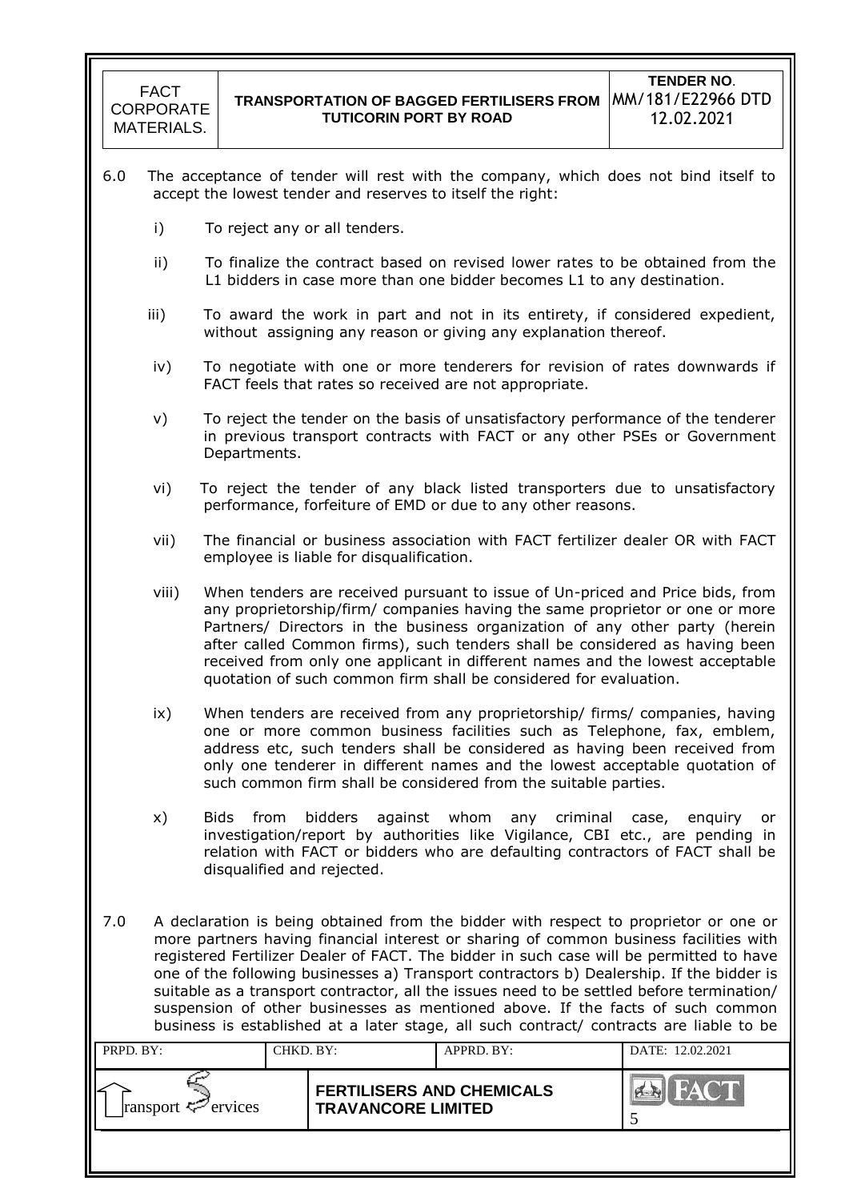6.0 The acceptance of tender will rest with the company, which does not bind itself to accept the lowest tender and reserves to itself the right:

i) To reject any or all tenders.

ii) To finalize the contract based on revised lower rates to be obtained from the L1 bidders in case more than one bidder becomes L1 to any destination.

iii) To award the work in part and not in its entirety, if considered expedient, without assigning any reason or giving any explanation thereof.

iv) To negotiate with one or more tenderers for revision of rates downwards if FACT feels that rates so received are not appropriate.

v) To reject the tender on the basis of unsatisfactory performance of the tenderer in previous transport contracts with FACT or any other PSEs or Government Departments.

vi) To reject the tender of any black listed transporters due to unsatisfactory performance, forfeiture of EMD or due to any other reasons.

vii) The financial or business association with FACT fertilizer dealer OR with FACT employee is liable for disqualification.

viii) When tenders are received pursuant to issue of Un-priced and Price bids, from any proprietorship/firm/ companies having the same proprietor or one or more Partners/ Directors in the business organization of any other party (herein after called Common firms), such tenders shall be considered as having been received from only one applicant in different names and the lowest acceptable quotation of such common firm shall be considered for evaluation.

ix) When tenders are received from any proprietorship/ firms/ companies, having one or more common business facilities such as Telephone, fax, emblem, address etc, such tenders shall be considered as having been received from only one tenderer in different names and the lowest acceptable quotation of such common firm shall be considered from the suitable parties.

x) Bids from bidders against whom any criminal case, enquiry or investigation/report by authorities like Vigilance, CBI etc., are pending in relation with FACT or bidders who are defaulting contractors of FACT shall be disqualified and rejected.

7.0 A declaration is being obtained from the bidder with respect to proprietor or one or more partners having financial interest or sharing of common business facilities with registered Fertilizer Dealer of FACT. The bidder in such case will be permitted to have one of the following businesses a) Transport contractors b) Dealership. If the bidder is suitable as a transport contractor, all the issues need to be settled before termination/ suspension of other businesses as mentioned above. If the facts of such common business is established at a later stage, all such contract/ contracts are liable to be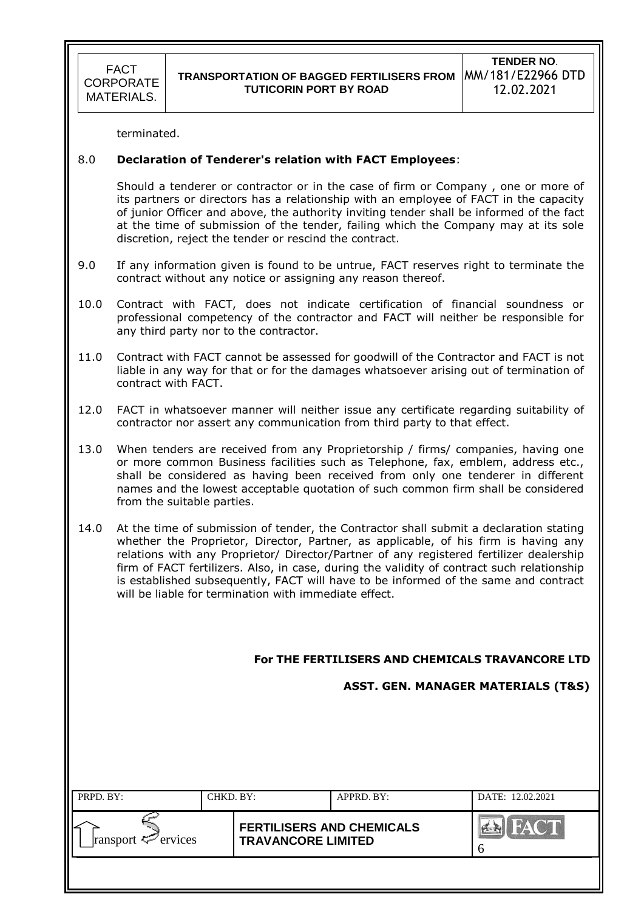terminated.

8.0 **Declaration of Tenderer's relation with FACT Employees**:

Should a tenderer or contractor or in the case of firm or Company , one or more of its partners or directors has a relationship with an employee of FACT in the capacity of junior Officer and above, the authority inviting tender shall be informed of the fact at the time of submission of the tender, failing which the Company may at its sole discretion, reject the tender or rescind the contract.

9.0 If any information given is found to be untrue, FACT reserves right to terminate the contract without any notice or assigning any reason thereof.

10.0 Contract with FACT, does not indicate certification of financial soundness or professional competency of the contractor and FACT will neither be responsible for any third party nor to the contractor.

11.0 Contract with FACT cannot be assessed for goodwill of the Contractor and FACT is not liable in any way for that or for the damages whatsoever arising out of termination of contract with FACT.

12.0 FACT in whatsoever manner will neither issue any certificate regarding suitability of contractor nor assert any communication from third party to that effect.

13.0 When tenders are received from any Proprietorship / firms/ companies, having one or more common Business facilities such as Telephone, fax, emblem, address etc., shall be considered as having been received from only one tenderer in different names and the lowest acceptable quotation of such common firm shall be considered from the suitable parties.

14.0 At the time of submission of tender, the Contractor shall submit a declaration stating whether the Proprietor, Director, Partner, as applicable, of his firm is having any relations with any Proprietor/ Director/Partner of any registered fertilizer dealership firm of FACT fertilizers. Also, in case, during the validity of contract such relationship is established subsequently, FACT will have to be informed of the same and contract will be liable for termination with immediate effect.

**For THE FERTILISERS AND CHEMICALS TRAVANCORE LTD**

**ASST. GEN. MANAGER MATERIALS (T&S)**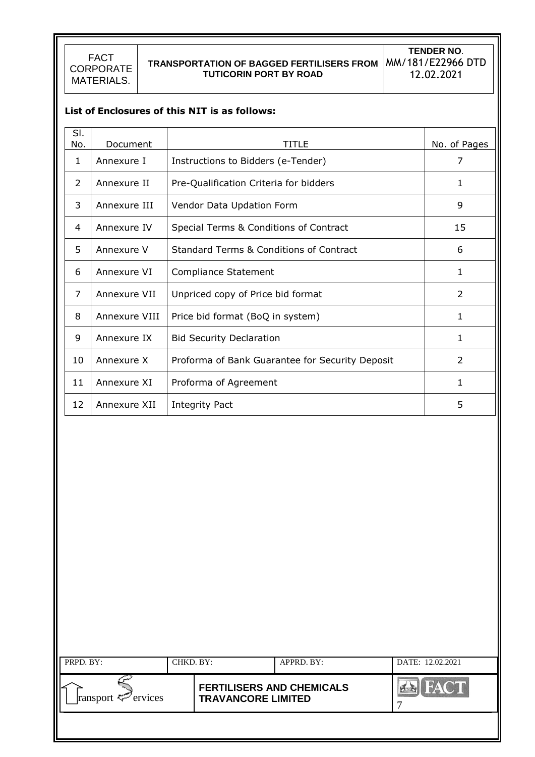**List of Enclosures of this NIT is as follows:**

| Sl. No. | Document | TITLE | No. of Pages |
|---|---|---|---|
| 1 | Annexure I | Instructions to Bidders (e-Tender) | 7 |
| 2 | Annexure II | Pre-Qualification Criteria for bidders | 1 |
| 3 | Annexure III | Vendor Data Updation Form | 9 |
| 4 | Annexure IV | Special Terms & Conditions of Contract | 15 |
| 5 | Annexure V | Standard Terms & Conditions of Contract | 6 |
| 6 | Annexure VI | Compliance Statement | 1 |
| 7 | Annexure VII | Unpriced copy of Price bid format | 2 |
| 8 | Annexure VIII | Price bid format (BoQ in system) | 1 |
| 9 | Annexure IX | Bid Security Declaration | 1 |
| 10 | Annexure X | Proforma of Bank Guarantee for Security Deposit | 2 |
| 11 | Annexure XI | Proforma of Agreement | 1 |
| 12 | Annexure XII | Integrity Pact | 5 |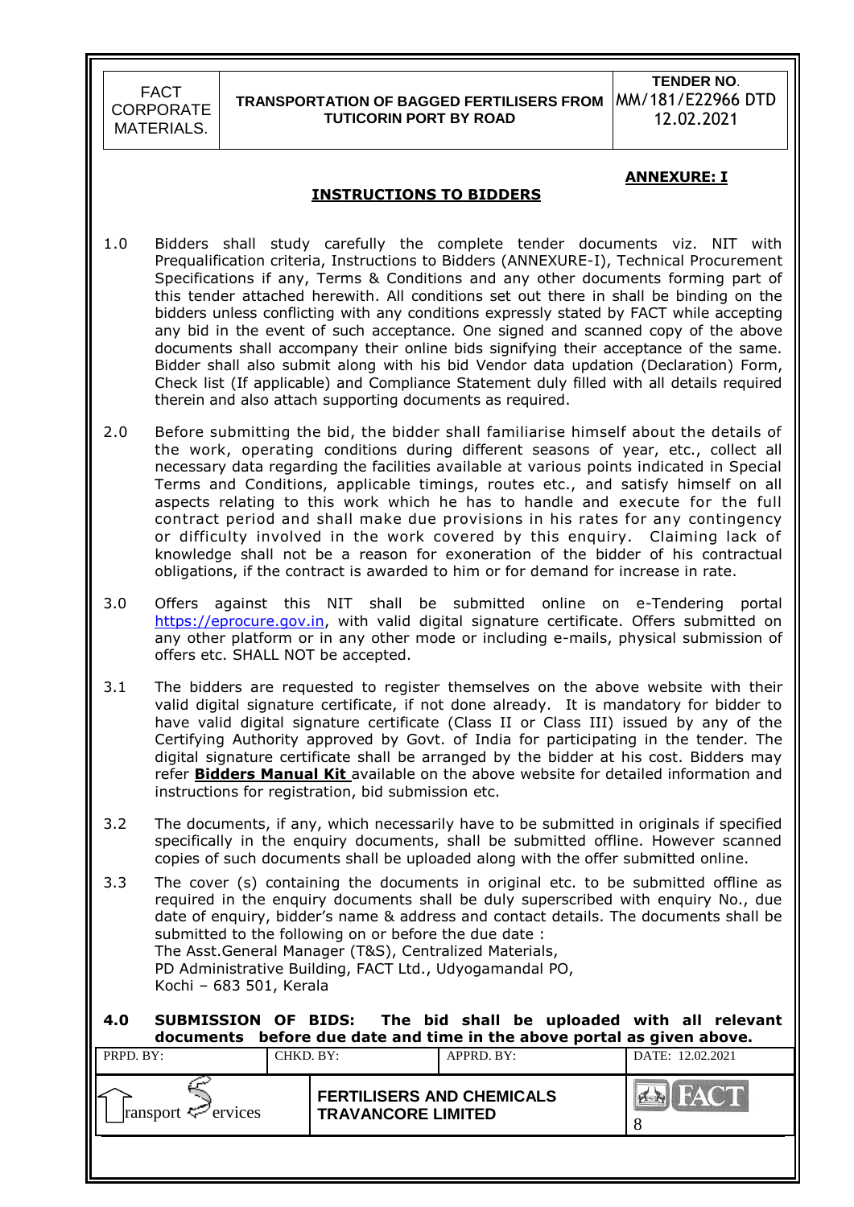**ANNEXURE: I**

## INSTRUCTIONS TO BIDDERS

1.0 Bidders shall study carefully the complete tender documents viz. NIT with Prequalification criteria, Instructions to Bidders (ANNEXURE-I), Technical Procurement Specifications if any, Terms & Conditions and any other documents forming part of this tender attached herewith. All conditions set out there in shall be binding on the bidders unless conflicting with any conditions expressly stated by FACT while accepting any bid in the event of such acceptance. One signed and scanned copy of the above documents shall accompany their online bids signifying their acceptance of the same. Bidder shall also submit along with his bid Vendor data updation (Declaration) Form, Check list (If applicable) and Compliance Statement duly filled with all details required therein and also attach supporting documents as required.

2.0 Before submitting the bid, the bidder shall familiarise himself about the details of the work, operating conditions during different seasons of year, etc., collect all necessary data regarding the facilities available at various points indicated in Special Terms and Conditions, applicable timings, routes etc., and satisfy himself on all aspects relating to this work which he has to handle and execute for the full contract period and shall make due provisions in his rates for any contingency or difficulty involved in the work covered by this enquiry. Claiming lack of knowledge shall not be a reason for exoneration of the bidder of his contractual obligations, if the contract is awarded to him or for demand for increase in rate.

3.0 Offers against this NIT shall be submitted online on e-Tendering portal https://eprocure.gov.in, with valid digital signature certificate. Offers submitted on any other platform or in any other mode or including e-mails, physical submission of offers etc. SHALL NOT be accepted.

3.1 The bidders are requested to register themselves on the above website with their valid digital signature certificate, if not done already. It is mandatory for bidder to have valid digital signature certificate (Class II or Class III) issued by any of the Certifying Authority approved by Govt. of India for participating in the tender. The digital signature certificate shall be arranged by the bidder at his cost. Bidders may refer **Bidders Manual Kit** available on the above website for detailed information and instructions for registration, bid submission etc.

3.2 The documents, if any, which necessarily have to be submitted in originals if specified specifically in the enquiry documents, shall be submitted offline. However scanned copies of such documents shall be uploaded along with the offer submitted online.

3.3 The cover (s) containing the documents in original etc. to be submitted offline as required in the enquiry documents shall be duly superscribed with enquiry No., due date of enquiry, bidder's name & address and contact details. The documents shall be submitted to the following on or before the due date :
The Asst.General Manager (T&S), Centralized Materials,
PD Administrative Building, FACT Ltd., Udyogamandal PO,
Kochi – 683 501, Kerala

**4.0 SUBMISSION OF BIDS: The bid shall be uploaded with all relevant documents before due date and time in the above portal as given above.**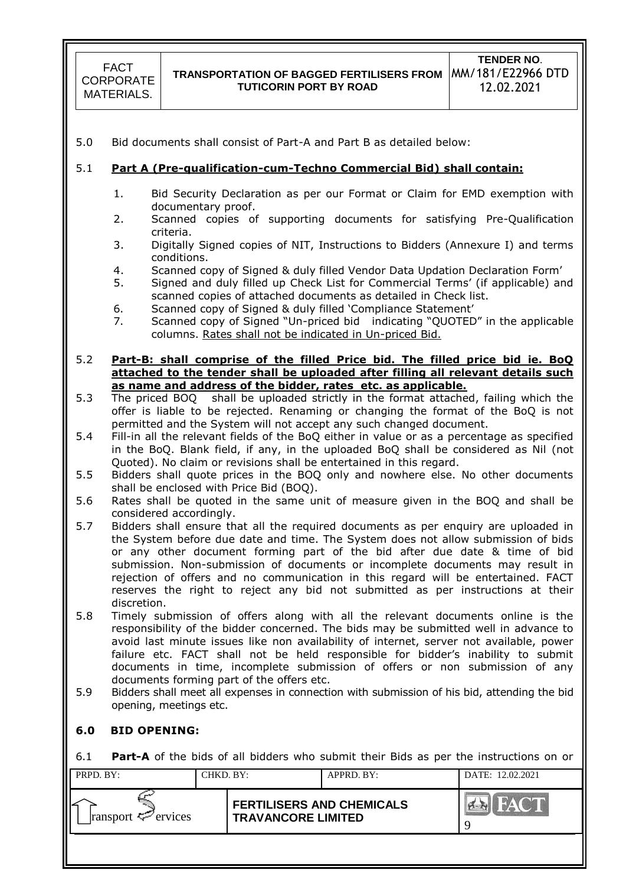5.0 Bid documents shall consist of Part-A and Part B as detailed below:

5.1 **Part A (Pre-qualification-cum-Techno Commercial Bid) shall contain:**

1. Bid Security Declaration as per our Format or Claim for EMD exemption with documentary proof.
2. Scanned copies of supporting documents for satisfying Pre-Qualification criteria.
3. Digitally Signed copies of NIT, Instructions to Bidders (Annexure I) and terms conditions.
4. Scanned copy of Signed & duly filled Vendor Data Updation Declaration Form'
5. Signed and duly filled up Check List for Commercial Terms' (if applicable) and scanned copies of attached documents as detailed in Check list.
6. Scanned copy of Signed & duly filled 'Compliance Statement'
7. Scanned copy of Signed "Un-priced bid indicating "QUOTED" in the applicable columns. Rates shall not be indicated in Un-priced Bid.

5.2 **Part-B: shall comprise of the filled Price bid. The filled price bid ie. BoQ attached to the tender shall be uploaded after filling all relevant details such as name and address of the bidder, rates etc. as applicable.**

5.3 The priced BOQ shall be uploaded strictly in the format attached, failing which the offer is liable to be rejected. Renaming or changing the format of the BoQ is not permitted and the System will not accept any such changed document.

5.4 Fill-in all the relevant fields of the BoQ either in value or as a percentage as specified in the BoQ. Blank field, if any, in the uploaded BoQ shall be considered as Nil (not Quoted). No claim or revisions shall be entertained in this regard.

5.5 Bidders shall quote prices in the BOQ only and nowhere else. No other documents shall be enclosed with Price Bid (BOQ).

5.6 Rates shall be quoted in the same unit of measure given in the BOQ and shall be considered accordingly.

5.7 Bidders shall ensure that all the required documents as per enquiry are uploaded in the System before due date and time. The System does not allow submission of bids or any other document forming part of the bid after due date & time of bid submission. Non-submission of documents or incomplete documents may result in rejection of offers and no communication in this regard will be entertained. FACT reserves the right to reject any bid not submitted as per instructions at their discretion.

5.8 Timely submission of offers along with all the relevant documents online is the responsibility of the bidder concerned. The bids may be submitted well in advance to avoid last minute issues like non availability of internet, server not available, power failure etc. FACT shall not be held responsible for bidder's inability to submit documents in time, incomplete submission of offers or non submission of any documents forming part of the offers etc.

5.9 Bidders shall meet all expenses in connection with submission of his bid, attending the bid opening, meetings etc.

## 6.0 BID OPENING:

6.1 **Part-A** of the bids of all bidders who submit their Bids as per the instructions on or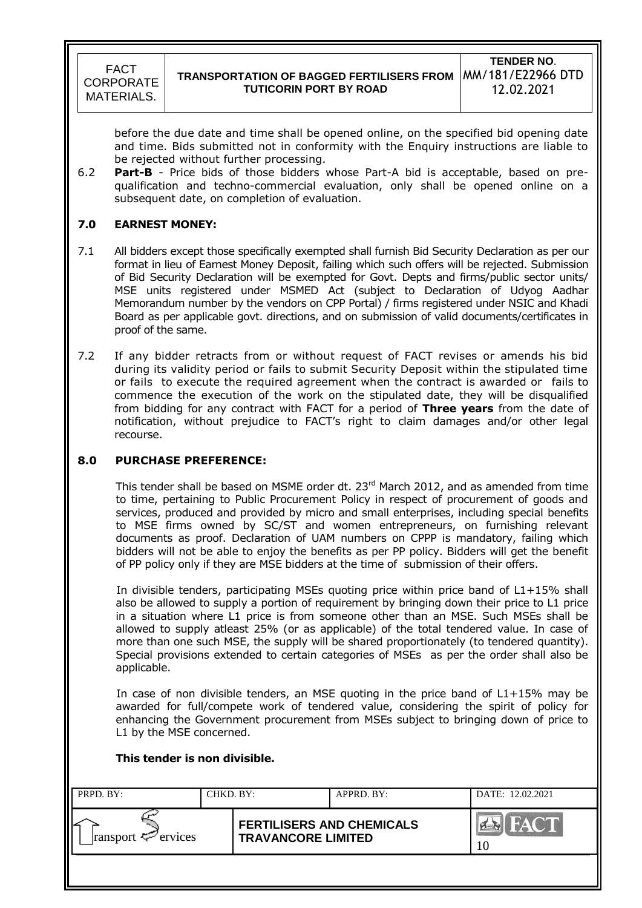before the due date and time shall be opened online, on the specified bid opening date and time. Bids submitted not in conformity with the Enquiry instructions are liable to be rejected without further processing.

6.2 **Part-B** - Price bids of those bidders whose Part-A bid is acceptable, based on pre-qualification and techno-commercial evaluation, only shall be opened online on a subsequent date, on completion of evaluation.

## 7.0 EARNEST MONEY:

7.1 All bidders except those specifically exempted shall furnish Bid Security Declaration as per our format in lieu of Earnest Money Deposit, failing which such offers will be rejected. Submission of Bid Security Declaration will be exempted for Govt. Depts and firms/public sector units/ MSE units registered under MSMED Act (subject to Declaration of Udyog Aadhar Memorandum number by the vendors on CPP Portal) / firms registered under NSIC and Khadi Board as per applicable govt. directions, and on submission of valid documents/certificates in proof of the same.

7.2 If any bidder retracts from or without request of FACT revises or amends his bid during its validity period or fails to submit Security Deposit within the stipulated time or fails to execute the required agreement when the contract is awarded or fails to commence the execution of the work on the stipulated date, they will be disqualified from bidding for any contract with FACT for a period of **Three years** from the date of notification, without prejudice to FACT's right to claim damages and/or other legal recourse.

## 8.0 PURCHASE PREFERENCE:

This tender shall be based on MSME order dt. 23rd March 2012, and as amended from time to time, pertaining to Public Procurement Policy in respect of procurement of goods and services, produced and provided by micro and small enterprises, including special benefits to MSE firms owned by SC/ST and women entrepreneurs, on furnishing relevant documents as proof. Declaration of UAM numbers on CPPP is mandatory, failing which bidders will not be able to enjoy the benefits as per PP policy. Bidders will get the benefit of PP policy only if they are MSE bidders at the time of submission of their offers.

In divisible tenders, participating MSEs quoting price within price band of L1+15% shall also be allowed to supply a portion of requirement by bringing down their price to L1 price in a situation where L1 price is from someone other than an MSE. Such MSEs shall be allowed to supply atleast 25% (or as applicable) of the total tendered value. In case of more than one such MSE, the supply will be shared proportionately (to tendered quantity). Special provisions extended to certain categories of MSEs as per the order shall also be applicable.

In case of non divisible tenders, an MSE quoting in the price band of L1+15% may be awarded for full/compete work of tendered value, considering the spirit of policy for enhancing the Government procurement from MSEs subject to bringing down of price to L1 by the MSE concerned.

**This tender is non divisible.**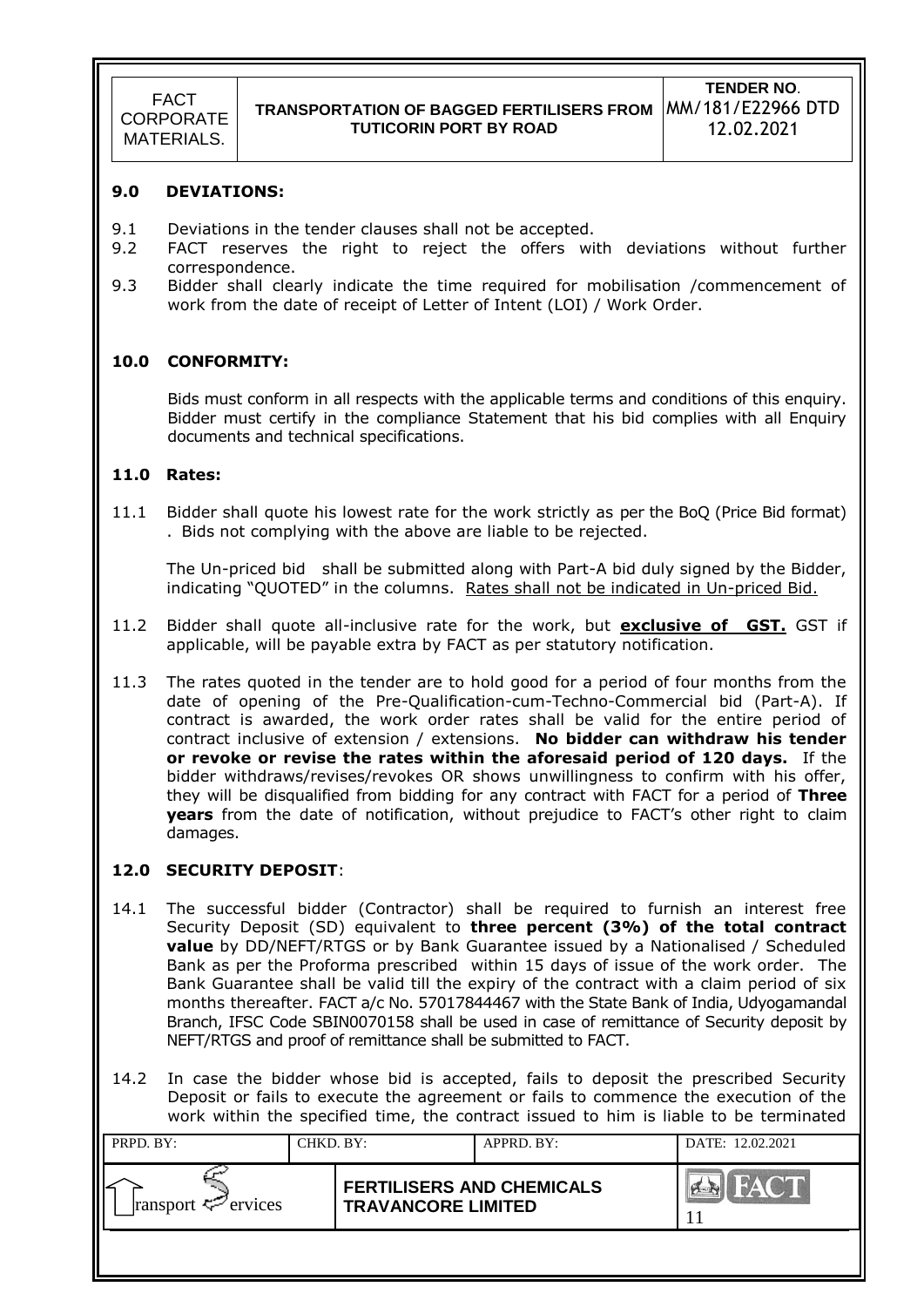## 9.0 DEVIATIONS:

9.1 Deviations in the tender clauses shall not be accepted.

9.2 FACT reserves the right to reject the offers with deviations without further correspondence.

9.3 Bidder shall clearly indicate the time required for mobilisation /commencement of work from the date of receipt of Letter of Intent (LOI) / Work Order.

## 10.0 CONFORMITY:

Bids must conform in all respects with the applicable terms and conditions of this enquiry. Bidder must certify in the compliance Statement that his bid complies with all Enquiry documents and technical specifications.

## 11.0 Rates:

11.1 Bidder shall quote his lowest rate for the work strictly as per the BoQ (Price Bid format) . Bids not complying with the above are liable to be rejected.

The Un-priced bid shall be submitted along with Part-A bid duly signed by the Bidder, indicating "QUOTED" in the columns. Rates shall not be indicated in Un-priced Bid.

11.2 Bidder shall quote all-inclusive rate for the work, but **exclusive of GST.** GST if applicable, will be payable extra by FACT as per statutory notification.

11.3 The rates quoted in the tender are to hold good for a period of four months from the date of opening of the Pre-Qualification-cum-Techno-Commercial bid (Part-A). If contract is awarded, the work order rates shall be valid for the entire period of contract inclusive of extension / extensions. **No bidder can withdraw his tender or revoke or revise the rates within the aforesaid period of 120 days.** If the bidder withdraws/revises/revokes OR shows unwillingness to confirm with his offer, they will be disqualified from bidding for any contract with FACT for a period of **Three years** from the date of notification, without prejudice to FACT's other right to claim damages.

## 12.0 SECURITY DEPOSIT:

14.1 The successful bidder (Contractor) shall be required to furnish an interest free Security Deposit (SD) equivalent to **three percent (3%) of the total contract value** by DD/NEFT/RTGS or by Bank Guarantee issued by a Nationalised / Scheduled Bank as per the Proforma prescribed within 15 days of issue of the work order. The Bank Guarantee shall be valid till the expiry of the contract with a claim period of six months thereafter. FACT a/c No. 57017844467 with the State Bank of India, Udyogamandal Branch, IFSC Code SBIN0070158 shall be used in case of remittance of Security deposit by NEFT/RTGS and proof of remittance shall be submitted to FACT.

14.2 In case the bidder whose bid is accepted, fails to deposit the prescribed Security Deposit or fails to execute the agreement or fails to commence the execution of the work within the specified time, the contract issued to him is liable to be terminated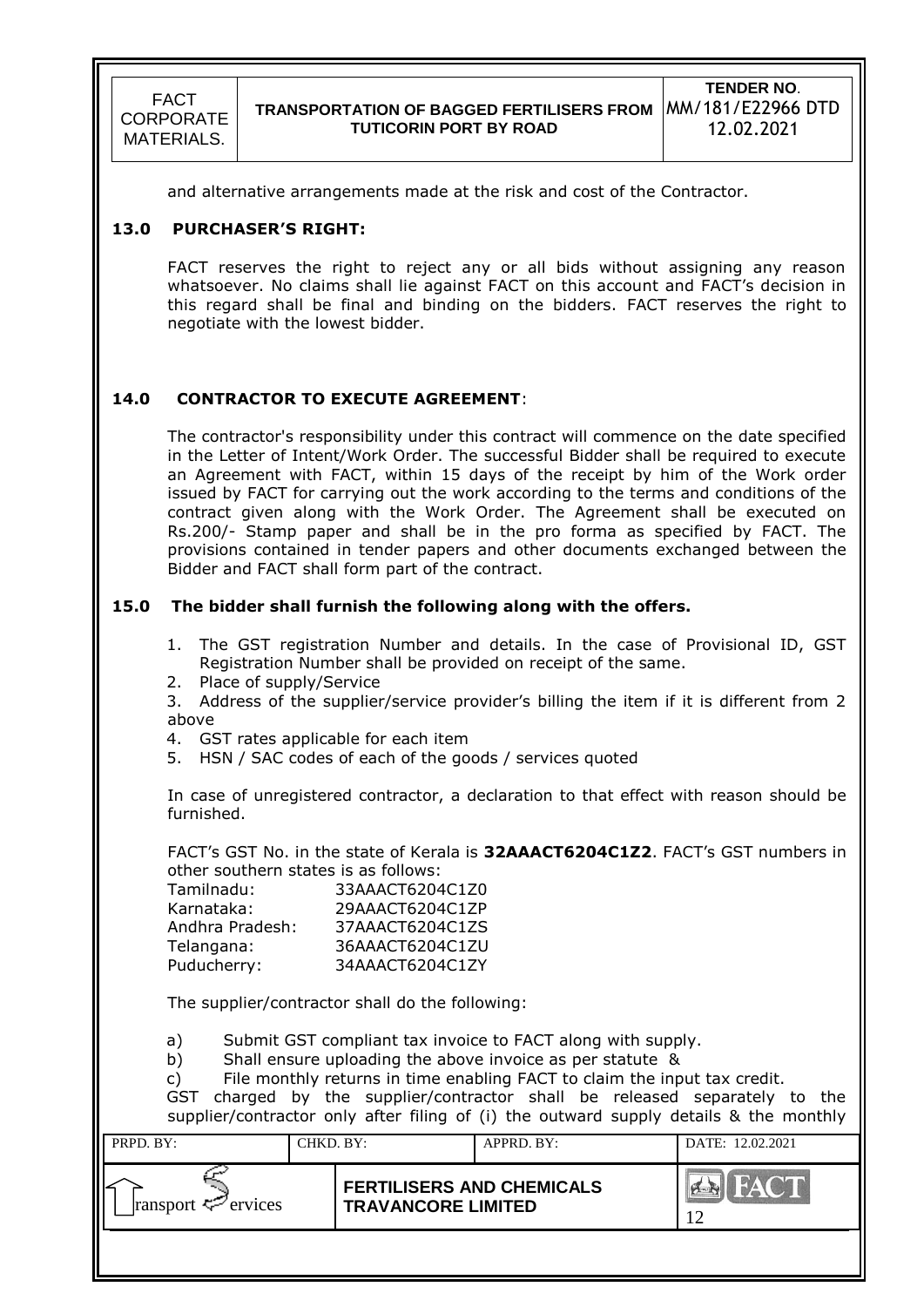and alternative arrangements made at the risk and cost of the Contractor.

## 13.0 PURCHASER'S RIGHT:

FACT reserves the right to reject any or all bids without assigning any reason whatsoever. No claims shall lie against FACT on this account and FACT's decision in this regard shall be final and binding on the bidders. FACT reserves the right to negotiate with the lowest bidder.

## 14.0 CONTRACTOR TO EXECUTE AGREEMENT:

The contractor's responsibility under this contract will commence on the date specified in the Letter of Intent/Work Order. The successful Bidder shall be required to execute an Agreement with FACT, within 15 days of the receipt by him of the Work order issued by FACT for carrying out the work according to the terms and conditions of the contract given along with the Work Order. The Agreement shall be executed on Rs.200/- Stamp paper and shall be in the pro forma as specified by FACT. The provisions contained in tender papers and other documents exchanged between the Bidder and FACT shall form part of the contract.

## 15.0 The bidder shall furnish the following along with the offers.

1. The GST registration Number and details. In the case of Provisional ID, GST Registration Number shall be provided on receipt of the same.
2. Place of supply/Service
3. Address of the supplier/service provider's billing the item if it is different from 2 above
4. GST rates applicable for each item
5. HSN / SAC codes of each of the goods / services quoted

In case of unregistered contractor, a declaration to that effect with reason should be furnished.

FACT's GST No. in the state of Kerala is **32AAACT6204C1Z2**. FACT's GST numbers in other southern states is as follows:

| | |
|---|---|
| Tamilnadu: | 33AAACT6204C1Z0 |
| Karnataka: | 29AAACT6204C1ZP |
| Andhra Pradesh: | 37AAACT6204C1ZS |
| Telangana: | 36AAACT6204C1ZU |
| Puducherry: | 34AAACT6204C1ZY |

The supplier/contractor shall do the following:

a) Submit GST compliant tax invoice to FACT along with supply.
b) Shall ensure uploading the above invoice as per statute &
c) File monthly returns in time enabling FACT to claim the input tax credit.

GST charged by the supplier/contractor shall be released separately to the supplier/contractor only after filing of (i) the outward supply details & the monthly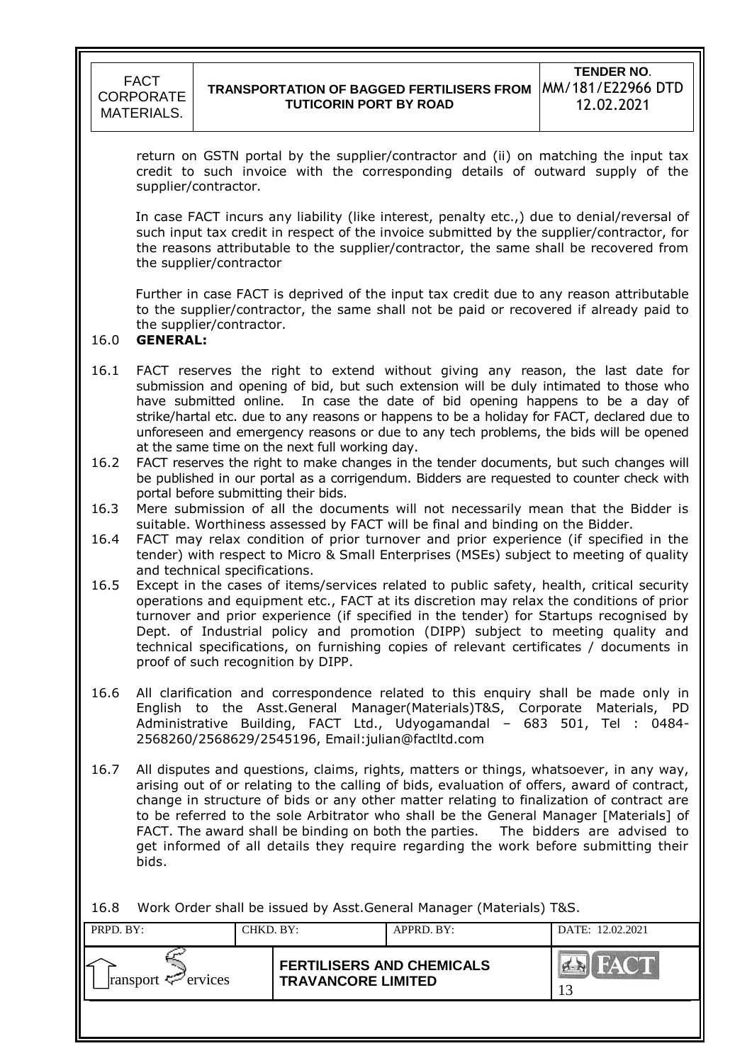return on GSTN portal by the supplier/contractor and (ii) on matching the input tax credit to such invoice with the corresponding details of outward supply of the supplier/contractor.

In case FACT incurs any liability (like interest, penalty etc.,) due to denial/reversal of such input tax credit in respect of the invoice submitted by the supplier/contractor, for the reasons attributable to the supplier/contractor, the same shall be recovered from the supplier/contractor

Further in case FACT is deprived of the input tax credit due to any reason attributable to the supplier/contractor, the same shall not be paid or recovered if already paid to the supplier/contractor.

16.0 **GENERAL:**

16.1 FACT reserves the right to extend without giving any reason, the last date for submission and opening of bid, but such extension will be duly intimated to those who have submitted online. In case the date of bid opening happens to be a day of strike/hartal etc. due to any reasons or happens to be a holiday for FACT, declared due to unforeseen and emergency reasons or due to any tech problems, the bids will be opened at the same time on the next full working day.

16.2 FACT reserves the right to make changes in the tender documents, but such changes will be published in our portal as a corrigendum. Bidders are requested to counter check with portal before submitting their bids.

16.3 Mere submission of all the documents will not necessarily mean that the Bidder is suitable. Worthiness assessed by FACT will be final and binding on the Bidder.

16.4 FACT may relax condition of prior turnover and prior experience (if specified in the tender) with respect to Micro & Small Enterprises (MSEs) subject to meeting of quality and technical specifications.

16.5 Except in the cases of items/services related to public safety, health, critical security operations and equipment etc., FACT at its discretion may relax the conditions of prior turnover and prior experience (if specified in the tender) for Startups recognised by Dept. of Industrial policy and promotion (DIPP) subject to meeting quality and technical specifications, on furnishing copies of relevant certificates / documents in proof of such recognition by DIPP.

16.6 All clarification and correspondence related to this enquiry shall be made only in English to the Asst.General Manager(Materials)T&S, Corporate Materials, PD Administrative Building, FACT Ltd., Udyogamandal – 683 501, Tel : 0484-2568260/2568629/2545196, Email:julian@factltd.com

16.7 All disputes and questions, claims, rights, matters or things, whatsoever, in any way, arising out of or relating to the calling of bids, evaluation of offers, award of contract, change in structure of bids or any other matter relating to finalization of contract are to be referred to the sole Arbitrator who shall be the General Manager [Materials] of FACT. The award shall be binding on both the parties. The bidders are advised to get informed of all details they require regarding the work before submitting their bids.

16.8 Work Order shall be issued by Asst.General Manager (Materials) T&S.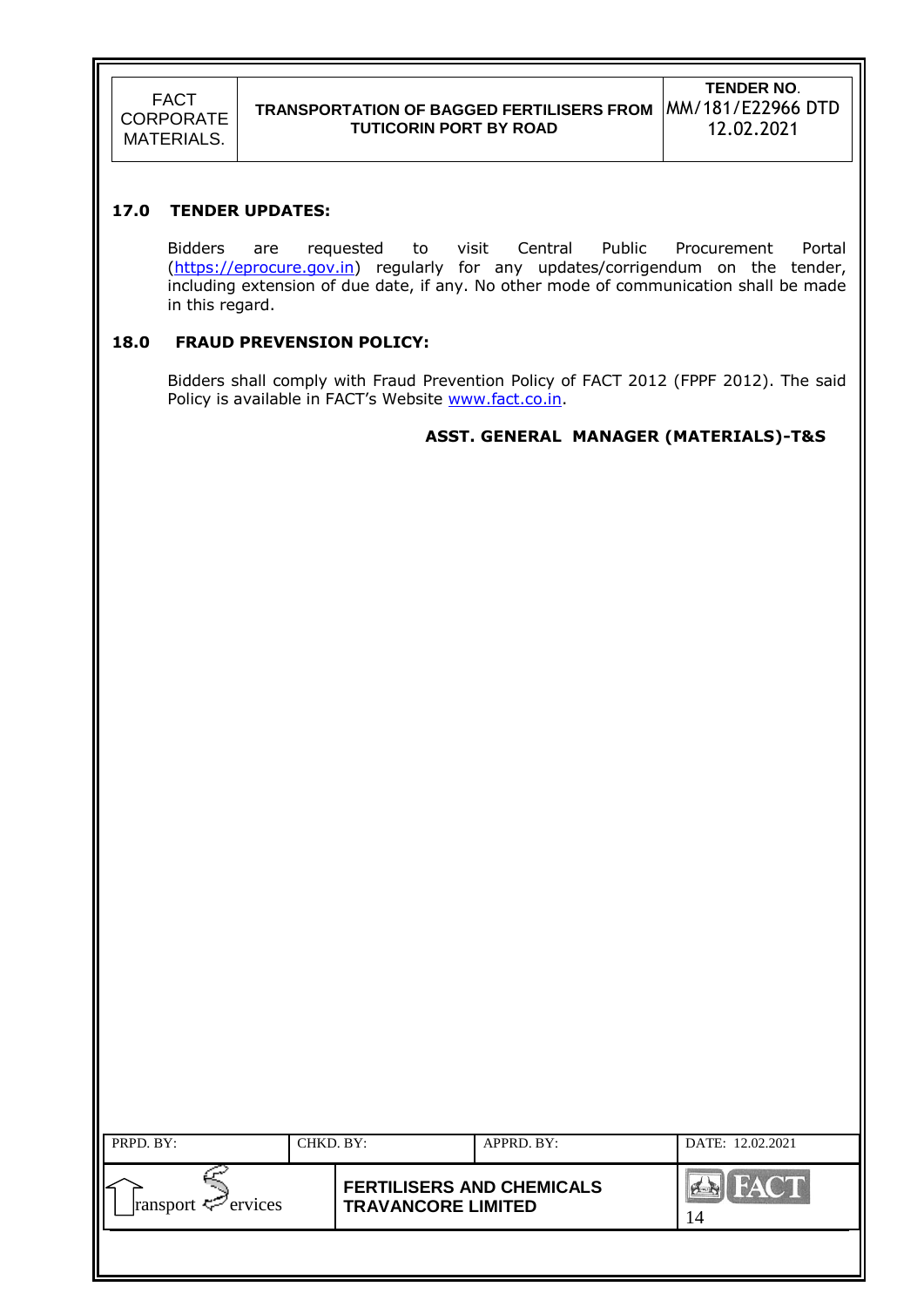## 17.0 TENDER UPDATES:

Bidders are requested to visit Central Public Procurement Portal (https://eprocure.gov.in) regularly for any updates/corrigendum on the tender, including extension of due date, if any. No other mode of communication shall be made in this regard.

## 18.0 FRAUD PREVENSION POLICY:

Bidders shall comply with Fraud Prevention Policy of FACT 2012 (FPPF 2012). The said Policy is available in FACT's Website www.fact.co.in.

**ASST. GENERAL MANAGER (MATERIALS)-T&S**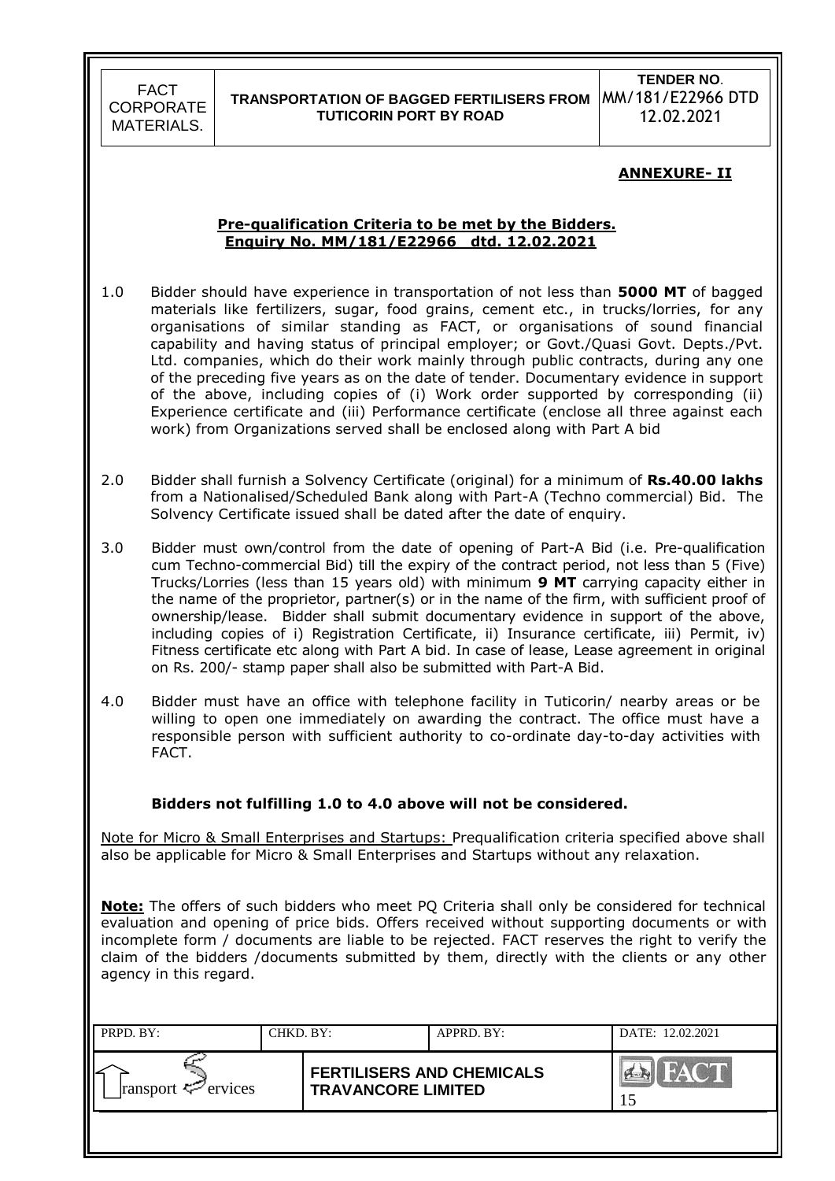**ANNEXURE- II**

**Pre-qualification Criteria to be met by the Bidders.**
**Enquiry No. MM/181/E22966 dtd. 12.02.2021**

1.0 Bidder should have experience in transportation of not less than **5000 MT** of bagged materials like fertilizers, sugar, food grains, cement etc., in trucks/lorries, for any organisations of similar standing as FACT, or organisations of sound financial capability and having status of principal employer; or Govt./Quasi Govt. Depts./Pvt. Ltd. companies, which do their work mainly through public contracts, during any one of the preceding five years as on the date of tender. Documentary evidence in support of the above, including copies of (i) Work order supported by corresponding (ii) Experience certificate and (iii) Performance certificate (enclose all three against each work) from Organizations served shall be enclosed along with Part A bid

2.0 Bidder shall furnish a Solvency Certificate (original) for a minimum of **Rs.40.00 lakhs** from a Nationalised/Scheduled Bank along with Part-A (Techno commercial) Bid. The Solvency Certificate issued shall be dated after the date of enquiry.

3.0 Bidder must own/control from the date of opening of Part-A Bid (i.e. Pre-qualification cum Techno-commercial Bid) till the expiry of the contract period, not less than 5 (Five) Trucks/Lorries (less than 15 years old) with minimum **9 MT** carrying capacity either in the name of the proprietor, partner(s) or in the name of the firm, with sufficient proof of ownership/lease. Bidder shall submit documentary evidence in support of the above, including copies of i) Registration Certificate, ii) Insurance certificate, iii) Permit, iv) Fitness certificate etc along with Part A bid. In case of lease, Lease agreement in original on Rs. 200/- stamp paper shall also be submitted with Part-A Bid.

4.0 Bidder must have an office with telephone facility in Tuticorin/ nearby areas or be willing to open one immediately on awarding the contract. The office must have a responsible person with sufficient authority to co-ordinate day-to-day activities with FACT.

**Bidders not fulfilling 1.0 to 4.0 above will not be considered.**

Note for Micro & Small Enterprises and Startups: Prequalification criteria specified above shall also be applicable for Micro & Small Enterprises and Startups without any relaxation.

**Note:** The offers of such bidders who meet PQ Criteria shall only be considered for technical evaluation and opening of price bids. Offers received without supporting documents or with incomplete form / documents are liable to be rejected. FACT reserves the right to verify the claim of the bidders /documents submitted by them, directly with the clients or any other agency in this regard.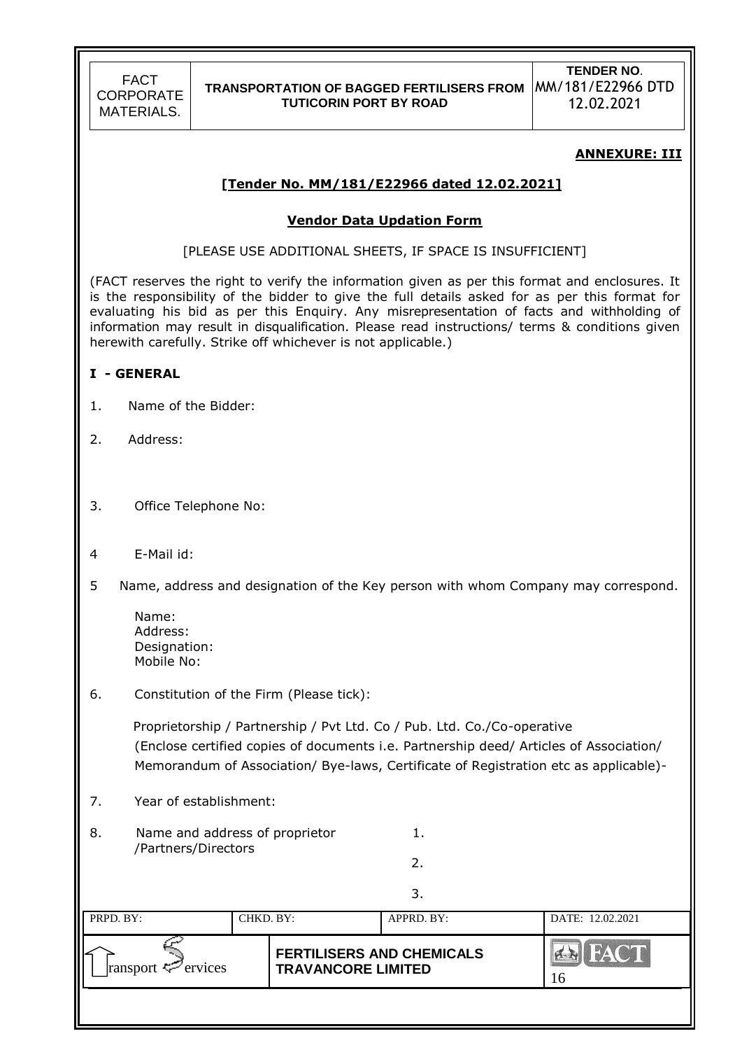**ANNEXURE: III**

**[Tender No. MM/181/E22966 dated 12.02.2021]**

**Vendor Data Updation Form**

[PLEASE USE ADDITIONAL SHEETS, IF SPACE IS INSUFFICIENT]

(FACT reserves the right to verify the information given as per this format and enclosures. It is the responsibility of the bidder to give the full details asked for as per this format for evaluating his bid as per this Enquiry. Any misrepresentation of facts and withholding of information may result in disqualification. Please read instructions/ terms & conditions given herewith carefully. Strike off whichever is not applicable.)

**I - GENERAL**

1. Name of the Bidder:

2. Address:

3. Office Telephone No:

4 E-Mail id:

5 Name, address and designation of the Key person with whom Company may correspond.

   Name:
   Address:
   Designation:
   Mobile No:

6. Constitution of the Firm (Please tick):

   Proprietorship / Partnership / Pvt Ltd. Co / Pub. Ltd. Co./Co-operative
   (Enclose certified copies of documents i.e. Partnership deed/ Articles of Association/ Memorandum of Association/ Bye-laws, Certificate of Registration etc as applicable)-

7. Year of establishment:

8. Name and address of proprietor /Partners/Directors
   1.
   2.
   3.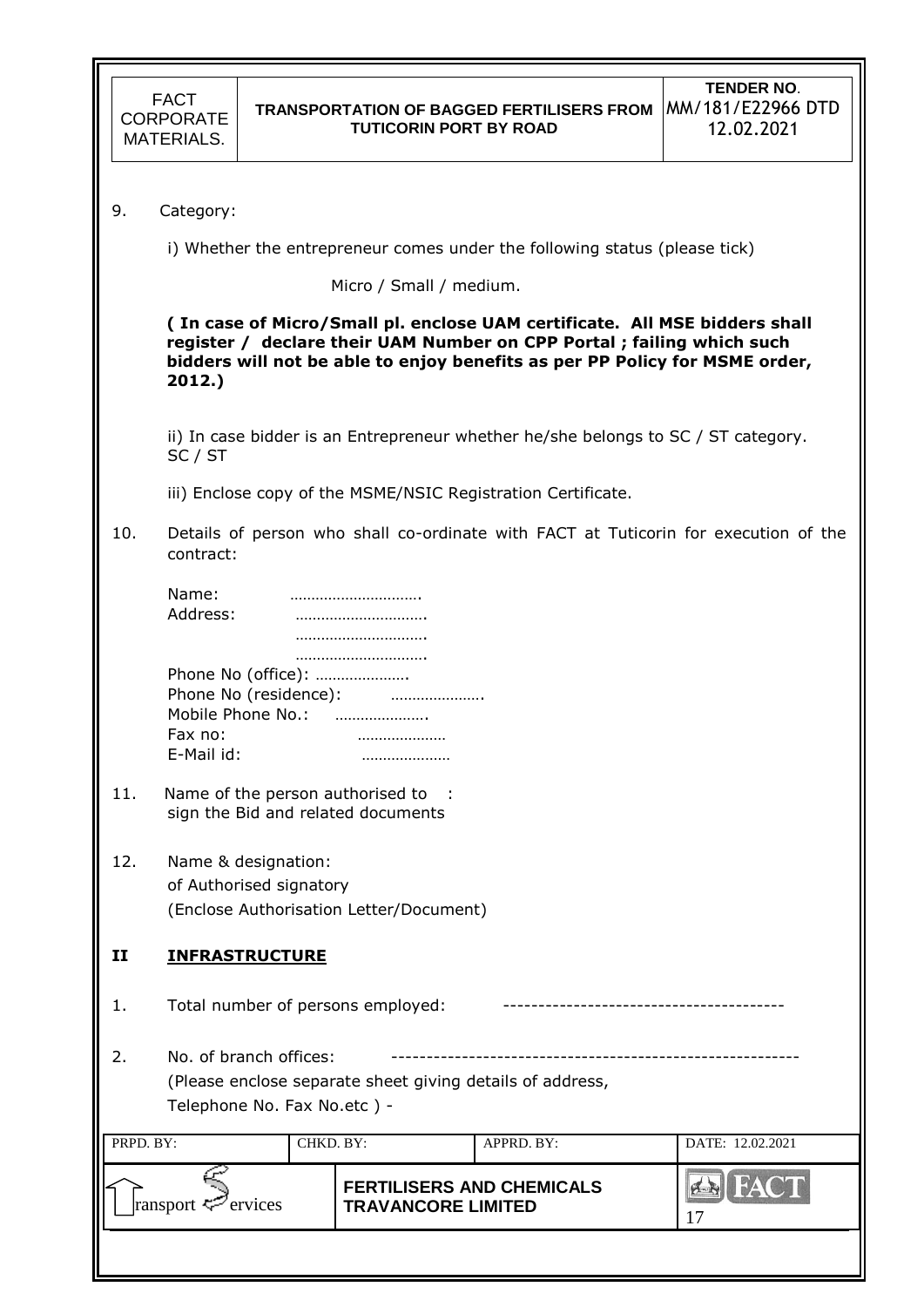9. Category:

   i) Whether the entrepreneur comes under the following status (please tick)

   Micro / Small / medium.

   **( In case of Micro/Small pl. enclose UAM certificate. All MSE bidders shall register / declare their UAM Number on CPP Portal ; failing which such bidders will not be able to enjoy benefits as per PP Policy for MSME order, 2012.)**

   ii) In case bidder is an Entrepreneur whether he/she belongs to SC / ST category. SC / ST

   iii) Enclose copy of the MSME/NSIC Registration Certificate.

10. Details of person who shall co-ordinate with FACT at Tuticorin for execution of the contract:

    Name: ………………………….
    Address: ………………………….
    ………………………….
    ………………………….
    Phone No (office): ………………….
    Phone No (residence): ………………….
    Mobile Phone No.: ………………….
    Fax no: …………………
    E-Mail id: …………………

11. Name of the person authorised to sign the Bid and related documents :

12. Name & designation: of Authorised signatory (Enclose Authorisation Letter/Document)

## II **INFRASTRUCTURE**

1. Total number of persons employed: ---------------------------------------

2. No. of branch offices: --------------------------------------------------------
   (Please enclose separate sheet giving details of address, Telephone No. Fax No.etc ) -

| PRPD. BY: | CHKD. BY: | APPRD. BY: | DATE: 12.02.2021 |
|---|---|---|---|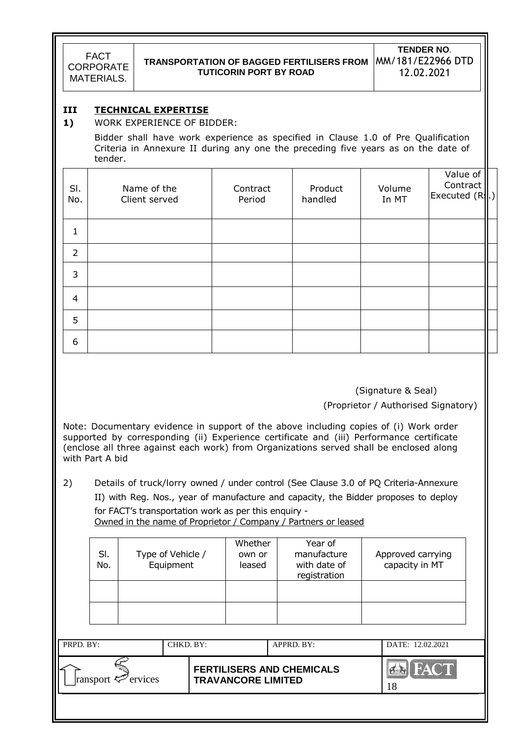## III TECHNICAL EXPERTISE

**1)** WORK EXPERIENCE OF BIDDER:

Bidder shall have work experience as specified in Clause 1.0 of Pre Qualification Criteria in Annexure II during any one the preceding five years as on the date of tender.

| Sl. No. | Name of the Client served | Contract Period | Product handled | Volume In MT | Value of Contract Executed (Rs.) |
|---|---|---|---|---|---|
| 1 | | | | | |
| 2 | | | | | |
| 3 | | | | | |
| 4 | | | | | |
| 5 | | | | | |
| 6 | | | | | |

(Signature & Seal)

(Proprietor / Authorised Signatory)

Note: Documentary evidence in support of the above including copies of (i) Work order supported by corresponding (ii) Experience certificate and (iii) Performance certificate (enclose all three against each work) from Organizations served shall be enclosed along with Part A bid

2) Details of truck/lorry owned / under control (See Clause 3.0 of PQ Criteria-Annexure II) with Reg. Nos., year of manufacture and capacity, the Bidder proposes to deploy for FACT's transportation work as per this enquiry -
Owned in the name of Proprietor / Company / Partners or leased

| Sl. No. | Type of Vehicle / Equipment | Whether own or leased | Year of manufacture with date of registration | Approved carrying capacity in MT |
|---|---|---|---|---|
| | | | | |
| | | | | |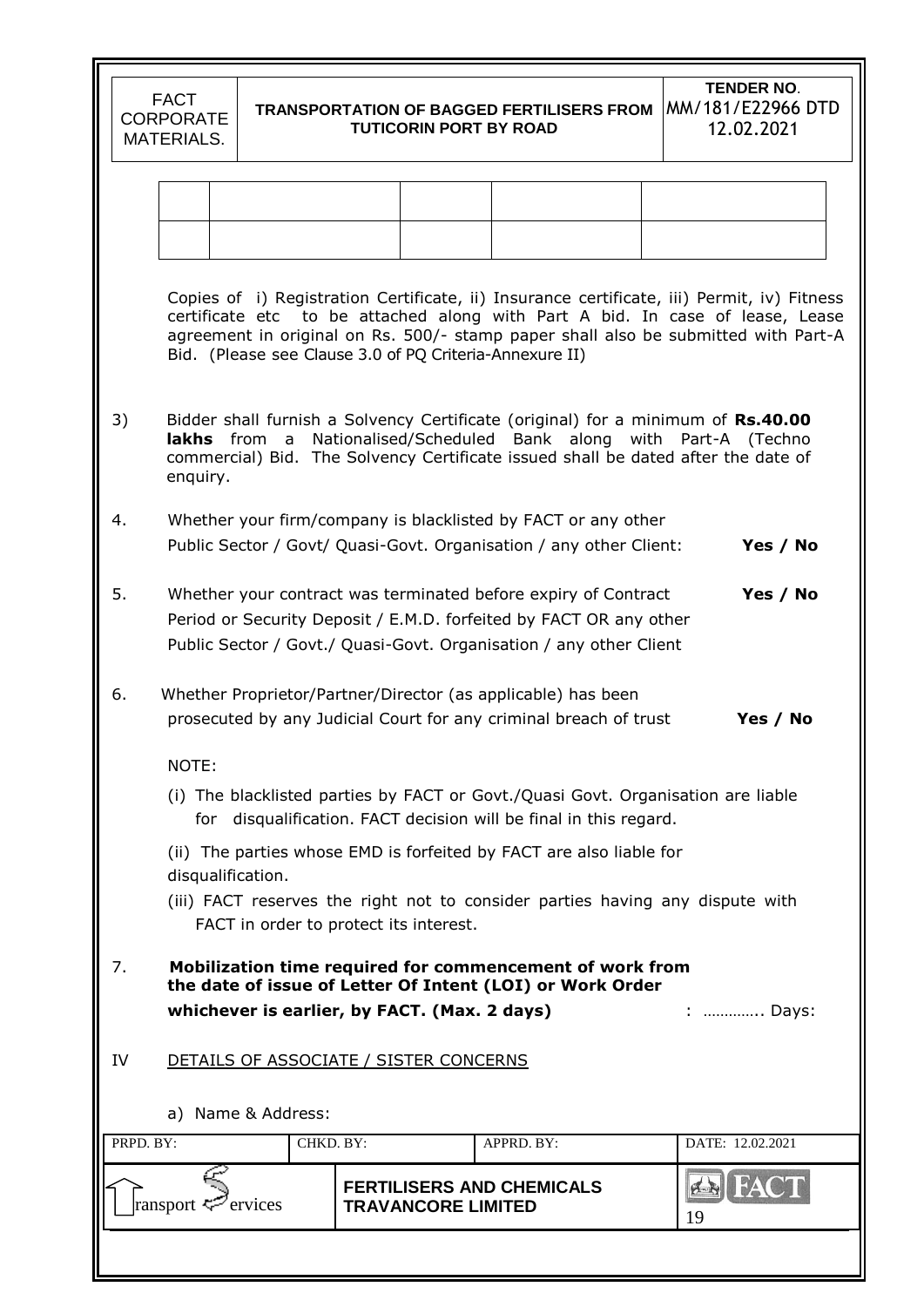| | | | | |
|---|---|---|---|---|
| | | | | |
| | | | | |

Copies of i) Registration Certificate, ii) Insurance certificate, iii) Permit, iv) Fitness certificate etc to be attached along with Part A bid. In case of lease, Lease agreement in original on Rs. 500/- stamp paper shall also be submitted with Part-A Bid. (Please see Clause 3.0 of PQ Criteria-Annexure II)

3) Bidder shall furnish a Solvency Certificate (original) for a minimum of **Rs.40.00 lakhs** from a Nationalised/Scheduled Bank along with Part-A (Techno commercial) Bid. The Solvency Certificate issued shall be dated after the date of enquiry.

4. Whether your firm/company is blacklisted by FACT or any other Public Sector / Govt/ Quasi-Govt. Organisation / any other Client: **Yes / No**

5. Whether your contract was terminated before expiry of Contract Period or Security Deposit / E.M.D. forfeited by FACT OR any other Public Sector / Govt./ Quasi-Govt. Organisation / any other Client **Yes / No**

6. Whether Proprietor/Partner/Director (as applicable) has been prosecuted by any Judicial Court for any criminal breach of trust **Yes / No**

NOTE:

(i) The blacklisted parties by FACT or Govt./Quasi Govt. Organisation are liable for disqualification. FACT decision will be final in this regard.

(ii) The parties whose EMD is forfeited by FACT are also liable for disqualification.

(iii) FACT reserves the right not to consider parties having any dispute with FACT in order to protect its interest.

7. **Mobilization time required for commencement of work from the date of issue of Letter Of Intent (LOI) or Work Order whichever is earlier, by FACT. (Max. 2 days)** : ………….. Days:

IV DETAILS OF ASSOCIATE / SISTER CONCERNS

a) Name & Address: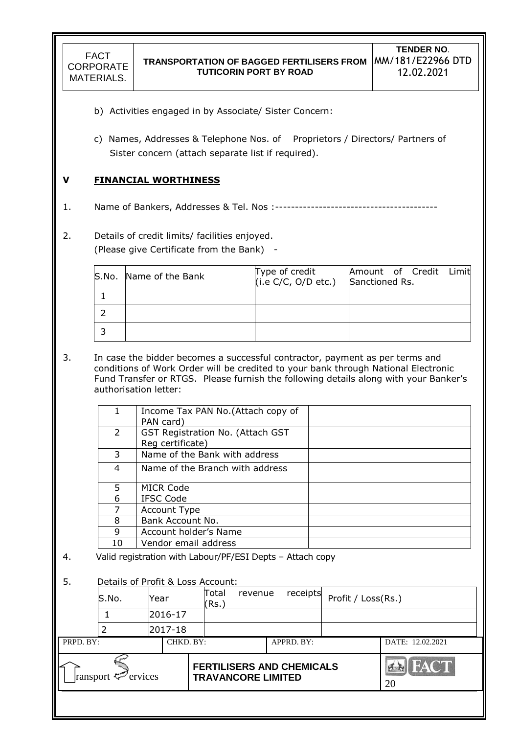b) Activities engaged in by Associate/ Sister Concern:

c) Names, Addresses & Telephone Nos. of Proprietors / Directors/ Partners of Sister concern (attach separate list if required).

## V FINANCIAL WORTHINESS

1. Name of Bankers, Addresses & Tel. Nos :----------------------------------------

2. Details of credit limits/ facilities enjoyed.
   (Please give Certificate from the Bank) -

| S.No. | Name of the Bank | Type of credit (i.e C/C, O/D etc.) | Amount of Credit Limit Sanctioned Rs. |
|---|---|---|---|
| 1 | | | |
| 2 | | | |
| 3 | | | |

3. In case the bidder becomes a successful contractor, payment as per terms and conditions of Work Order will be credited to your bank through National Electronic Fund Transfer or RTGS. Please furnish the following details along with your Banker's authorisation letter:

| | | |
|---|---|---|
| 1 | Income Tax PAN No.(Attach copy of PAN card) | |
| 2 | GST Registration No. (Attach GST Reg certificate) | |
| 3 | Name of the Bank with address | |
| 4 | Name of the Branch with address | |
| 5 | MICR Code | |
| 6 | IFSC Code | |
| 7 | Account Type | |
| 8 | Bank Account No. | |
| 9 | Account holder's Name | |
| 10 | Vendor email address | |

4. Valid registration with Labour/PF/ESI Depts – Attach copy

5. Details of Profit & Loss Account:

| S.No. | Year | Total revenue receipts (Rs.) | Profit / Loss(Rs.) |
|---|---|---|---|
| 1 | 2016-17 | | |
| 2 | 2017-18 | | |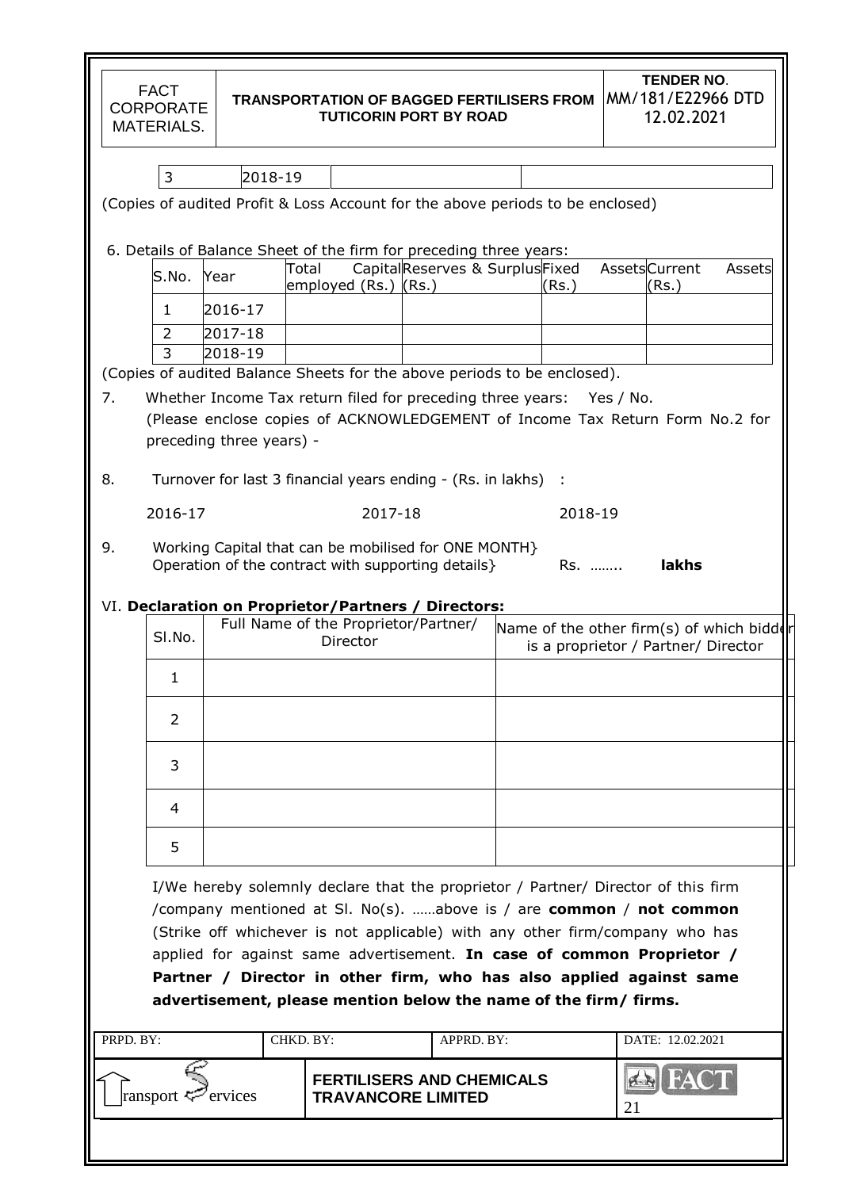| 3 | 2018-19 | | |
|---|---|---|---|

(Copies of audited Profit & Loss Account for the above periods to be enclosed)

6. Details of Balance Sheet of the firm for preceding three years:

| S.No. | Year | Total Capital employed (Rs.) | Reserves & Surplus (Rs.) | Fixed Assets (Rs.) | Current Assets (Rs.) |
|---|---|---|---|---|---|
| 1 | 2016-17 | | | | |
| 2 | 2017-18 | | | | |
| 3 | 2018-19 | | | | |

(Copies of audited Balance Sheets for the above periods to be enclosed).

7. Whether Income Tax return filed for preceding three years: Yes / No.
   (Please enclose copies of ACKNOWLEDGEMENT of Income Tax Return Form No.2 for preceding three years) -

8. Turnover for last 3 financial years ending - (Rs. in lakhs) :

   2016-17 2017-18 2018-19

9. Working Capital that can be mobilised for ONE MONTH} Operation of the contract with supporting details} Rs. …….. **lakhs**

VI. **Declaration on Proprietor/Partners / Directors:**

| Sl.No. | Full Name of the Proprietor/Partner/ Director | Name of the other firm(s) of which bidder is a proprietor / Partner/ Director |
|---|---|---|
| 1 | | |
| 2 | | |
| 3 | | |
| 4 | | |
| 5 | | |

I/We hereby solemnly declare that the proprietor / Partner/ Director of this firm /company mentioned at Sl. No(s). ……above is / are **common** / **not common** (Strike off whichever is not applicable) with any other firm/company who has applied for against same advertisement. **In case of common Proprietor / Partner / Director in other firm, who has also applied against same advertisement, please mention below the name of the firm/ firms.**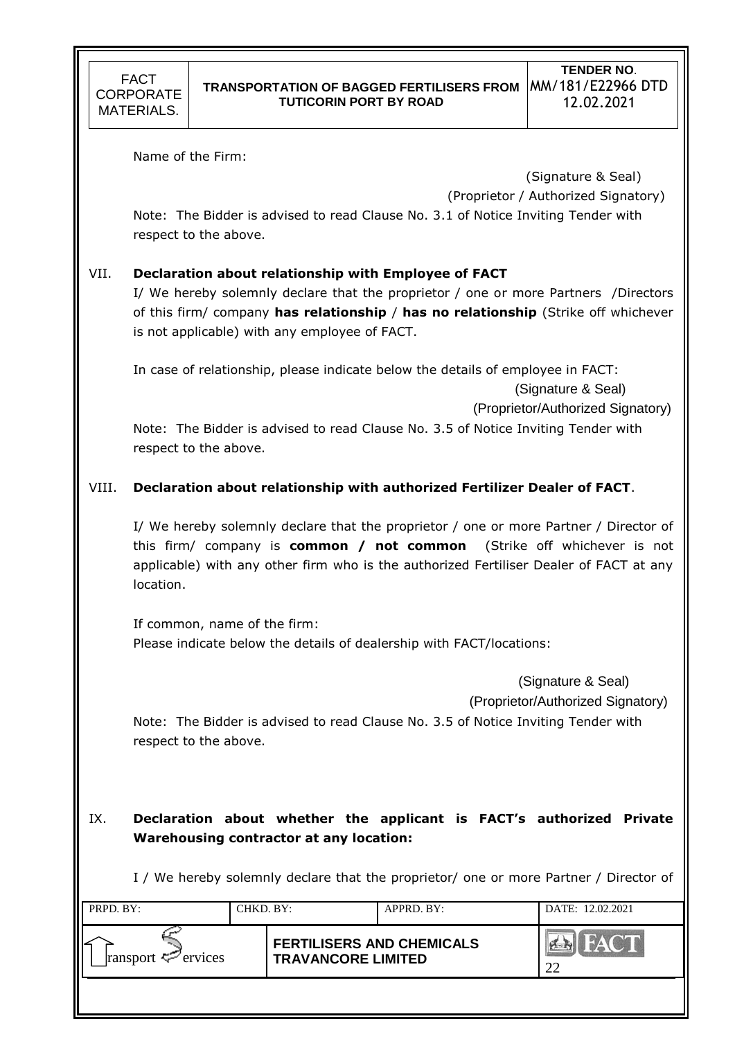Name of the Firm:

(Signature & Seal)
(Proprietor / Authorized Signatory)

Note: The Bidder is advised to read Clause No. 3.1 of Notice Inviting Tender with respect to the above.

## VII. Declaration about relationship with Employee of FACT

I/ We hereby solemnly declare that the proprietor / one or more Partners /Directors of this firm/ company **has relationship** / **has no relationship** (Strike off whichever is not applicable) with any employee of FACT.

In case of relationship, please indicate below the details of employee in FACT:

(Signature & Seal)
(Proprietor/Authorized Signatory)

Note: The Bidder is advised to read Clause No. 3.5 of Notice Inviting Tender with respect to the above.

## VIII. Declaration about relationship with authorized Fertilizer Dealer of FACT.

I/ We hereby solemnly declare that the proprietor / one or more Partner / Director of this firm/ company is **common / not common** (Strike off whichever is not applicable) with any other firm who is the authorized Fertiliser Dealer of FACT at any location.

If common, name of the firm:
Please indicate below the details of dealership with FACT/locations:

(Signature & Seal)
(Proprietor/Authorized Signatory)

Note: The Bidder is advised to read Clause No. 3.5 of Notice Inviting Tender with respect to the above.

## IX. Declaration about whether the applicant is FACT's authorized Private Warehousing contractor at any location:

I / We hereby solemnly declare that the proprietor/ one or more Partner / Director of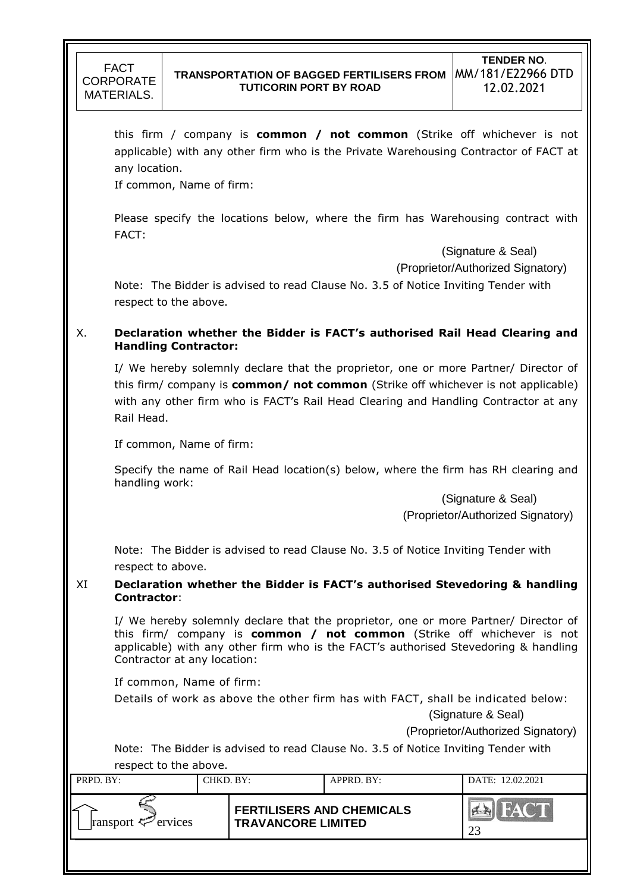this firm / company is **common / not common** (Strike off whichever is not applicable) with any other firm who is the Private Warehousing Contractor of FACT at any location.

If common, Name of firm:

Please specify the locations below, where the firm has Warehousing contract with FACT:

(Signature & Seal)

(Proprietor/Authorized Signatory)

Note: The Bidder is advised to read Clause No. 3.5 of Notice Inviting Tender with respect to the above.

X. **Declaration whether the Bidder is FACT's authorised Rail Head Clearing and Handling Contractor:**

I/ We hereby solemnly declare that the proprietor, one or more Partner/ Director of this firm/ company is **common/ not common** (Strike off whichever is not applicable) with any other firm who is FACT's Rail Head Clearing and Handling Contractor at any Rail Head.

If common, Name of firm:

Specify the name of Rail Head location(s) below, where the firm has RH clearing and handling work:

(Signature & Seal)

(Proprietor/Authorized Signatory)

Note: The Bidder is advised to read Clause No. 3.5 of Notice Inviting Tender with respect to above.

XI **Declaration whether the Bidder is FACT's authorised Stevedoring & handling Contractor**:

I/ We hereby solemnly declare that the proprietor, one or more Partner/ Director of this firm/ company is **common / not common** (Strike off whichever is not applicable) with any other firm who is the FACT's authorised Stevedoring & handling Contractor at any location:

If common, Name of firm:

Details of work as above the other firm has with FACT, shall be indicated below:

(Signature & Seal)

(Proprietor/Authorized Signatory)

Note: The Bidder is advised to read Clause No. 3.5 of Notice Inviting Tender with respect to the above.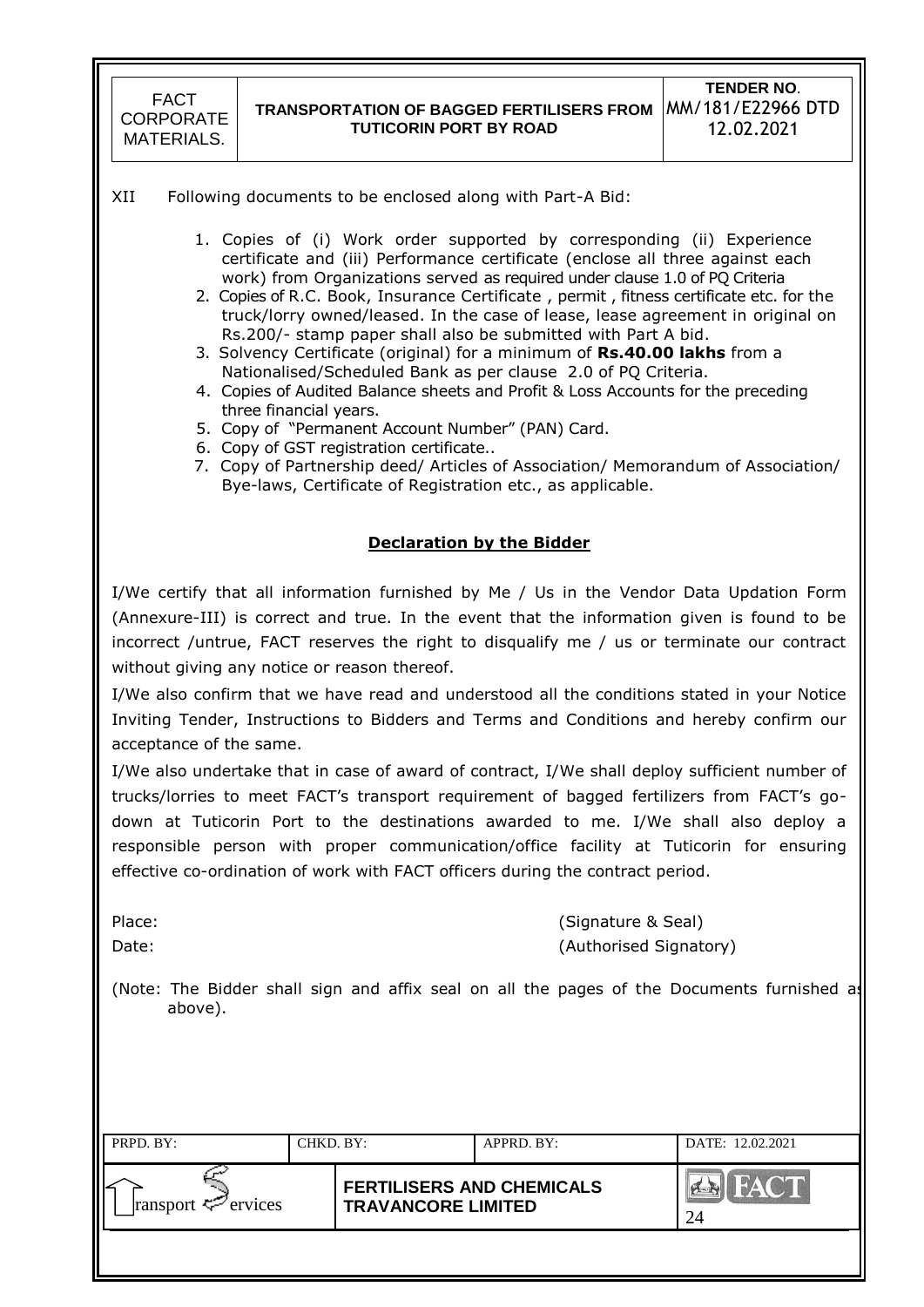XII Following documents to be enclosed along with Part-A Bid:

1. Copies of (i) Work order supported by corresponding (ii) Experience certificate and (iii) Performance certificate (enclose all three against each work) from Organizations served as required under clause 1.0 of PQ Criteria
2. Copies of R.C. Book, Insurance Certificate , permit , fitness certificate etc. for the truck/lorry owned/leased. In the case of lease, lease agreement in original on Rs.200/- stamp paper shall also be submitted with Part A bid.
3. Solvency Certificate (original) for a minimum of **Rs.40.00 lakhs** from a Nationalised/Scheduled Bank as per clause 2.0 of PQ Criteria.
4. Copies of Audited Balance sheets and Profit & Loss Accounts for the preceding three financial years.
5. Copy of "Permanent Account Number" (PAN) Card.
6. Copy of GST registration certificate..
7. Copy of Partnership deed/ Articles of Association/ Memorandum of Association/ Bye-laws, Certificate of Registration etc., as applicable.

## Declaration by the Bidder

I/We certify that all information furnished by Me / Us in the Vendor Data Updation Form (Annexure-III) is correct and true. In the event that the information given is found to be incorrect /untrue, FACT reserves the right to disqualify me / us or terminate our contract without giving any notice or reason thereof.

I/We also confirm that we have read and understood all the conditions stated in your Notice Inviting Tender, Instructions to Bidders and Terms and Conditions and hereby confirm our acceptance of the same.

I/We also undertake that in case of award of contract, I/We shall deploy sufficient number of trucks/lorries to meet FACT's transport requirement of bagged fertilizers from FACT's go-down at Tuticorin Port to the destinations awarded to me. I/We shall also deploy a responsible person with proper communication/office facility at Tuticorin for ensuring effective co-ordination of work with FACT officers during the contract period.

Place: (Signature & Seal)

Date: (Authorised Signatory)

(Note: The Bidder shall sign and affix seal on all the pages of the Documents furnished as above).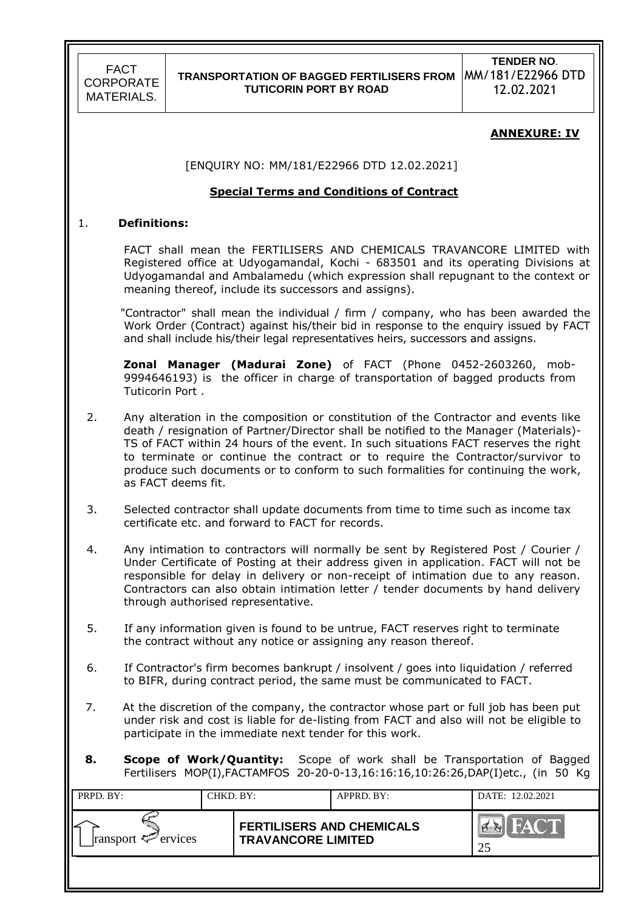## ANNEXURE: IV

[ENQUIRY NO: MM/181/E22966 DTD 12.02.2021]

### Special Terms and Conditions of Contract

1. **Definitions:**

   FACT shall mean the FERTILISERS AND CHEMICALS TRAVANCORE LIMITED with Registered office at Udyogamandal, Kochi - 683501 and its operating Divisions at Udyogamandal and Ambalamedu (which expression shall repugnant to the context or meaning thereof, include its successors and assigns).

   "Contractor" shall mean the individual / firm / company, who has been awarded the Work Order (Contract) against his/their bid in response to the enquiry issued by FACT and shall include his/their legal representatives heirs, successors and assigns.

   **Zonal Manager (Madurai Zone)** of FACT (Phone 0452-2603260, mob-9994646193) is the officer in charge of transportation of bagged products from Tuticorin Port .

2. Any alteration in the composition or constitution of the Contractor and events like death / resignation of Partner/Director shall be notified to the Manager (Materials)-TS of FACT within 24 hours of the event. In such situations FACT reserves the right to terminate or continue the contract or to require the Contractor/survivor to produce such documents or to conform to such formalities for continuing the work, as FACT deems fit.

3. Selected contractor shall update documents from time to time such as income tax certificate etc. and forward to FACT for records.

4. Any intimation to contractors will normally be sent by Registered Post / Courier / Under Certificate of Posting at their address given in application. FACT will not be responsible for delay in delivery or non-receipt of intimation due to any reason. Contractors can also obtain intimation letter / tender documents by hand delivery through authorised representative.

5. If any information given is found to be untrue, FACT reserves right to terminate the contract without any notice or assigning any reason thereof.

6. If Contractor's firm becomes bankrupt / insolvent / goes into liquidation / referred to BIFR, during contract period, the same must be communicated to FACT.

7. At the discretion of the company, the contractor whose part or full job has been put under risk and cost is liable for de-listing from FACT and also will not be eligible to participate in the immediate next tender for this work.

8. **Scope of Work/Quantity:** Scope of work shall be Transportation of Bagged Fertilisers MOP(I),FACTAMFOS 20-20-0-13,16:16:16,10:26:26,DAP(I)etc., (in 50 Kg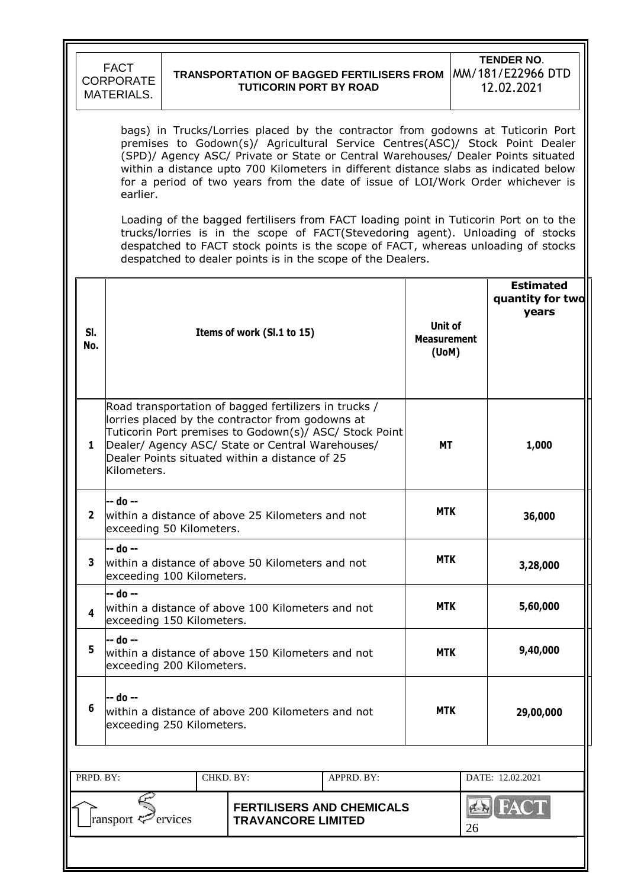bags) in Trucks/Lorries placed by the contractor from godowns at Tuticorin Port premises to Godown(s)/ Agricultural Service Centres(ASC)/ Stock Point Dealer (SPD)/ Agency ASC/ Private or State or Central Warehouses/ Dealer Points situated within a distance upto 700 Kilometers in different distance slabs as indicated below for a period of two years from the date of issue of LOI/Work Order whichever is earlier.

Loading of the bagged fertilisers from FACT loading point in Tuticorin Port on to the trucks/lorries is in the scope of FACT(Stevedoring agent). Unloading of stocks despatched to FACT stock points is the scope of FACT, whereas unloading of stocks despatched to dealer points is in the scope of the Dealers.

| Sl. No. | Items of work (Sl.1 to 15) | Unit of Measurement (UoM) | Estimated quantity for two years |
|---|---|---|---|
| 1 | Road transportation of bagged fertilizers in trucks / lorries placed by the contractor from godowns at Tuticorin Port premises to Godown(s)/ ASC/ Stock Point Dealer/ Agency ASC/ State or Central Warehouses/ Dealer Points situated within a distance of 25 Kilometers. | MT | 1,000 |
| 2 | -- do -- within a distance of above 25 Kilometers and not exceeding 50 Kilometers. | MTK | 36,000 |
| 3 | -- do -- within a distance of above 50 Kilometers and not exceeding 100 Kilometers. | MTK | 3,28,000 |
| 4 | -- do -- within a distance of above 100 Kilometers and not exceeding 150 Kilometers. | MTK | 5,60,000 |
| 5 | -- do -- within a distance of above 150 Kilometers and not exceeding 200 Kilometers. | MTK | 9,40,000 |
| 6 | -- do -- within a distance of above 200 Kilometers and not exceeding 250 Kilometers. | MTK | 29,00,000 |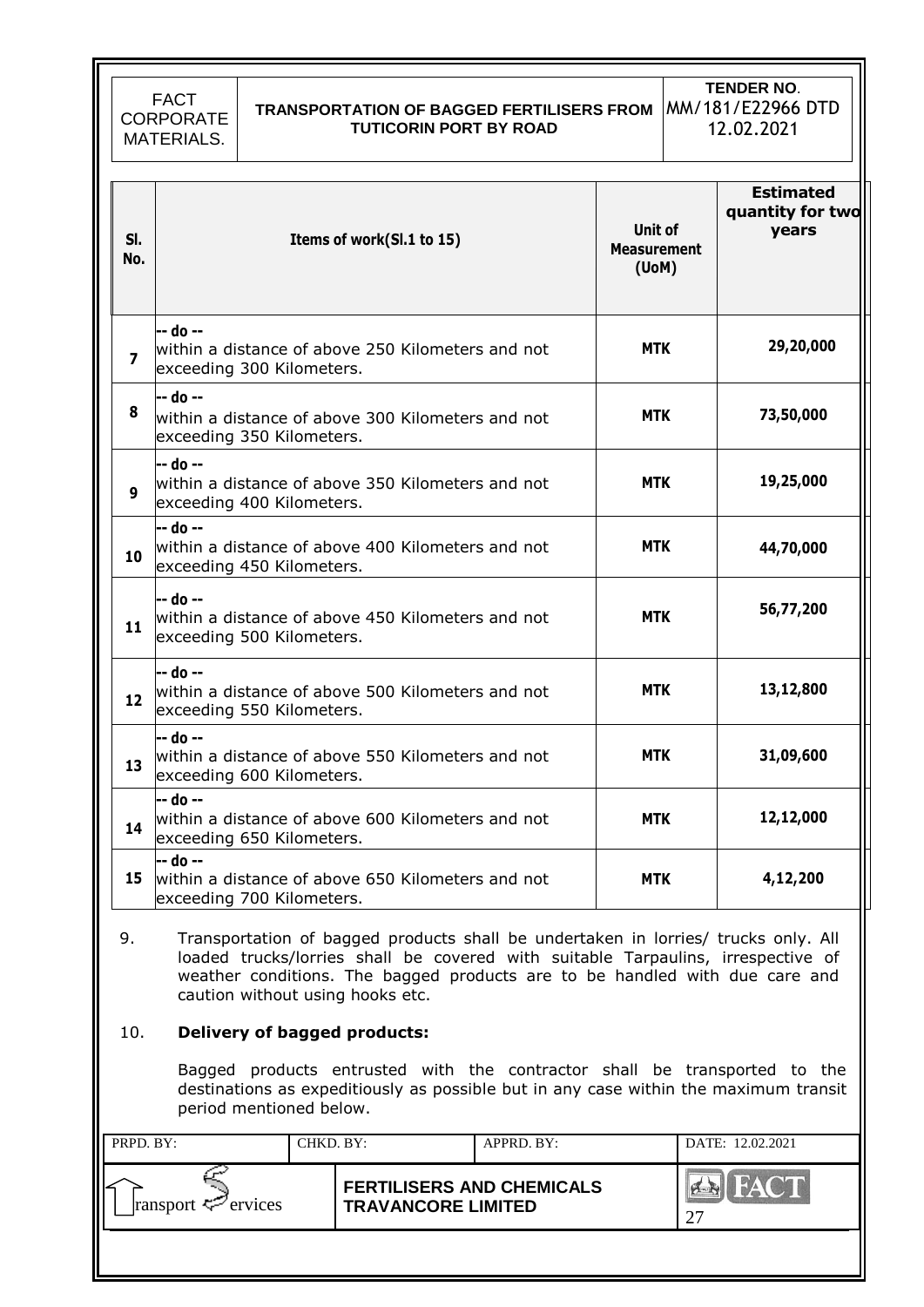| Sl. No. | Items of work(Sl.1 to 15) | Unit of Measurement (UoM) | Estimated quantity for two years |
|---|---|---|---|
| 7 | -- do -- within a distance of above 250 Kilometers and not exceeding 300 Kilometers. | MTK | 29,20,000 |
| 8 | -- do -- within a distance of above 300 Kilometers and not exceeding 350 Kilometers. | MTK | 73,50,000 |
| 9 | -- do -- within a distance of above 350 Kilometers and not exceeding 400 Kilometers. | MTK | 19,25,000 |
| 10 | -- do -- within a distance of above 400 Kilometers and not exceeding 450 Kilometers. | MTK | 44,70,000 |
| 11 | -- do -- within a distance of above 450 Kilometers and not exceeding 500 Kilometers. | MTK | 56,77,200 |
| 12 | -- do -- within a distance of above 500 Kilometers and not exceeding 550 Kilometers. | MTK | 13,12,800 |
| 13 | -- do -- within a distance of above 550 Kilometers and not exceeding 600 Kilometers. | MTK | 31,09,600 |
| 14 | -- do -- within a distance of above 600 Kilometers and not exceeding 650 Kilometers. | MTK | 12,12,000 |
| 15 | -- do -- within a distance of above 650 Kilometers and not exceeding 700 Kilometers. | MTK | 4,12,200 |

9. Transportation of bagged products shall be undertaken in lorries/ trucks only. All loaded trucks/lorries shall be covered with suitable Tarpaulins, irrespective of weather conditions. The bagged products are to be handled with due care and caution without using hooks etc.

10. **Delivery of bagged products:**

Bagged products entrusted with the contractor shall be transported to the destinations as expeditiously as possible but in any case within the maximum transit period mentioned below.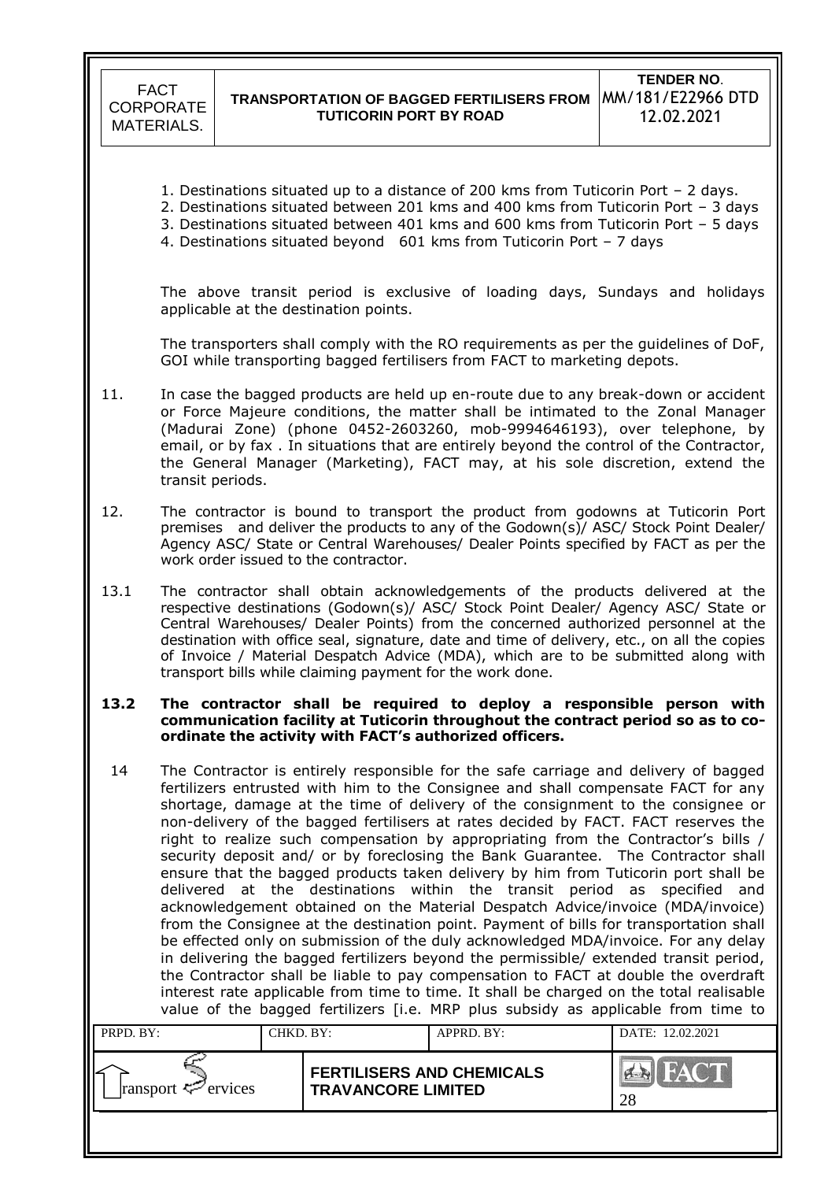1. Destinations situated up to a distance of 200 kms from Tuticorin Port – 2 days.
2. Destinations situated between 201 kms and 400 kms from Tuticorin Port – 3 days
3. Destinations situated between 401 kms and 600 kms from Tuticorin Port – 5 days
4. Destinations situated beyond 601 kms from Tuticorin Port – 7 days

The above transit period is exclusive of loading days, Sundays and holidays applicable at the destination points.

The transporters shall comply with the RO requirements as per the guidelines of DoF, GOI while transporting bagged fertilisers from FACT to marketing depots.

11. In case the bagged products are held up en-route due to any break-down or accident or Force Majeure conditions, the matter shall be intimated to the Zonal Manager (Madurai Zone) (phone 0452-2603260, mob-9994646193), over telephone, by email, or by fax . In situations that are entirely beyond the control of the Contractor, the General Manager (Marketing), FACT may, at his sole discretion, extend the transit periods.

12. The contractor is bound to transport the product from godowns at Tuticorin Port premises and deliver the products to any of the Godown(s)/ ASC/ Stock Point Dealer/ Agency ASC/ State or Central Warehouses/ Dealer Points specified by FACT as per the work order issued to the contractor.

13.1 The contractor shall obtain acknowledgements of the products delivered at the respective destinations (Godown(s)/ ASC/ Stock Point Dealer/ Agency ASC/ State or Central Warehouses/ Dealer Points) from the concerned authorized personnel at the destination with office seal, signature, date and time of delivery, etc., on all the copies of Invoice / Material Despatch Advice (MDA), which are to be submitted along with transport bills while claiming payment for the work done.

**13.2 The contractor shall be required to deploy a responsible person with communication facility at Tuticorin throughout the contract period so as to co-ordinate the activity with FACT's authorized officers.**

14 The Contractor is entirely responsible for the safe carriage and delivery of bagged fertilizers entrusted with him to the Consignee and shall compensate FACT for any shortage, damage at the time of delivery of the consignment to the consignee or non-delivery of the bagged fertilizers at rates decided by FACT. FACT reserves the right to realize such compensation by appropriating from the Contractor's bills / security deposit and/ or by foreclosing the Bank Guarantee. The Contractor shall ensure that the bagged products taken delivery by him from Tuticorin port shall be delivered at the destinations within the transit period as specified and acknowledgement obtained on the Material Despatch Advice/invoice (MDA/invoice) from the Consignee at the destination point. Payment of bills for transportation shall be effected only on submission of the duly acknowledged MDA/invoice. For any delay in delivering the bagged fertilizers beyond the permissible/ extended transit period, the Contractor shall be liable to pay compensation to FACT at double the overdraft interest rate applicable from time to time. It shall be charged on the total realisable value of the bagged fertilizers [i.e. MRP plus subsidy as applicable from time to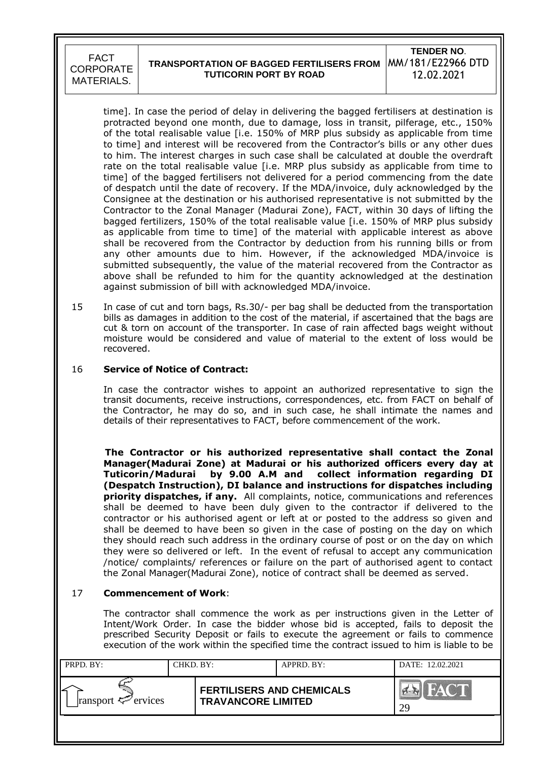time]. In case the period of delay in delivering the bagged fertilisers at destination is protracted beyond one month, due to damage, loss in transit, pilferage, etc., 150% of the total realisable value [i.e. 150% of MRP plus subsidy as applicable from time to time] and interest will be recovered from the Contractor's bills or any other dues to him. The interest charges in such case shall be calculated at double the overdraft rate on the total realisable value [i.e. MRP plus subsidy as applicable from time to time] of the bagged fertilisers not delivered for a period commencing from the date of despatch until the date of recovery. If the MDA/invoice, duly acknowledged by the Consignee at the destination or his authorised representative is not submitted by the Contractor to the Zonal Manager (Madurai Zone), FACT, within 30 days of lifting the bagged fertilizers, 150% of the total realisable value [i.e. 150% of MRP plus subsidy as applicable from time to time] of the material with applicable interest as above shall be recovered from the Contractor by deduction from his running bills or from any other amounts due to him. However, if the acknowledged MDA/invoice is submitted subsequently, the value of the material recovered from the Contractor as above shall be refunded to him for the quantity acknowledged at the destination against submission of bill with acknowledged MDA/invoice.

15 In case of cut and torn bags, Rs.30/- per bag shall be deducted from the transportation bills as damages in addition to the cost of the material, if ascertained that the bags are cut & torn on account of the transporter. In case of rain affected bags weight without moisture would be considered and value of material to the extent of loss would be recovered.

16 **Service of Notice of Contract:**

In case the contractor wishes to appoint an authorized representative to sign the transit documents, receive instructions, correspondences, etc. from FACT on behalf of the Contractor, he may do so, and in such case, he shall intimate the names and details of their representatives to FACT, before commencement of the work.

**The Contractor or his authorized representative shall contact the Zonal Manager(Madurai Zone) at Madurai or his authorized officers every day at Tuticorin/Madurai by 9.00 A.M and collect information regarding DI (Despatch Instruction), DI balance and instructions for dispatches including priority dispatches, if any.** All complaints, notice, communications and references shall be deemed to have been duly given to the contractor if delivered to the contractor or his authorised agent or left at or posted to the address so given and shall be deemed to have been so given in the case of posting on the day on which they should reach such address in the ordinary course of post or on the day on which they were so delivered or left. In the event of refusal to accept any communication /notice/ complaints/ references or failure on the part of authorised agent to contact the Zonal Manager(Madurai Zone), notice of contract shall be deemed as served.

17 **Commencement of Work**:

The contractor shall commence the work as per instructions given in the Letter of Intent/Work Order. In case the bidder whose bid is accepted, fails to deposit the prescribed Security Deposit or fails to execute the agreement or fails to commence execution of the work within the specified time the contract issued to him is liable to be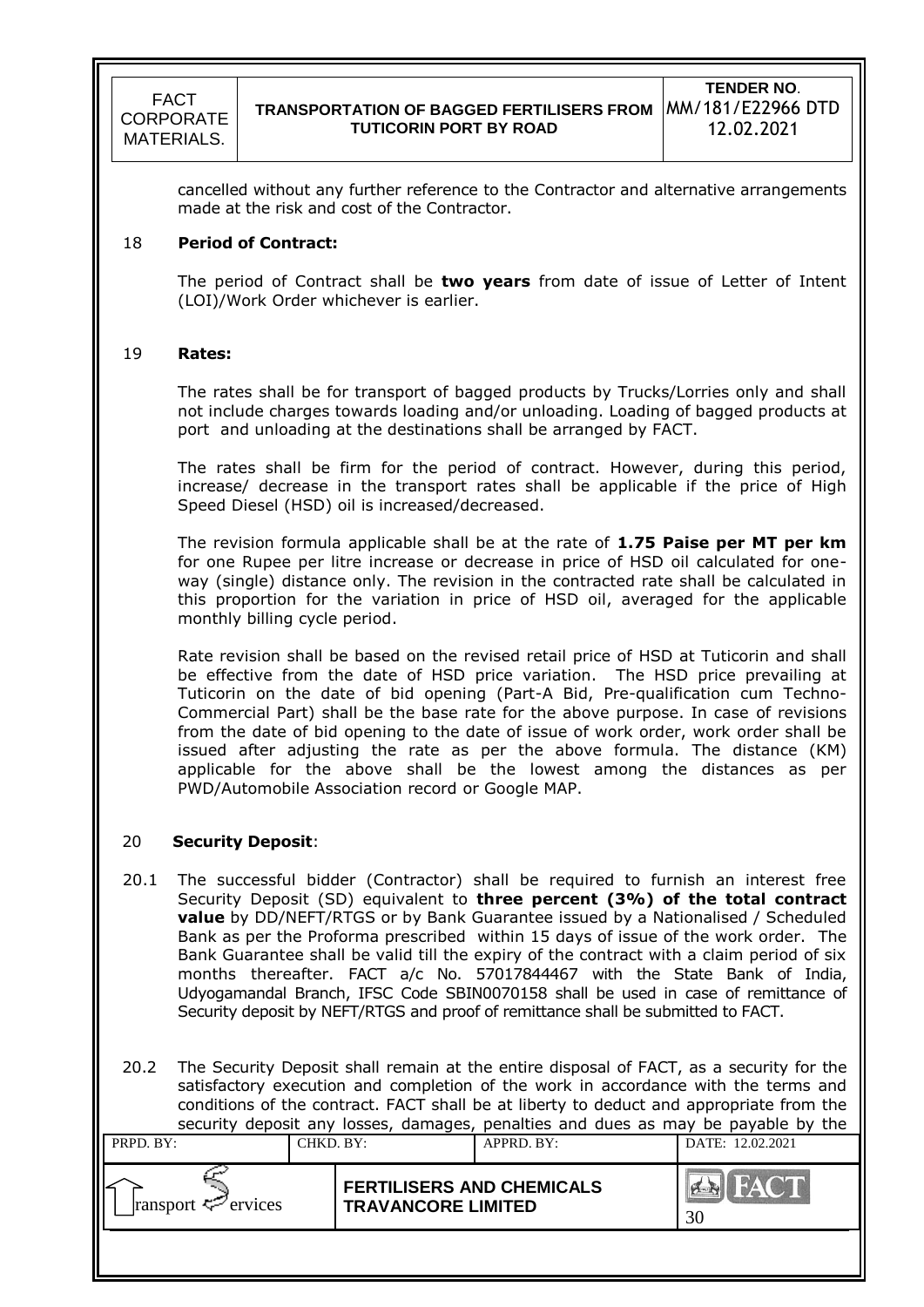cancelled without any further reference to the Contractor and alternative arrangements made at the risk and cost of the Contractor.

## 18 Period of Contract:

The period of Contract shall be **two years** from date of issue of Letter of Intent (LOI)/Work Order whichever is earlier.

## 19 Rates:

The rates shall be for transport of bagged products by Trucks/Lorries only and shall not include charges towards loading and/or unloading. Loading of bagged products at port and unloading at the destinations shall be arranged by FACT.

The rates shall be firm for the period of contract. However, during this period, increase/ decrease in the transport rates shall be applicable if the price of High Speed Diesel (HSD) oil is increased/decreased.

The revision formula applicable shall be at the rate of **1.75 Paise per MT per km** for one Rupee per litre increase or decrease in price of HSD oil calculated for one-way (single) distance only. The revision in the contracted rate shall be calculated in this proportion for the variation in price of HSD oil, averaged for the applicable monthly billing cycle period.

Rate revision shall be based on the revised retail price of HSD at Tuticorin and shall be effective from the date of HSD price variation. The HSD price prevailing at Tuticorin on the date of bid opening (Part-A Bid, Pre-qualification cum Techno-Commercial Part) shall be the base rate for the above purpose. In case of revisions from the date of bid opening to the date of issue of work order, work order shall be issued after adjusting the rate as per the above formula. The distance (KM) applicable for the above shall be the lowest among the distances as per PWD/Automobile Association record or Google MAP.

## 20 Security Deposit:

20.1 The successful bidder (Contractor) shall be required to furnish an interest free Security Deposit (SD) equivalent to **three percent (3%) of the total contract value** by DD/NEFT/RTGS or by Bank Guarantee issued by a Nationalised / Scheduled Bank as per the Proforma prescribed within 15 days of issue of the work order. The Bank Guarantee shall be valid till the expiry of the contract with a claim period of six months thereafter. FACT a/c No. 57017844467 with the State Bank of India, Udyogamandal Branch, IFSC Code SBIN0070158 shall be used in case of remittance of Security deposit by NEFT/RTGS and proof of remittance shall be submitted to FACT.

20.2 The Security Deposit shall remain at the entire disposal of FACT, as a security for the satisfactory execution and completion of the work in accordance with the terms and conditions of the contract. FACT shall be at liberty to deduct and appropriate from the security deposit any losses, damages, penalties and dues as may be payable by the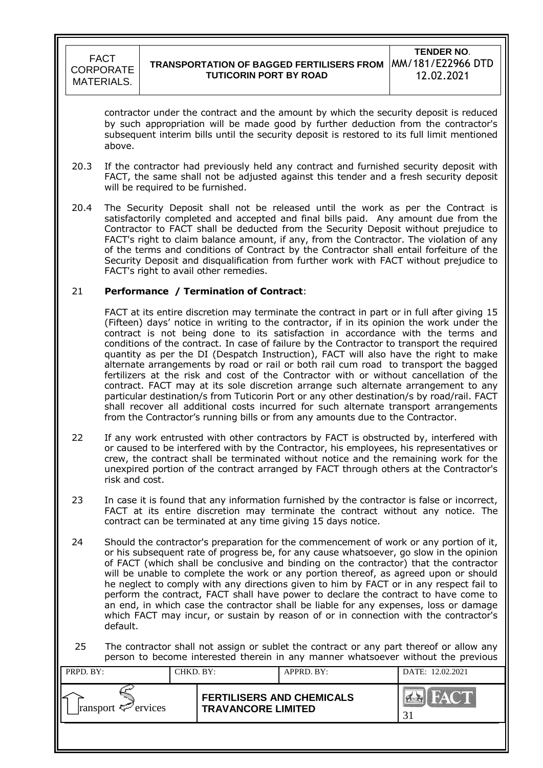contractor under the contract and the amount by which the security deposit is reduced by such appropriation will be made good by further deduction from the contractor's subsequent interim bills until the security deposit is restored to its full limit mentioned above.

20.3 If the contractor had previously held any contract and furnished security deposit with FACT, the same shall not be adjusted against this tender and a fresh security deposit will be required to be furnished.

20.4 The Security Deposit shall not be released until the work as per the Contract is satisfactorily completed and accepted and final bills paid. Any amount due from the Contractor to FACT shall be deducted from the Security Deposit without prejudice to FACT's right to claim balance amount, if any, from the Contractor. The violation of any of the terms and conditions of Contract by the Contractor shall entail forfeiture of the Security Deposit and disqualification from further work with FACT without prejudice to FACT's right to avail other remedies.

21 **Performance / Termination of Contract**:

FACT at its entire discretion may terminate the contract in part or in full after giving 15 (Fifteen) days' notice in writing to the contractor, if in its opinion the work under the contract is not being done to its satisfaction in accordance with the terms and conditions of the contract. In case of failure by the Contractor to transport the required quantity as per the DI (Despatch Instruction), FACT will also have the right to make alternate arrangements by road or rail or both rail cum road to transport the bagged fertilizers at the risk and cost of the Contractor with or without cancellation of the contract. FACT may at its sole discretion arrange such alternate arrangement to any particular destination/s from Tuticorin Port or any other destination/s by road/rail. FACT shall recover all additional costs incurred for such alternate transport arrangements from the Contractor's running bills or from any amounts due to the Contractor.

22 If any work entrusted with other contractors by FACT is obstructed by, interfered with or caused to be interfered with by the Contractor, his employees, his representatives or crew, the contract shall be terminated without notice and the remaining work for the unexpired portion of the contract arranged by FACT through others at the Contractor's risk and cost.

23 In case it is found that any information furnished by the contractor is false or incorrect, FACT at its entire discretion may terminate the contract without any notice. The contract can be terminated at any time giving 15 days notice.

24 Should the contractor's preparation for the commencement of work or any portion of it, or his subsequent rate of progress be, for any cause whatsoever, go slow in the opinion of FACT (which shall be conclusive and binding on the contractor) that the contractor will be unable to complete the work or any portion thereof, as agreed upon or should he neglect to comply with any directions given to him by FACT or in any respect fail to perform the contract, FACT shall have power to declare the contract to have come to an end, in which case the contractor shall be liable for any expenses, loss or damage which FACT may incur, or sustain by reason of or in connection with the contractor's default.

25 The contractor shall not assign or sublet the contract or any part thereof or allow any person to become interested therein in any manner whatsoever without the previous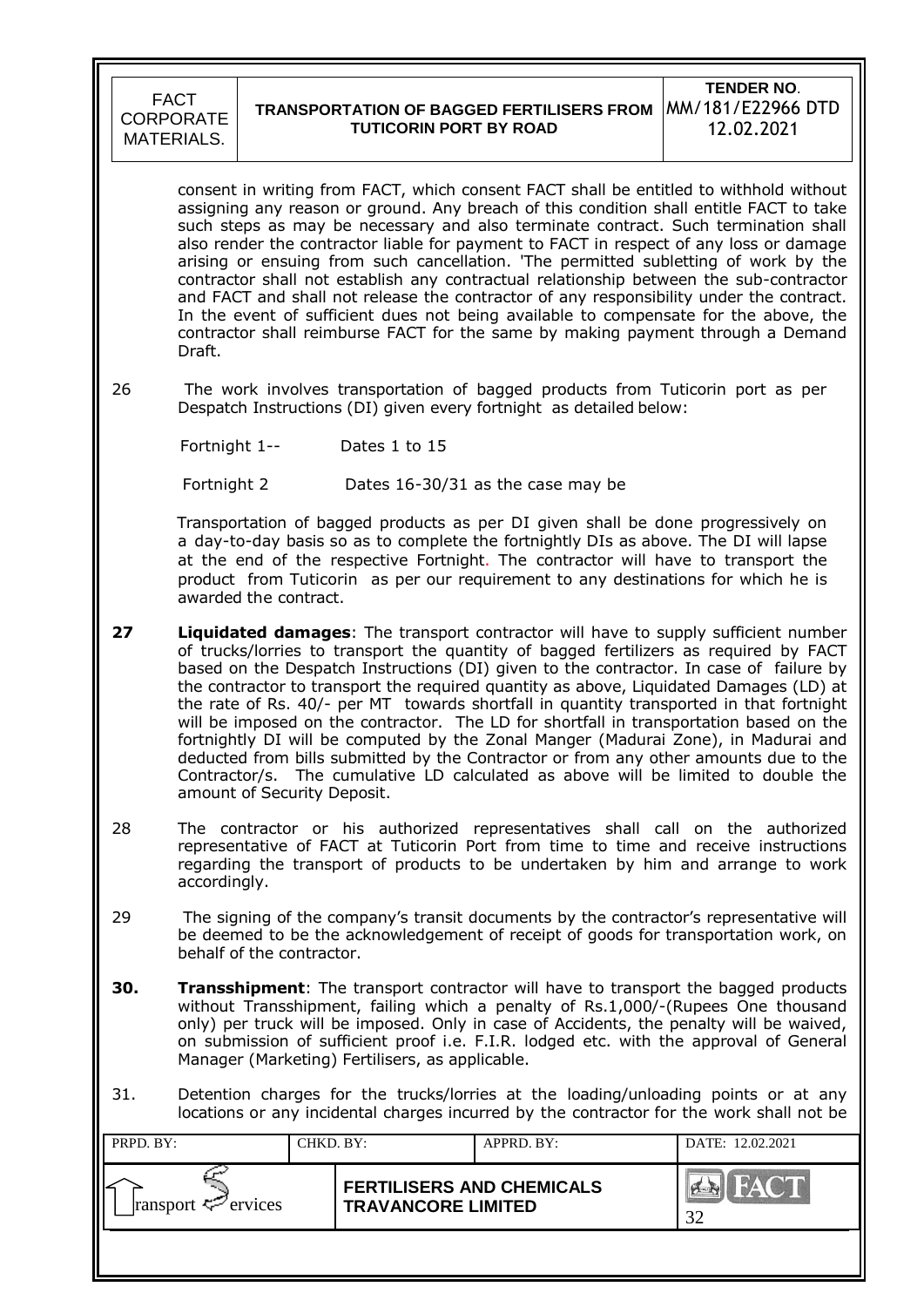consent in writing from FACT, which consent FACT shall be entitled to withhold without assigning any reason or ground. Any breach of this condition shall entitle FACT to take such steps as may be necessary and also terminate contract. Such termination shall also render the contractor liable for payment to FACT in respect of any loss or damage arising or ensuing from such cancellation. 'The permitted subletting of work by the contractor shall not establish any contractual relationship between the sub-contractor and FACT and shall not release the contractor of any responsibility under the contract. In the event of sufficient dues not being available to compensate for the above, the contractor shall reimburse FACT for the same by making payment through a Demand Draft.

26 The work involves transportation of bagged products from Tuticorin port as per Despatch Instructions (DI) given every fortnight as detailed below:

Fortnight 1-- Dates 1 to 15

Fortnight 2 Dates 16-30/31 as the case may be

Transportation of bagged products as per DI given shall be done progressively on a day-to-day basis so as to complete the fortnightly DIs as above. The DI will lapse at the end of the respective Fortnight. The contractor will have to transport the product from Tuticorin as per our requirement to any destinations for which he is awarded the contract.

**27** **Liquidated damages**: The transport contractor will have to supply sufficient number of trucks/lorries to transport the quantity of bagged fertilizers as required by FACT based on the Despatch Instructions (DI) given to the contractor. In case of failure by the contractor to transport the required quantity as above, Liquidated Damages (LD) at the rate of Rs. 40/- per MT towards shortfall in quantity transported in that fortnight will be imposed on the contractor. The LD for shortfall in transportation based on the fortnightly DI will be computed by the Zonal Manger (Madurai Zone), in Madurai and deducted from bills submitted by the Contractor or from any other amounts due to the Contractor/s. The cumulative LD calculated as above will be limited to double the amount of Security Deposit.

28 The contractor or his authorized representatives shall call on the authorized representative of FACT at Tuticorin Port from time to time and receive instructions regarding the transport of products to be undertaken by him and arrange to work accordingly.

29 The signing of the company's transit documents by the contractor's representative will be deemed to be the acknowledgement of receipt of goods for transportation work, on behalf of the contractor.

**30.** **Transshipment**: The transport contractor will have to transport the bagged products without Transshipment, failing which a penalty of Rs.1,000/-(Rupees One thousand only) per truck will be imposed. Only in case of Accidents, the penalty will be waived, on submission of sufficient proof i.e. F.I.R. lodged etc. with the approval of General Manager (Marketing) Fertilisers, as applicable.

31. Detention charges for the trucks/lorries at the loading/unloading points or at any locations or any incidental charges incurred by the contractor for the work shall not be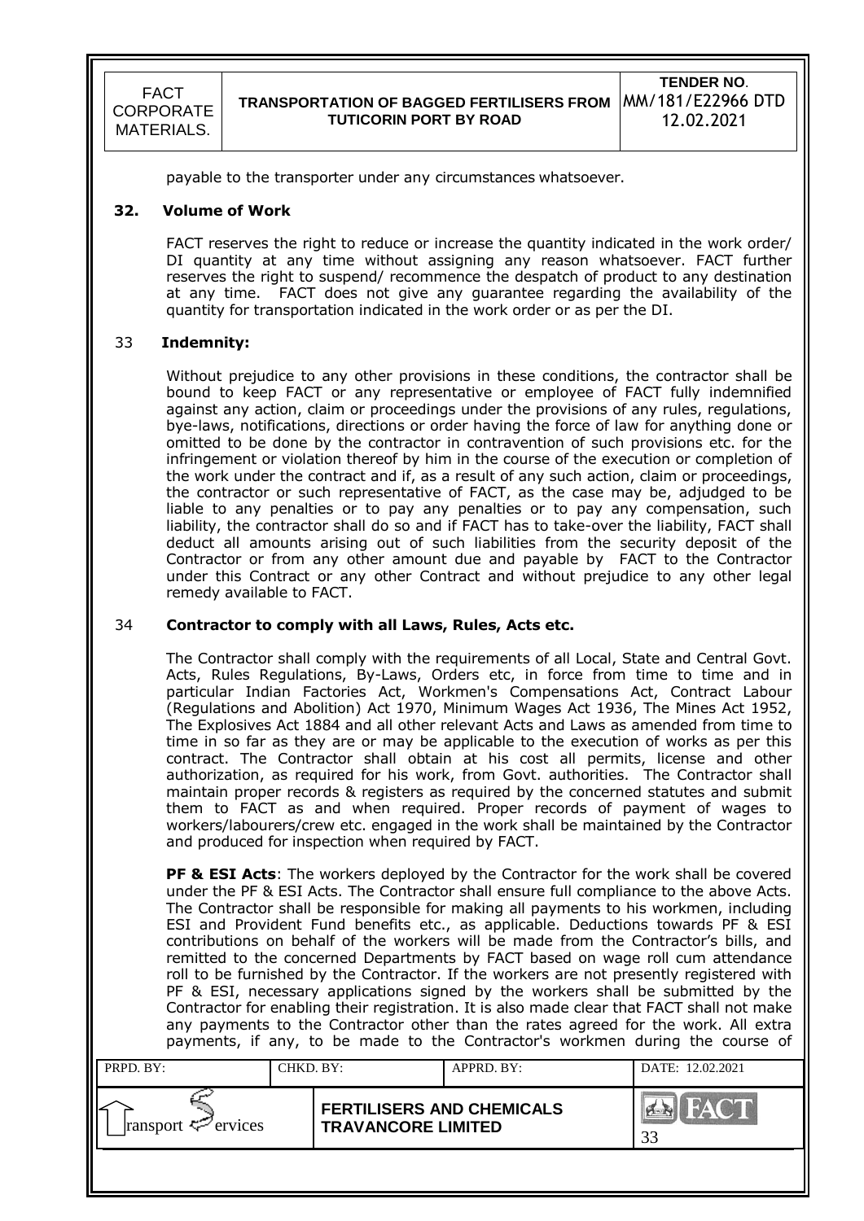payable to the transporter under any circumstances whatsoever.

## 32. Volume of Work

FACT reserves the right to reduce or increase the quantity indicated in the work order/ DI quantity at any time without assigning any reason whatsoever. FACT further reserves the right to suspend/ recommence the despatch of product to any destination at any time. FACT does not give any guarantee regarding the availability of the quantity for transportation indicated in the work order or as per the DI.

## 33 Indemnity:

Without prejudice to any other provisions in these conditions, the contractor shall be bound to keep FACT or any representative or employee of FACT fully indemnified against any action, claim or proceedings under the provisions of any rules, regulations, bye-laws, notifications, directions or order having the force of law for anything done or omitted to be done by the contractor in contravention of such provisions etc. for the infringement or violation thereof by him in the course of the execution or completion of the work under the contract and if, as a result of any such action, claim or proceedings, the contractor or such representative of FACT, as the case may be, adjudged to be liable to any penalties or to pay any penalties or to pay any compensation, such liability, the contractor shall do so and if FACT has to take-over the liability, FACT shall deduct all amounts arising out of such liabilities from the security deposit of the Contractor or from any other amount due and payable by FACT to the Contractor under this Contract or any other Contract and without prejudice to any other legal remedy available to FACT.

## 34 Contractor to comply with all Laws, Rules, Acts etc.

The Contractor shall comply with the requirements of all Local, State and Central Govt. Acts, Rules Regulations, By-Laws, Orders etc, in force from time to time and in particular Indian Factories Act, Workmen's Compensations Act, Contract Labour (Regulations and Abolition) Act 1970, Minimum Wages Act 1936, The Mines Act 1952, The Explosives Act 1884 and all other relevant Acts and Laws as amended from time to time in so far as they are or may be applicable to the execution of works as per this contract. The Contractor shall obtain at his cost all permits, license and other authorization, as required for his work, from Govt. authorities. The Contractor shall maintain proper records & registers as required by the concerned statutes and submit them to FACT as and when required. Proper records of payment of wages to workers/labourers/crew etc. engaged in the work shall be maintained by the Contractor and produced for inspection when required by FACT.

**PF & ESI Acts**: The workers deployed by the Contractor for the work shall be covered under the PF & ESI Acts. The Contractor shall ensure full compliance to the above Acts. The Contractor shall be responsible for making all payments to his workmen, including ESI and Provident Fund benefits etc., as applicable. Deductions towards PF & ESI contributions on behalf of the workers will be made from the Contractor's bills, and remitted to the concerned Departments by FACT based on wage roll cum attendance roll to be furnished by the Contractor. If the workers are not presently registered with PF & ESI, necessary applications signed by the workers shall be submitted by the Contractor for enabling their registration. It is also made clear that FACT shall not make any payments to the Contractor other than the rates agreed for the work. All extra payments, if any, to be made to the Contractor's workmen during the course of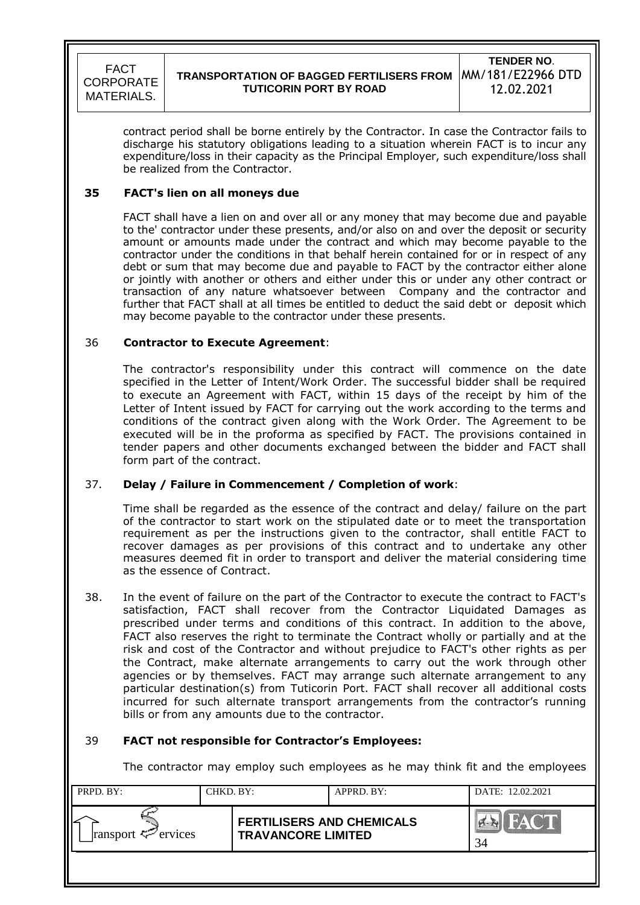contract period shall be borne entirely by the Contractor. In case the Contractor fails to discharge his statutory obligations leading to a situation wherein FACT is to incur any expenditure/loss in their capacity as the Principal Employer, such expenditure/loss shall be realized from the Contractor.

**35 FACT's lien on all moneys due**

FACT shall have a lien on and over all or any money that may become due and payable to the' contractor under these presents, and/or also on and over the deposit or security amount or amounts made under the contract and which may become payable to the contractor under the conditions in that behalf herein contained for or in respect of any debt or sum that may become due and payable to FACT by the contractor either alone or jointly with another or others and either under this or under any other contract or transaction of any nature whatsoever between Company and the contractor and further that FACT shall at all times be entitled to deduct the said debt or deposit which may become payable to the contractor under these presents.

36 **Contractor to Execute Agreement**:

The contractor's responsibility under this contract will commence on the date specified in the Letter of Intent/Work Order. The successful bidder shall be required to execute an Agreement with FACT, within 15 days of the receipt by him of the Letter of Intent issued by FACT for carrying out the work according to the terms and conditions of the contract given along with the Work Order. The Agreement to be executed will be in the proforma as specified by FACT. The provisions contained in tender papers and other documents exchanged between the bidder and FACT shall form part of the contract.

37. **Delay / Failure in Commencement / Completion of work**:

Time shall be regarded as the essence of the contract and delay/ failure on the part of the contractor to start work on the stipulated date or to meet the transportation requirement as per the instructions given to the contractor, shall entitle FACT to recover damages as per provisions of this contract and to undertake any other measures deemed fit in order to transport and deliver the material considering time as the essence of Contract.

38. In the event of failure on the part of the Contractor to execute the contract to FACT's satisfaction, FACT shall recover from the Contractor Liquidated Damages as prescribed under terms and conditions of this contract. In addition to the above, FACT also reserves the right to terminate the Contract wholly or partially and at the risk and cost of the Contractor and without prejudice to FACT's other rights as per the Contract, make alternate arrangements to carry out the work through other agencies or by themselves. FACT may arrange such alternate arrangement to any particular destination(s) from Tuticorin Port. FACT shall recover all additional costs incurred for such alternate transport arrangements from the contractor's running bills or from any amounts due to the contractor.

39 **FACT not responsible for Contractor's Employees:**

The contractor may employ such employees as he may think fit and the employees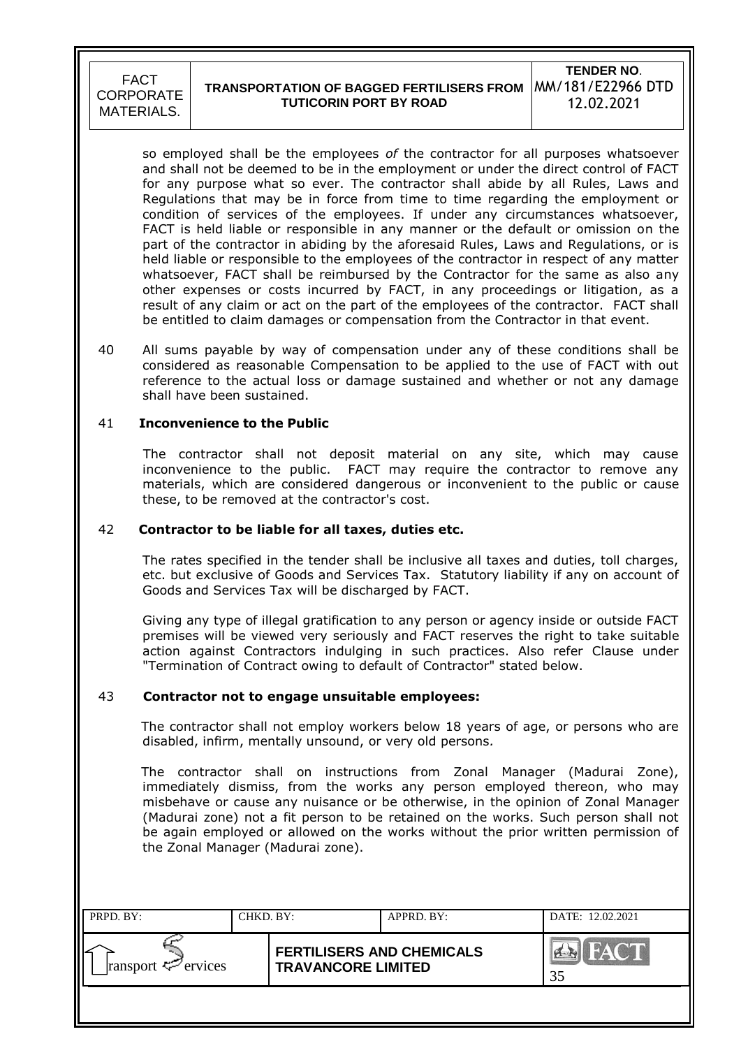so employed shall be the employees *of* the contractor for all purposes whatsoever and shall not be deemed to be in the employment or under the direct control of FACT for any purpose what so ever. The contractor shall abide by all Rules, Laws and Regulations that may be in force from time to time regarding the employment or condition of services of the employees. If under any circumstances whatsoever, FACT is held liable or responsible in any manner or the default or omission on the part of the contractor in abiding by the aforesaid Rules, Laws and Regulations, or is held liable or responsible to the employees of the contractor in respect of any matter whatsoever, FACT shall be reimbursed by the Contractor for the same as also any other expenses or costs incurred by FACT, in any proceedings or litigation, as a result of any claim or act on the part of the employees of the contractor. FACT shall be entitled to claim damages or compensation from the Contractor in that event.

40 All sums payable by way of compensation under any of these conditions shall be considered as reasonable Compensation to be applied to the use of FACT with out reference to the actual loss or damage sustained and whether or not any damage shall have been sustained.

**41 Inconvenience to the Public**

The contractor shall not deposit material on any site, which may cause inconvenience to the public. FACT may require the contractor to remove any materials, which are considered dangerous or inconvenient to the public or cause these, to be removed at the contractor's cost.

**42 Contractor to be liable for all taxes, duties etc.**

The rates specified in the tender shall be inclusive all taxes and duties, toll charges, etc. but exclusive of Goods and Services Tax. Statutory liability if any on account of Goods and Services Tax will be discharged by FACT.

Giving any type of illegal gratification to any person or agency inside or outside FACT premises will be viewed very seriously and FACT reserves the right to take suitable action against Contractors indulging in such practices. Also refer Clause under "Termination of Contract owing to default of Contractor" stated below.

**43 Contractor not to engage unsuitable employees:**

The contractor shall not employ workers below 18 years of age, or persons who are disabled, infirm, mentally unsound, or very old persons.

The contractor shall on instructions from Zonal Manager (Madurai Zone), immediately dismiss, from the works any person employed thereon, who may misbehave or cause any nuisance or be otherwise, in the opinion of Zonal Manager (Madurai zone) not a fit person to be retained on the works. Such person shall not be again employed or allowed on the works without the prior written permission of the Zonal Manager (Madurai zone).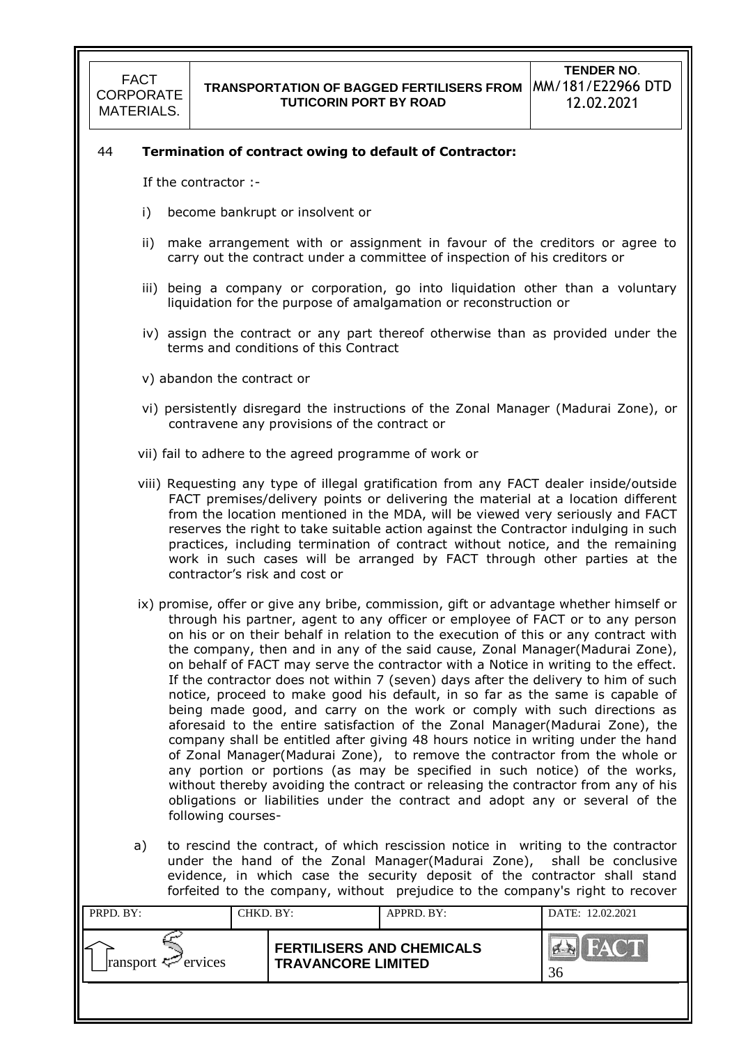## 44 Termination of contract owing to default of Contractor:

If the contractor :-

i) become bankrupt or insolvent or

ii) make arrangement with or assignment in favour of the creditors or agree to carry out the contract under a committee of inspection of his creditors or

iii) being a company or corporation, go into liquidation other than a voluntary liquidation for the purpose of amalgamation or reconstruction or

iv) assign the contract or any part thereof otherwise than as provided under the terms and conditions of this Contract

v) abandon the contract or

vi) persistently disregard the instructions of the Zonal Manager (Madurai Zone), or contravene any provisions of the contract or

vii) fail to adhere to the agreed programme of work or

viii) Requesting any type of illegal gratification from any FACT dealer inside/outside FACT premises/delivery points or delivering the material at a location different from the location mentioned in the MDA, will be viewed very seriously and FACT reserves the right to take suitable action against the Contractor indulging in such practices, including termination of contract without notice, and the remaining work in such cases will be arranged by FACT through other parties at the contractor's risk and cost or

ix) promise, offer or give any bribe, commission, gift or advantage whether himself or through his partner, agent to any officer or employee of FACT or to any person on his or on their behalf in relation to the execution of this or any contract with the company, then and in any of the said cause, Zonal Manager(Madurai Zone), on behalf of FACT may serve the contractor with a Notice in writing to the effect. If the contractor does not within 7 (seven) days after the delivery to him of such notice, proceed to make good his default, in so far as the same is capable of being made good, and carry on the work or comply with such directions as aforesaid to the entire satisfaction of the Zonal Manager(Madurai Zone), the company shall be entitled after giving 48 hours notice in writing under the hand of Zonal Manager(Madurai Zone), to remove the contractor from the whole or any portion or portions (as may be specified in such notice) of the works, without thereby avoiding the contract or releasing the contractor from any of his obligations or liabilities under the contract and adopt any or several of the following courses-

a) to rescind the contract, of which rescission notice in writing to the contractor under the hand of the Zonal Manager(Madurai Zone), shall be conclusive evidence, in which case the security deposit of the contractor shall stand forfeited to the company, without prejudice to the company's right to recover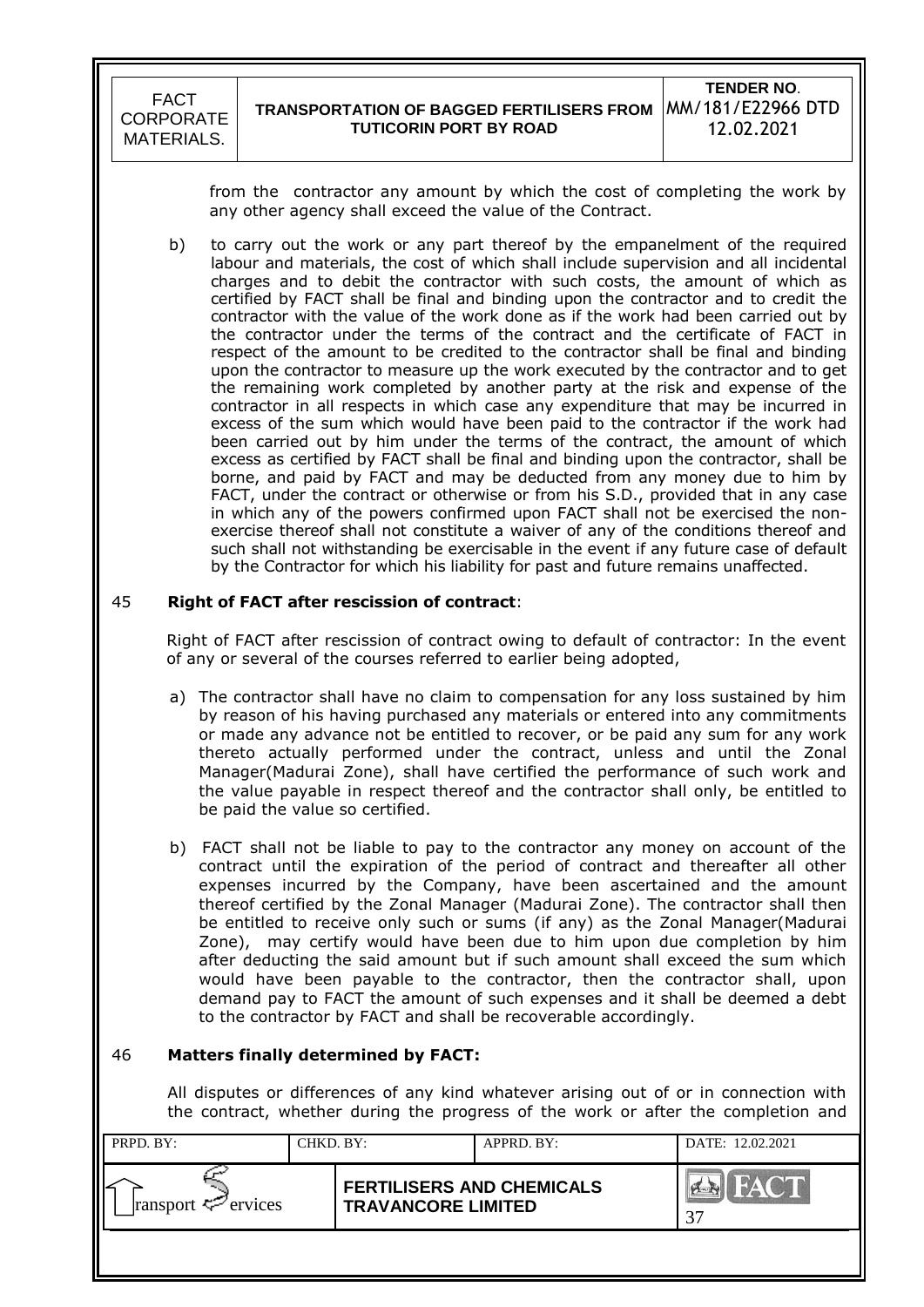from the contractor any amount by which the cost of completing the work by any other agency shall exceed the value of the Contract.

b) to carry out the work or any part thereof by the empanelment of the required labour and materials, the cost of which shall include supervision and all incidental charges and to debit the contractor with such costs, the amount of which as certified by FACT shall be final and binding upon the contractor and to credit the contractor with the value of the work done as if the work had been carried out by the contractor under the terms of the contract and the certificate of FACT in respect of the amount to be credited to the contractor shall be final and binding upon the contractor to measure up the work executed by the contractor and to get the remaining work completed by another party at the risk and expense of the contractor in all respects in which case any expenditure that may be incurred in excess of the sum which would have been paid to the contractor if the work had been carried out by him under the terms of the contract, the amount of which excess as certified by FACT shall be final and binding upon the contractor, shall be borne, and paid by FACT and may be deducted from any money due to him by FACT, under the contract or otherwise or from his S.D., provided that in any case in which any of the powers confirmed upon FACT shall not be exercised the non-exercise thereof shall not constitute a waiver of any of the conditions thereof and such shall not withstanding be exercisable in the event if any future case of default by the Contractor for which his liability for past and future remains unaffected.

## 45 Right of FACT after rescission of contract:

Right of FACT after rescission of contract owing to default of contractor: In the event of any or several of the courses referred to earlier being adopted,

a) The contractor shall have no claim to compensation for any loss sustained by him by reason of his having purchased any materials or entered into any commitments or made any advance not be entitled to recover, or be paid any sum for any work thereto actually performed under the contract, unless and until the Zonal Manager(Madurai Zone), shall have certified the performance of such work and the value payable in respect thereof and the contractor shall only, be entitled to be paid the value so certified.

b) FACT shall not be liable to pay to the contractor any money on account of the contract until the expiration of the period of contract and thereafter all other expenses incurred by the Company, have been ascertained and the amount thereof certified by the Zonal Manager (Madurai Zone). The contractor shall then be entitled to receive only such or sums (if any) as the Zonal Manager(Madurai Zone), may certify would have been due to him upon due completion by him after deducting the said amount but if such amount shall exceed the sum which would have been payable to the contractor, then the contractor shall, upon demand pay to FACT the amount of such expenses and it shall be deemed a debt to the contractor by FACT and shall be recoverable accordingly.

## 46 Matters finally determined by FACT:

All disputes or differences of any kind whatever arising out of or in connection with the contract, whether during the progress of the work or after the completion and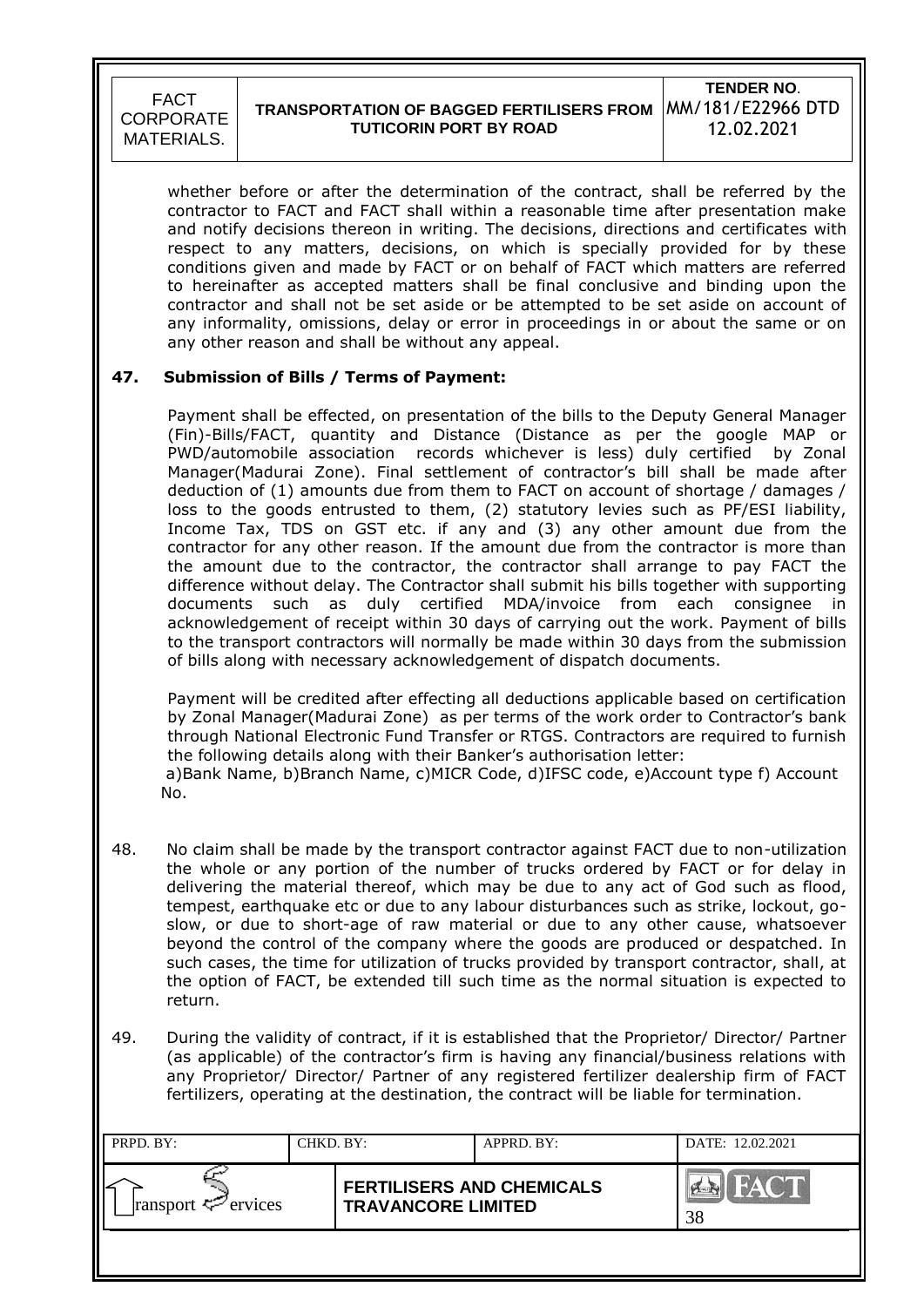whether before or after the determination of the contract, shall be referred by the contractor to FACT and FACT shall within a reasonable time after presentation make and notify decisions thereon in writing. The decisions, directions and certificates with respect to any matters, decisions, on which is specially provided for by these conditions given and made by FACT or on behalf of FACT which matters are referred to hereinafter as accepted matters shall be final conclusive and binding upon the contractor and shall not be set aside or be attempted to be set aside on account of any informality, omissions, delay or error in proceedings in or about the same or on any other reason and shall be without any appeal.

### 47. Submission of Bills / Terms of Payment:

Payment shall be effected, on presentation of the bills to the Deputy General Manager (Fin)-Bills/FACT, quantity and Distance (Distance as per the google MAP or PWD/automobile association records whichever is less) duly certified by Zonal Manager(Madurai Zone). Final settlement of contractor's bill shall be made after deduction of (1) amounts due from them to FACT on account of shortage / damages / loss to the goods entrusted to them, (2) statutory levies such as PF/ESI liability, Income Tax, TDS on GST etc. if any and (3) any other amount due from the contractor for any other reason. If the amount due from the contractor is more than the amount due to the contractor, the contractor shall arrange to pay FACT the difference without delay. The Contractor shall submit his bills together with supporting documents such as duly certified MDA/invoice from each consignee in acknowledgement of receipt within 30 days of carrying out the work. Payment of bills to the transport contractors will normally be made within 30 days from the submission of bills along with necessary acknowledgement of dispatch documents.

Payment will be credited after effecting all deductions applicable based on certification by Zonal Manager(Madurai Zone) as per terms of the work order to Contractor's bank through National Electronic Fund Transfer or RTGS. Contractors are required to furnish the following details along with their Banker's authorisation letter:
a)Bank Name, b)Branch Name, c)MICR Code, d)IFSC code, e)Account type f) Account No.

48. No claim shall be made by the transport contractor against FACT due to non-utilization the whole or any portion of the number of trucks ordered by FACT or for delay in delivering the material thereof, which may be due to any act of God such as flood, tempest, earthquake etc or due to any labour disturbances such as strike, lockout, go-slow, or due to short-age of raw material or due to any other cause, whatsoever beyond the control of the company where the goods are produced or despatched. In such cases, the time for utilization of trucks provided by transport contractor, shall, at the option of FACT, be extended till such time as the normal situation is expected to return.

49. During the validity of contract, if it is established that the Proprietor/ Director/ Partner (as applicable) of the contractor's firm is having any financial/business relations with any Proprietor/ Director/ Partner of any registered fertilizer dealership firm of FACT fertilizers, operating at the destination, the contract will be liable for termination.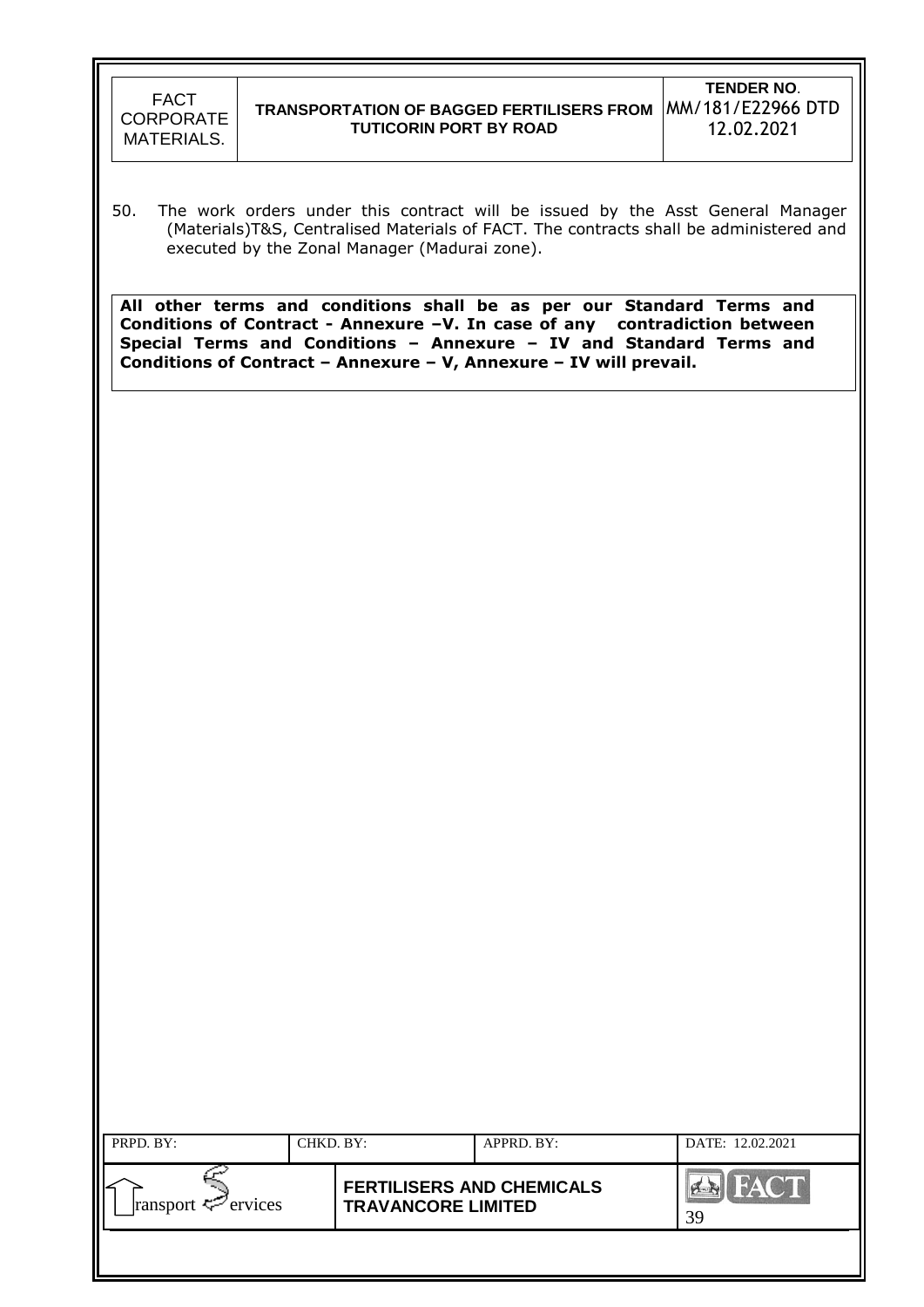50. The work orders under this contract will be issued by the Asst General Manager (Materials)T&S, Centralised Materials of FACT. The contracts shall be administered and executed by the Zonal Manager (Madurai zone).

**All other terms and conditions shall be as per our Standard Terms and Conditions of Contract - Annexure –V. In case of any contradiction between Special Terms and Conditions – Annexure – IV and Standard Terms and Conditions of Contract – Annexure – V, Annexure – IV will prevail.**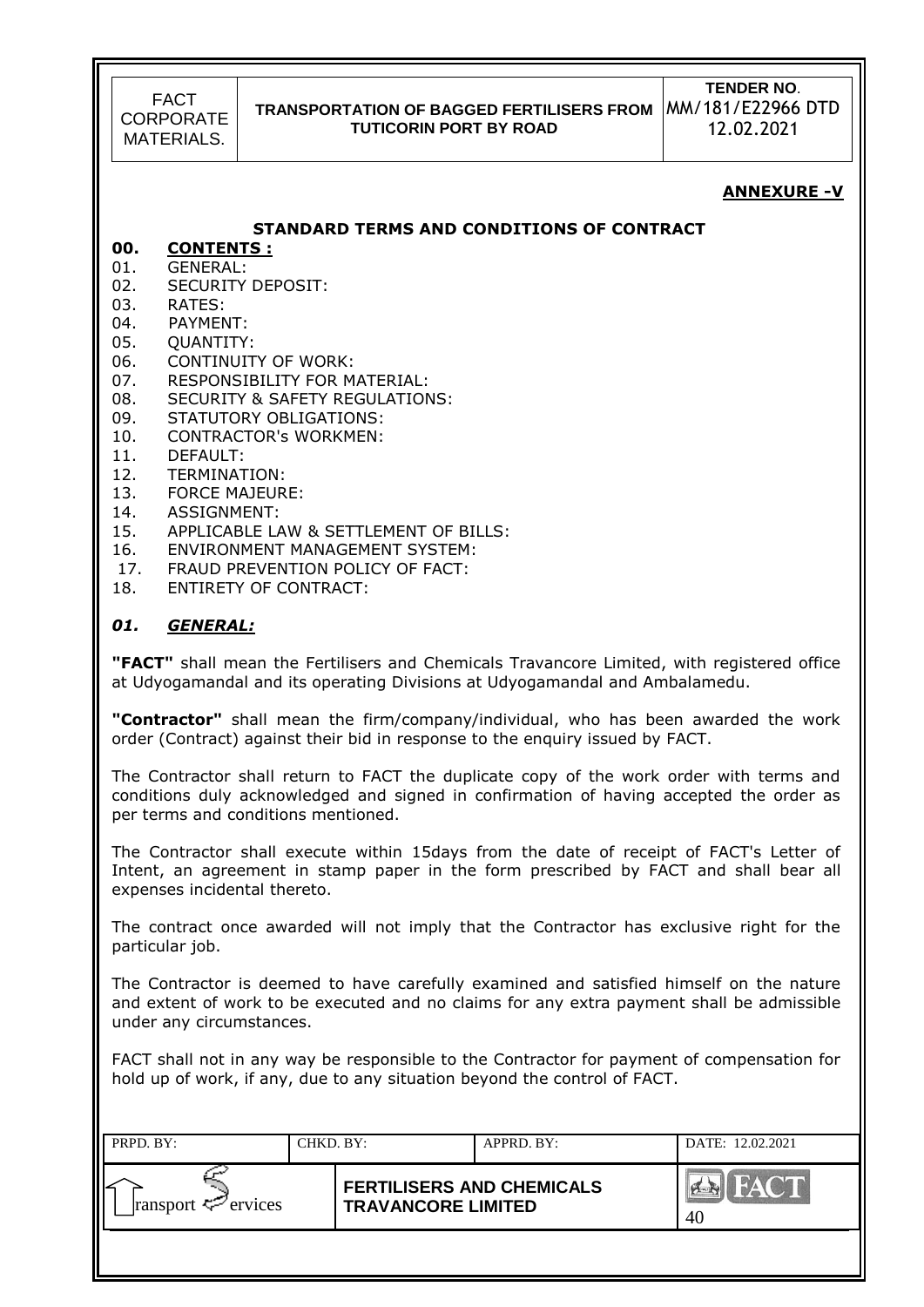**ANNEXURE -V**

## STANDARD TERMS AND CONDITIONS OF CONTRACT

**00. CONTENTS :**

01. GENERAL:
02. SECURITY DEPOSIT:
03. RATES:
04. PAYMENT:
05. QUANTITY:
06. CONTINUITY OF WORK:
07. RESPONSIBILITY FOR MATERIAL:
08. SECURITY & SAFETY REGULATIONS:
09. STATUTORY OBLIGATIONS:
10. CONTRACTOR's WORKMEN:
11. DEFAULT:
12. TERMINATION:
13. FORCE MAJEURE:
14. ASSIGNMENT:
15. APPLICABLE LAW & SETTLEMENT OF BILLS:
16. ENVIRONMENT MANAGEMENT SYSTEM:
17. FRAUD PREVENTION POLICY OF FACT:
18. ENTIRETY OF CONTRACT:

### *01. GENERAL:*

**"FACT"** shall mean the Fertilisers and Chemicals Travancore Limited, with registered office at Udyogamandal and its operating Divisions at Udyogamandal and Ambalamedu.

**"Contractor"** shall mean the firm/company/individual, who has been awarded the work order (Contract) against their bid in response to the enquiry issued by FACT.

The Contractor shall return to FACT the duplicate copy of the work order with terms and conditions duly acknowledged and signed in confirmation of having accepted the order as per terms and conditions mentioned.

The Contractor shall execute within 15days from the date of receipt of FACT's Letter of Intent, an agreement in stamp paper in the form prescribed by FACT and shall bear all expenses incidental thereto.

The contract once awarded will not imply that the Contractor has exclusive right for the particular job.

The Contractor is deemed to have carefully examined and satisfied himself on the nature and extent of work to be executed and no claims for any extra payment shall be admissible under any circumstances.

FACT shall not in any way be responsible to the Contractor for payment of compensation for hold up of work, if any, due to any situation beyond the control of FACT.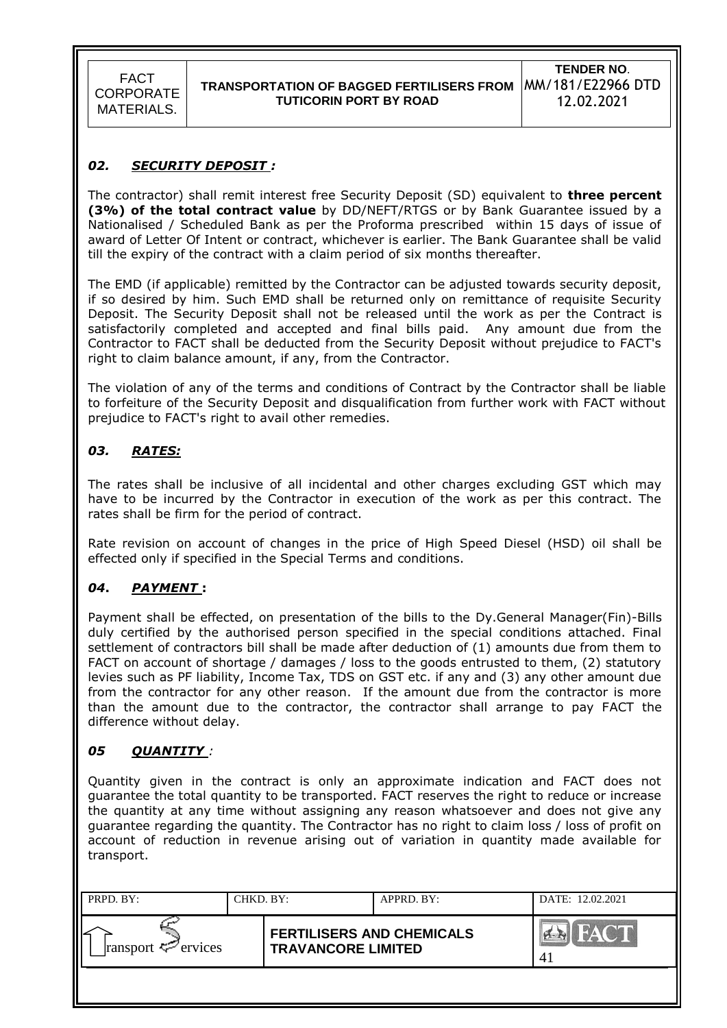## 02. SECURITY DEPOSIT :

The contractor) shall remit interest free Security Deposit (SD) equivalent to **three percent (3%) of the total contract value** by DD/NEFT/RTGS or by Bank Guarantee issued by a Nationalised / Scheduled Bank as per the Proforma prescribed within 15 days of issue of award of Letter Of Intent or contract, whichever is earlier. The Bank Guarantee shall be valid till the expiry of the contract with a claim period of six months thereafter.

The EMD (if applicable) remitted by the Contractor can be adjusted towards security deposit, if so desired by him. Such EMD shall be returned only on remittance of requisite Security Deposit. The Security Deposit shall not be released until the work as per the Contract is satisfactorily completed and accepted and final bills paid. Any amount due from the Contractor to FACT shall be deducted from the Security Deposit without prejudice to FACT's right to claim balance amount, if any, from the Contractor.

The violation of any of the terms and conditions of Contract by the Contractor shall be liable to forfeiture of the Security Deposit and disqualification from further work with FACT without prejudice to FACT's right to avail other remedies.

## 03. RATES:

The rates shall be inclusive of all incidental and other charges excluding GST which may have to be incurred by the Contractor in execution of the work as per this contract. The rates shall be firm for the period of contract.

Rate revision on account of changes in the price of High Speed Diesel (HSD) oil shall be effected only if specified in the Special Terms and conditions.

## 04. PAYMENT :

Payment shall be effected, on presentation of the bills to the Dy.General Manager(Fin)-Bills duly certified by the authorised person specified in the special conditions attached. Final settlement of contractors bill shall be made after deduction of (1) amounts due from them to FACT on account of shortage / damages / loss to the goods entrusted to them, (2) statutory levies such as PF liability, Income Tax, TDS on GST etc. if any and (3) any other amount due from the contractor for any other reason. If the amount due from the contractor is more than the amount due to the contractor, the contractor shall arrange to pay FACT the difference without delay.

## 05 QUANTITY :

Quantity given in the contract is only an approximate indication and FACT does not guarantee the total quantity to be transported. FACT reserves the right to reduce or increase the quantity at any time without assigning any reason whatsoever and does not give any guarantee regarding the quantity. The Contractor has no right to claim loss / loss of profit on account of reduction in revenue arising out of variation in quantity made available for transport.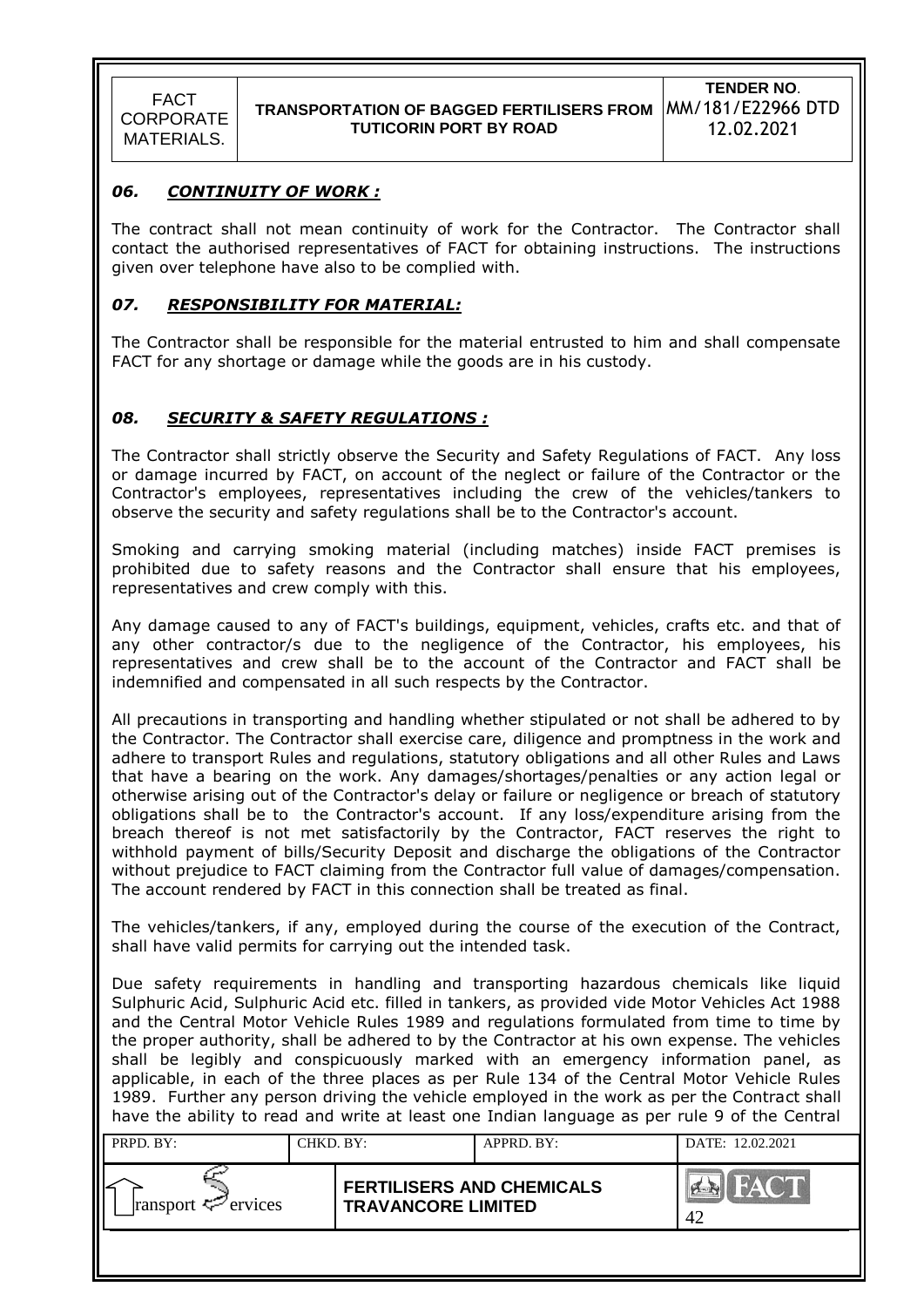### *06. CONTINUITY OF WORK :*

The contract shall not mean continuity of work for the Contractor. The Contractor shall contact the authorised representatives of FACT for obtaining instructions. The instructions given over telephone have also to be complied with.

### *07. RESPONSIBILITY FOR MATERIAL:*

The Contractor shall be responsible for the material entrusted to him and shall compensate FACT for any shortage or damage while the goods are in his custody.

### *08. SECURITY & SAFETY REGULATIONS :*

The Contractor shall strictly observe the Security and Safety Regulations of FACT. Any loss or damage incurred by FACT, on account of the neglect or failure of the Contractor or the Contractor's employees, representatives including the crew of the vehicles/tankers to observe the security and safety regulations shall be to the Contractor's account.

Smoking and carrying smoking material (including matches) inside FACT premises is prohibited due to safety reasons and the Contractor shall ensure that his employees, representatives and crew comply with this.

Any damage caused to any of FACT's buildings, equipment, vehicles, crafts etc. and that of any other contractor/s due to the negligence of the Contractor, his employees, his representatives and crew shall be to the account of the Contractor and FACT shall be indemnified and compensated in all such respects by the Contractor.

All precautions in transporting and handling whether stipulated or not shall be adhered to by the Contractor. The Contractor shall exercise care, diligence and promptness in the work and adhere to transport Rules and regulations, statutory obligations and all other Rules and Laws that have a bearing on the work. Any damages/shortages/penalties or any action legal or otherwise arising out of the Contractor's delay or failure or negligence or breach of statutory obligations shall be to the Contractor's account. If any loss/expenditure arising from the breach thereof is not met satisfactorily by the Contractor, FACT reserves the right to withhold payment of bills/Security Deposit and discharge the obligations of the Contractor without prejudice to FACT claiming from the Contractor full value of damages/compensation. The account rendered by FACT in this connection shall be treated as final.

The vehicles/tankers, if any, employed during the course of the execution of the Contract, shall have valid permits for carrying out the intended task.

Due safety requirements in handling and transporting hazardous chemicals like liquid Sulphuric Acid, Sulphuric Acid etc. filled in tankers, as provided vide Motor Vehicles Act 1988 and the Central Motor Vehicle Rules 1989 and regulations formulated from time to time by the proper authority, shall be adhered to by the Contractor at his own expense. The vehicles shall be legibly and conspicuously marked with an emergency information panel, as applicable, in each of the three places as per Rule 134 of the Central Motor Vehicle Rules 1989. Further any person driving the vehicle employed in the work as per the Contract shall have the ability to read and write at least one Indian language as per rule 9 of the Central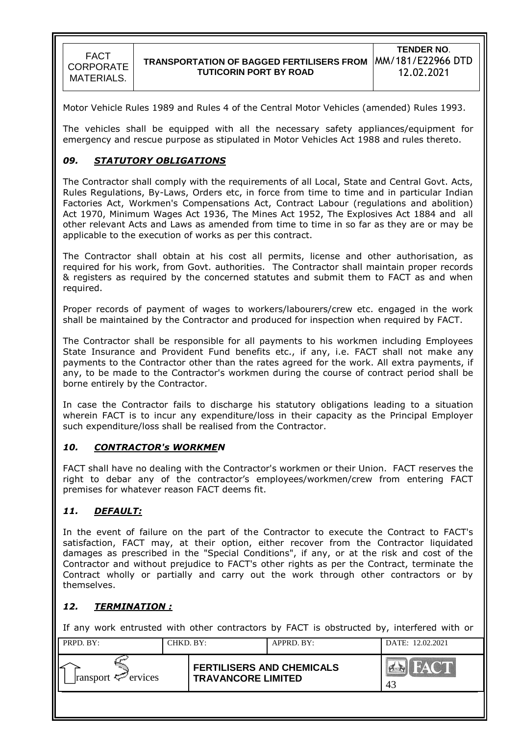Motor Vehicle Rules 1989 and Rules 4 of the Central Motor Vehicles (amended) Rules 1993.

The vehicles shall be equipped with all the necessary safety appliances/equipment for emergency and rescue purpose as stipulated in Motor Vehicles Act 1988 and rules thereto.

## *09. STATUTORY OBLIGATIONS*

The Contractor shall comply with the requirements of all Local, State and Central Govt. Acts, Rules Regulations, By-Laws, Orders etc, in force from time to time and in particular Indian Factories Act, Workmen's Compensations Act, Contract Labour (regulations and abolition) Act 1970, Minimum Wages Act 1936, The Mines Act 1952, The Explosives Act 1884 and all other relevant Acts and Laws as amended from time to time in so far as they are or may be applicable to the execution of works as per this contract.

The Contractor shall obtain at his cost all permits, license and other authorisation, as required for his work, from Govt. authorities. The Contractor shall maintain proper records & registers as required by the concerned statutes and submit them to FACT as and when required.

Proper records of payment of wages to workers/labourers/crew etc. engaged in the work shall be maintained by the Contractor and produced for inspection when required by FACT.

The Contractor shall be responsible for all payments to his workmen including Employees State Insurance and Provident Fund benefits etc., if any, i.e. FACT shall not make any payments to the Contractor other than the rates agreed for the work. All extra payments, if any, to be made to the Contractor's workmen during the course of contract period shall be borne entirely by the Contractor.

In case the Contractor fails to discharge his statutory obligations leading to a situation wherein FACT is to incur any expenditure/loss in their capacity as the Principal Employer such expenditure/loss shall be realised from the Contractor.

## *10. CONTRACTOR's WORKMEN*

FACT shall have no dealing with the Contractor's workmen or their Union. FACT reserves the right to debar any of the contractor's employees/workmen/crew from entering FACT premises for whatever reason FACT deems fit.

## *11. DEFAULT:*

In the event of failure on the part of the Contractor to execute the Contract to FACT's satisfaction, FACT may, at their option, either recover from the Contractor liquidated damages as prescribed in the "Special Conditions", if any, or at the risk and cost of the Contractor and without prejudice to FACT's other rights as per the Contract, terminate the Contract wholly or partially and carry out the work through other contractors or by themselves.

## *12. TERMINATION :*

If any work entrusted with other contractors by FACT is obstructed by, interfered with or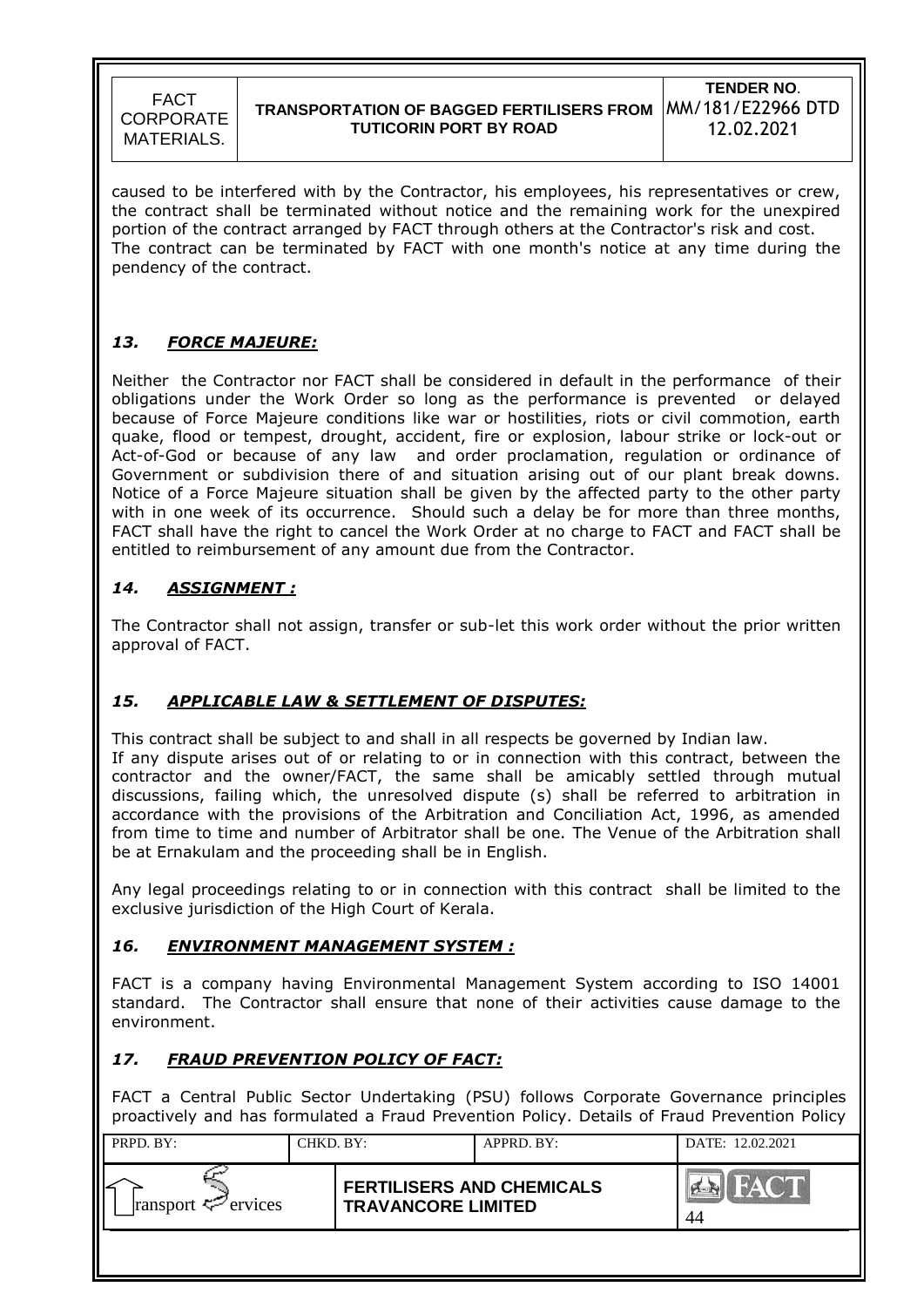caused to be interfered with by the Contractor, his employees, his representatives or crew, the contract shall be terminated without notice and the remaining work for the unexpired portion of the contract arranged by FACT through others at the Contractor's risk and cost. The contract can be terminated by FACT with one month's notice at any time during the pendency of the contract.

### *13. FORCE MAJEURE:*

Neither the Contractor nor FACT shall be considered in default in the performance of their obligations under the Work Order so long as the performance is prevented or delayed because of Force Majeure conditions like war or hostilities, riots or civil commotion, earth quake, flood or tempest, drought, accident, fire or explosion, labour strike or lock-out or Act-of-God or because of any law and order proclamation, regulation or ordinance of Government or subdivision there of and situation arising out of our plant break downs. Notice of a Force Majeure situation shall be given by the affected party to the other party with in one week of its occurrence. Should such a delay be for more than three months, FACT shall have the right to cancel the Work Order at no charge to FACT and FACT shall be entitled to reimbursement of any amount due from the Contractor.

### *14. ASSIGNMENT :*

The Contractor shall not assign, transfer or sub-let this work order without the prior written approval of FACT.

### *15. APPLICABLE LAW & SETTLEMENT OF DISPUTES:*

This contract shall be subject to and shall in all respects be governed by Indian law.
If any dispute arises out of or relating to or in connection with this contract, between the contractor and the owner/FACT, the same shall be amicably settled through mutual discussions, failing which, the unresolved dispute (s) shall be referred to arbitration in accordance with the provisions of the Arbitration and Conciliation Act, 1996, as amended from time to time and number of Arbitrator shall be one. The Venue of the Arbitration shall be at Ernakulam and the proceeding shall be in English.

Any legal proceedings relating to or in connection with this contract shall be limited to the exclusive jurisdiction of the High Court of Kerala.

### *16. ENVIRONMENT MANAGEMENT SYSTEM :*

FACT is a company having Environmental Management System according to ISO 14001 standard. The Contractor shall ensure that none of their activities cause damage to the environment.

### *17. FRAUD PREVENTION POLICY OF FACT:*

FACT a Central Public Sector Undertaking (PSU) follows Corporate Governance principles proactively and has formulated a Fraud Prevention Policy. Details of Fraud Prevention Policy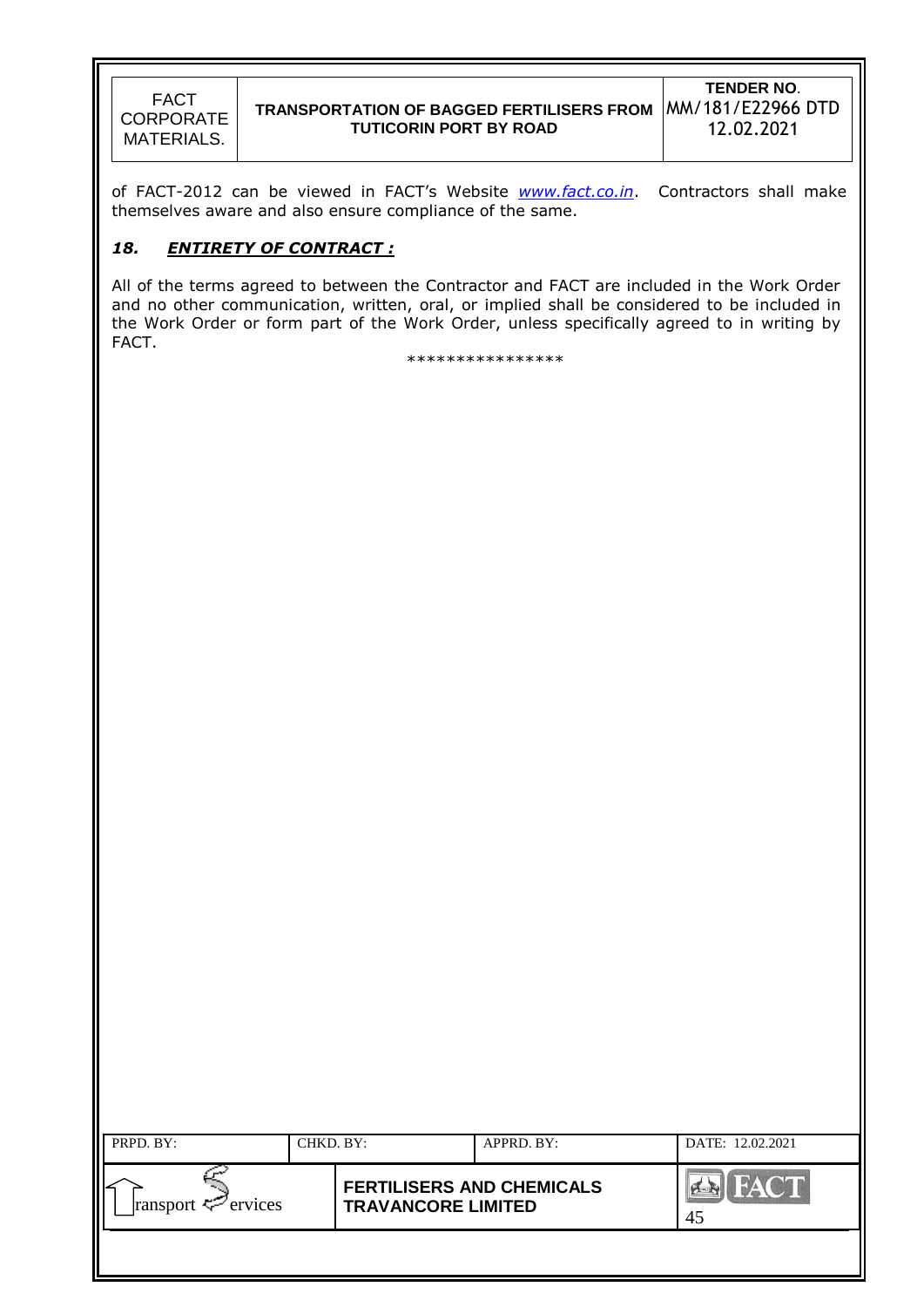of FACT-2012 can be viewed in FACT's Website [www.fact.co.in](http://www.fact.co.in). Contractors shall make themselves aware and also ensure compliance of the same.

### ***18. ENTIRETY OF CONTRACT :***

All of the terms agreed to between the Contractor and FACT are included in the Work Order and no other communication, written, oral, or implied shall be considered to be included in the Work Order or form part of the Work Order, unless specifically agreed to in writing by FACT.

****************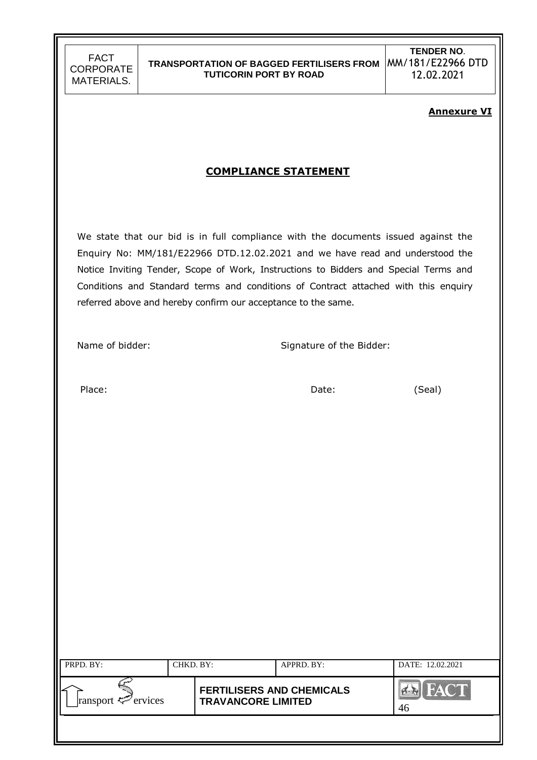**Annexure VI**

## COMPLIANCE STATEMENT

We state that our bid is in full compliance with the documents issued against the Enquiry No: MM/181/E22966 DTD.12.02.2021 and we have read and understood the Notice Inviting Tender, Scope of Work, Instructions to Bidders and Special Terms and Conditions and Standard terms and conditions of Contract attached with this enquiry referred above and hereby confirm our acceptance to the same.

Name of bidder: Signature of the Bidder:

Place: Date: (Seal)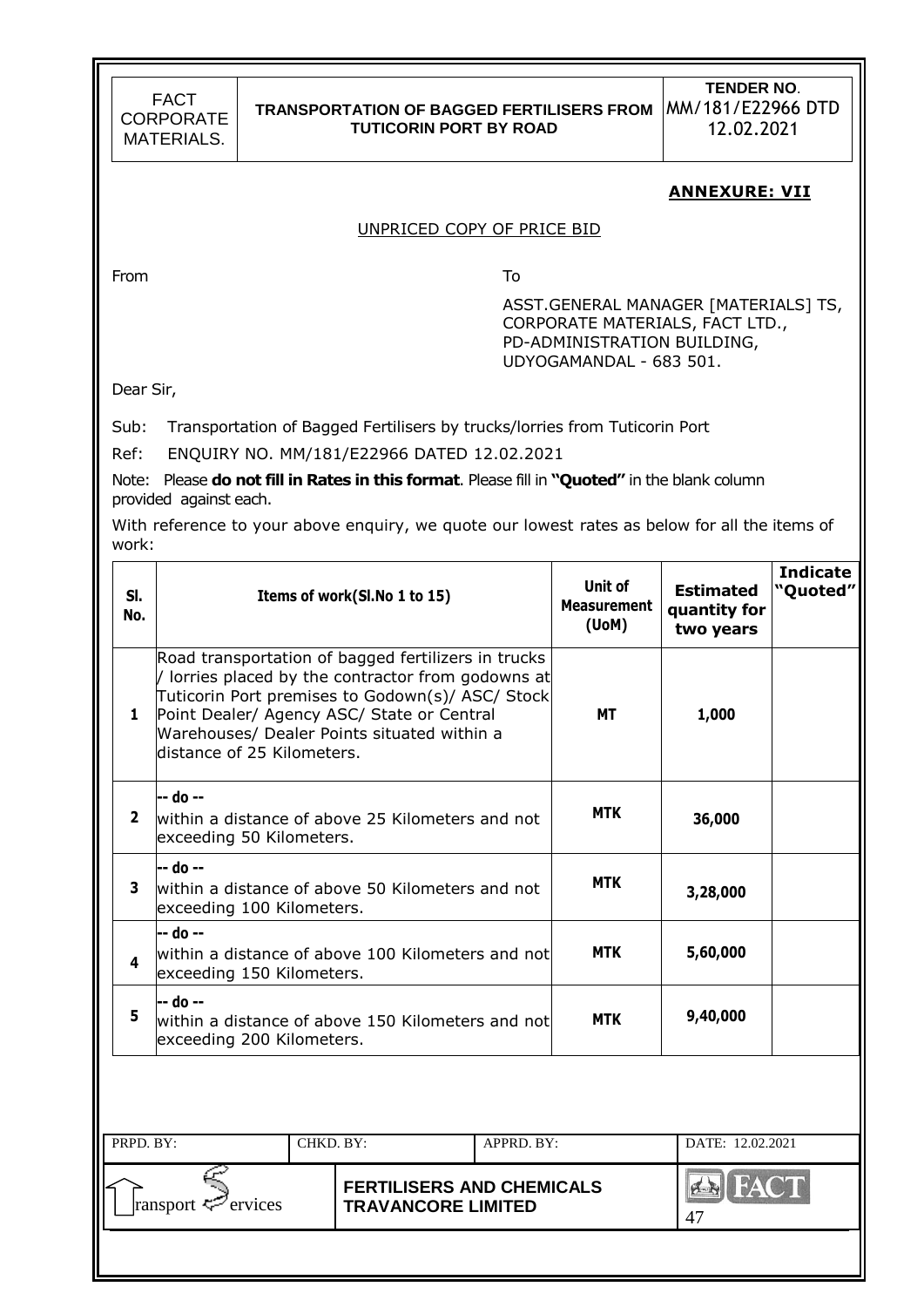## ANNEXURE: VII

UNPRICED COPY OF PRICE BID

From

To

ASST.GENERAL MANAGER [MATERIALS] TS,
CORPORATE MATERIALS, FACT LTD.,
PD-ADMINISTRATION BUILDING,
UDYOGAMANDAL - 683 501.

Dear Sir,

Sub: Transportation of Bagged Fertilisers by trucks/lorries from Tuticorin Port

Ref: ENQUIRY NO. MM/181/E22966 DATED 12.02.2021

Note: Please **do not fill in Rates in this format**. Please fill in **"Quoted"** in the blank column provided against each.

With reference to your above enquiry, we quote our lowest rates as below for all the items of work:

| Sl. No. | Items of work(Sl.No 1 to 15) | Unit of Measurement (UoM) | Estimated quantity for two years | Indicate "Quoted" |
|---|---|---|---|---|
| 1 | Road transportation of bagged fertilizers in trucks / lorries placed by the contractor from godowns at Tuticorin Port premises to Godown(s)/ ASC/ Stock Point Dealer/ Agency ASC/ State or Central Warehouses/ Dealer Points situated within a distance of 25 Kilometers. | MT | 1,000 | |
| 2 | -- do -- within a distance of above 25 Kilometers and not exceeding 50 Kilometers. | MTK | 36,000 | |
| 3 | -- do -- within a distance of above 50 Kilometers and not exceeding 100 Kilometers. | MTK | 3,28,000 | |
| 4 | -- do -- within a distance of above 100 Kilometers and not exceeding 150 Kilometers. | MTK | 5,60,000 | |
| 5 | -- do -- within a distance of above 150 Kilometers and not exceeding 200 Kilometers. | MTK | 9,40,000 | |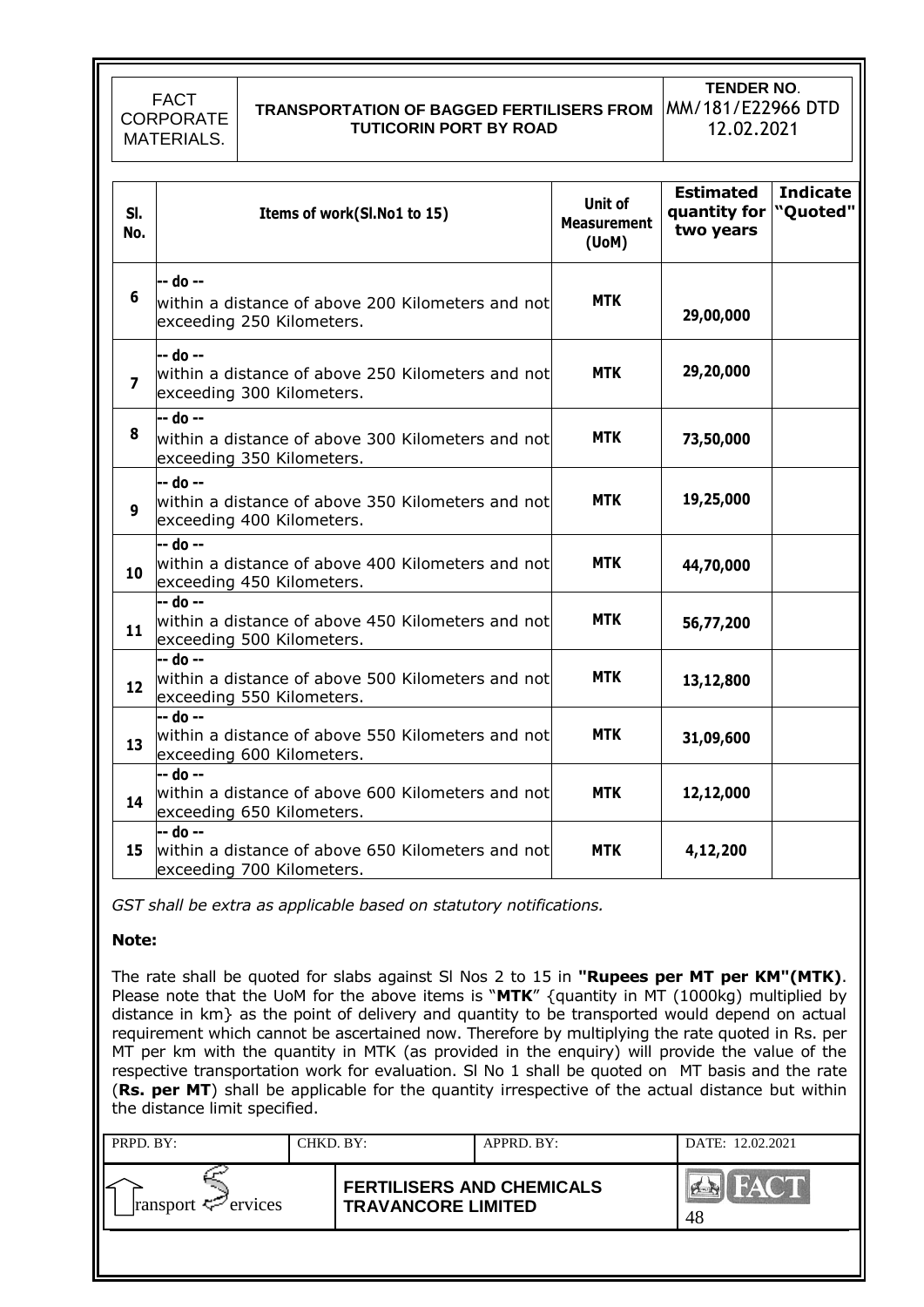| Sl. No. | Items of work(Sl.No1 to 15) | Unit of Measurement (UoM) | Estimated quantity for two years | Indicate "Quoted" |
|---|---|---|---|---|
| 6 | -- do -- within a distance of above 200 Kilometers and not exceeding 250 Kilometers. | MTK | 29,00,000 | |
| 7 | -- do -- within a distance of above 250 Kilometers and not exceeding 300 Kilometers. | MTK | 29,20,000 | |
| 8 | -- do -- within a distance of above 300 Kilometers and not exceeding 350 Kilometers. | MTK | 73,50,000 | |
| 9 | -- do -- within a distance of above 350 Kilometers and not exceeding 400 Kilometers. | MTK | 19,25,000 | |
| 10 | -- do -- within a distance of above 400 Kilometers and not exceeding 450 Kilometers. | MTK | 44,70,000 | |
| 11 | -- do -- within a distance of above 450 Kilometers and not exceeding 500 Kilometers. | MTK | 56,77,200 | |
| 12 | -- do -- within a distance of above 500 Kilometers and not exceeding 550 Kilometers. | MTK | 13,12,800 | |
| 13 | -- do -- within a distance of above 550 Kilometers and not exceeding 600 Kilometers. | MTK | 31,09,600 | |
| 14 | -- do -- within a distance of above 600 Kilometers and not exceeding 650 Kilometers. | MTK | 12,12,000 | |
| 15 | -- do -- within a distance of above 650 Kilometers and not exceeding 700 Kilometers. | MTK | 4,12,200 | |

*GST shall be extra as applicable based on statutory notifications.*

**Note:**

The rate shall be quoted for slabs against Sl Nos 2 to 15 in **"Rupees per MT per KM"(MTK)**. Please note that the UoM for the above items is "**MTK**" {quantity in MT (1000kg) multiplied by distance in km} as the point of delivery and quantity to be transported would depend on actual requirement which cannot be ascertained now. Therefore by multiplying the rate quoted in Rs. per MT per km with the quantity in MTK (as provided in the enquiry) will provide the value of the respective transportation work for evaluation. Sl No 1 shall be quoted on MT basis and the rate (**Rs. per MT**) shall be applicable for the quantity irrespective of the actual distance but within the distance limit specified.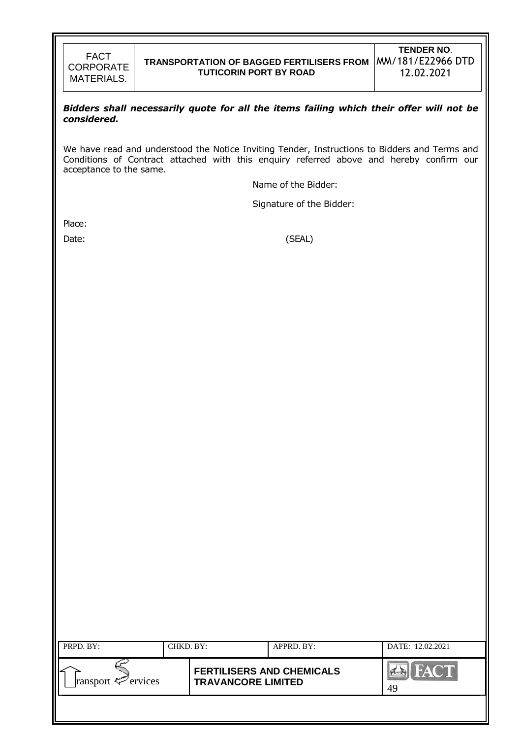***Bidders shall necessarily quote for all the items failing which their offer will not be considered.***

We have read and understood the Notice Inviting Tender, Instructions to Bidders and Terms and Conditions of Contract attached with this enquiry referred above and hereby confirm our acceptance to the same.

Name of the Bidder:

Signature of the Bidder:

Place:

Date: (SEAL)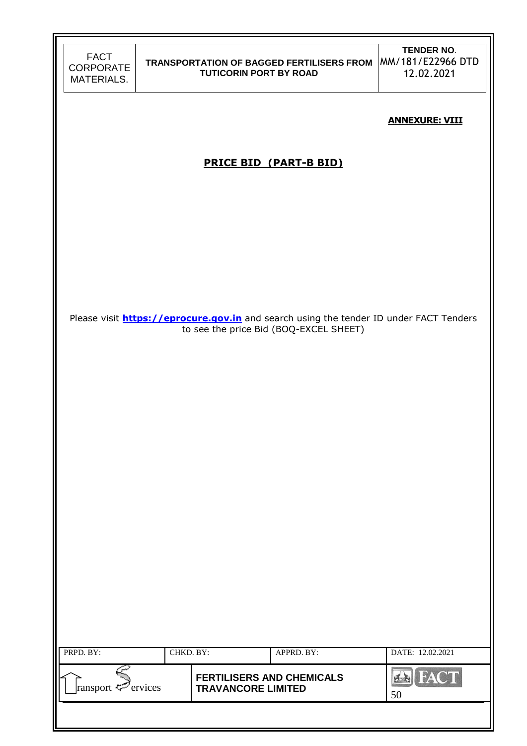**ANNEXURE: VIII**

## PRICE BID (PART-B BID)

Please visit **https://eprocure.gov.in** and search using the tender ID under FACT Tenders to see the price Bid (BOQ-EXCEL SHEET)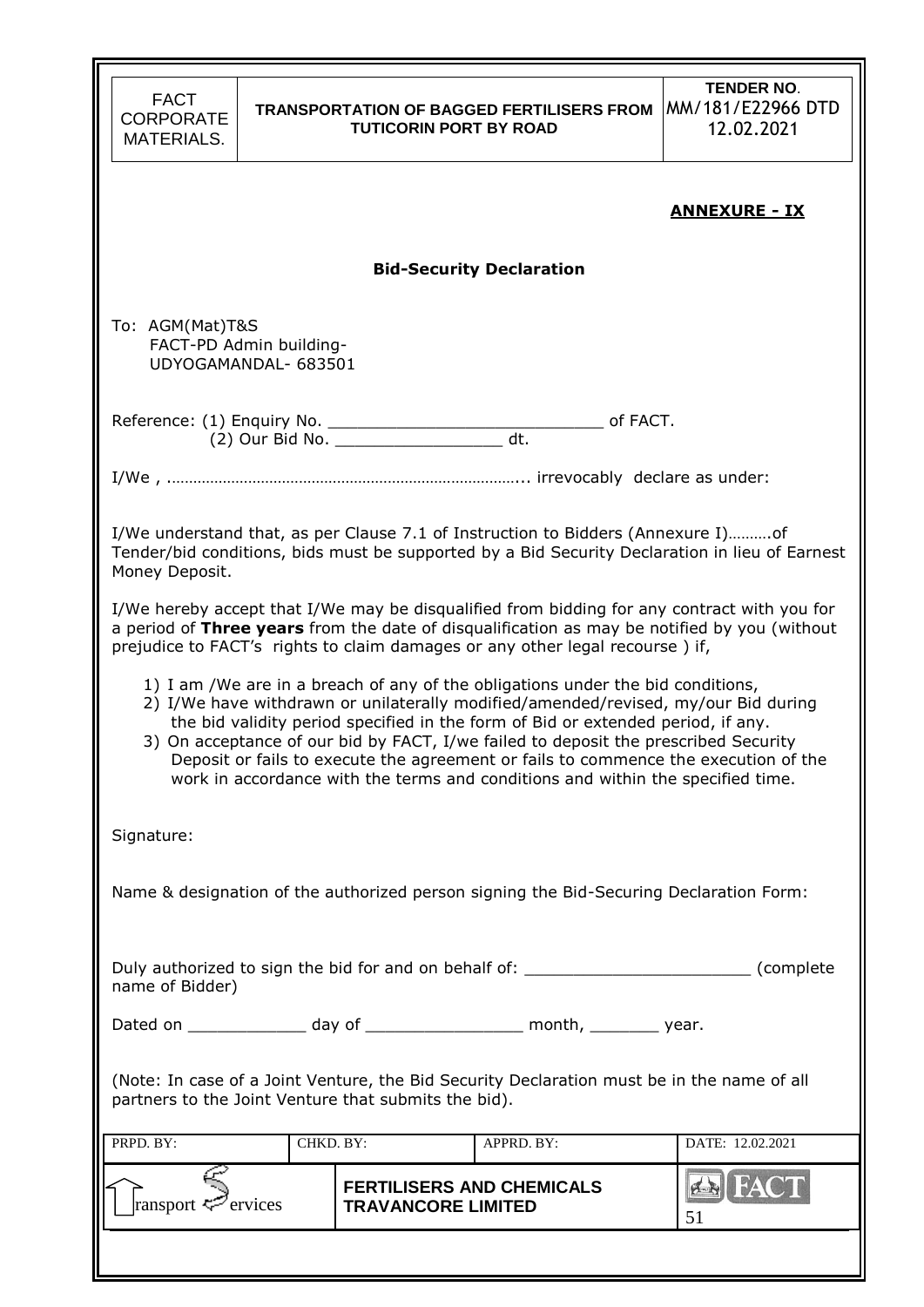**ANNEXURE - IX**

## Bid-Security Declaration

To: AGM(Mat)T&S
FACT-PD Admin building-
UDYOGAMANDAL- 683501

Reference: (1) Enquiry No. ____________________________ of FACT.
(2) Our Bid No. _________________ dt.

I/We , ………………………………………………………………………... irrevocably declare as under:

I/We understand that, as per Clause 7.1 of Instruction to Bidders (Annexure I)……….of Tender/bid conditions, bids must be supported by a Bid Security Declaration in lieu of Earnest Money Deposit.

I/We hereby accept that I/We may be disqualified from bidding for any contract with you for a period of **Three years** from the date of disqualification as may be notified by you (without prejudice to FACT's rights to claim damages or any other legal recourse ) if,

1) I am /We are in a breach of any of the obligations under the bid conditions,
2) I/We have withdrawn or unilaterally modified/amended/revised, my/our Bid during the bid validity period specified in the form of Bid or extended period, if any.
3) On acceptance of our bid by FACT, I/we failed to deposit the prescribed Security Deposit or fails to execute the agreement or fails to commence the execution of the work in accordance with the terms and conditions and within the specified time.

Signature:

Name & designation of the authorized person signing the Bid-Securing Declaration Form:

Duly authorized to sign the bid for and on behalf of: _______________________ (complete name of Bidder)

Dated on ____________ day of ________________ month, _______ year.

(Note: In case of a Joint Venture, the Bid Security Declaration must be in the name of all partners to the Joint Venture that submits the bid).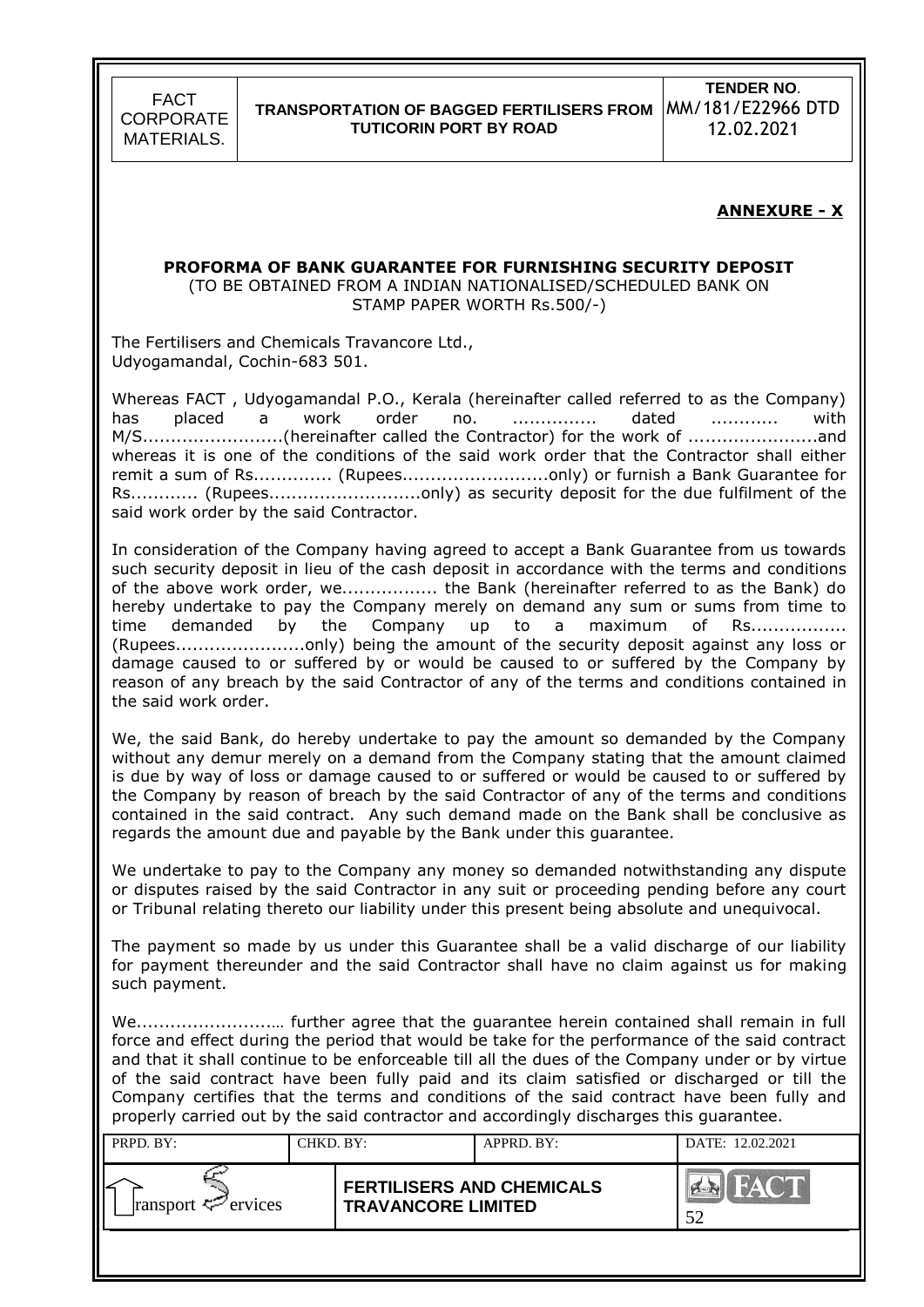**ANNEXURE - X**

**PROFORMA OF BANK GUARANTEE FOR FURNISHING SECURITY DEPOSIT**

(TO BE OBTAINED FROM A INDIAN NATIONALISED/SCHEDULED BANK ON STAMP PAPER WORTH Rs.500/-)

The Fertilisers and Chemicals Travancore Ltd.,
Udyogamandal, Cochin-683 501.

Whereas FACT , Udyogamandal P.O., Kerala (hereinafter called referred to as the Company) has placed a work order no. ............... dated ........... with M/S.........................(hereinafter called the Contractor) for the work of .......................and whereas it is one of the conditions of the said work order that the Contractor shall either remit a sum of Rs............. (Rupees..........................only) or furnish a Bank Guarantee for Rs............ (Rupees...........................only) as security deposit for the due fulfilment of the said work order by the said Contractor.

In consideration of the Company having agreed to accept a Bank Guarantee from us towards such security deposit in lieu of the cash deposit in accordance with the terms and conditions of the above work order, we................ the Bank (hereinafter referred to as the Bank) do hereby undertake to pay the Company merely on demand any sum or sums from time to time demanded by the Company up to a maximum of Rs................ (Rupees.......................only) being the amount of the security deposit against any loss or damage caused to or suffered by or would be caused to or suffered by the Company by reason of any breach by the said Contractor of any of the terms and conditions contained in the said work order.

We, the said Bank, do hereby undertake to pay the amount so demanded by the Company without any demur merely on a demand from the Company stating that the amount claimed is due by way of loss or damage caused to or suffered or would be caused to or suffered by the Company by reason of breach by the said Contractor of any of the terms and conditions contained in the said contract. Any such demand made on the Bank shall be conclusive as regards the amount due and payable by the Bank under this guarantee.

We undertake to pay to the Company any money so demanded notwithstanding any dispute or disputes raised by the said Contractor in any suit or proceeding pending before any court or Tribunal relating thereto our liability under this present being absolute and unequivocal.

The payment so made by us under this Guarantee shall be a valid discharge of our liability for payment thereunder and the said Contractor shall have no claim against us for making such payment.

We.........................… further agree that the guarantee herein contained shall remain in full force and effect during the period that would be take for the performance of the said contract and that it shall continue to be enforceable till all the dues of the Company under or by virtue of the said contract have been fully paid and its claim satisfied or discharged or till the Company certifies that the terms and conditions of the said contract have been fully and properly carried out by the said contractor and accordingly discharges this guarantee.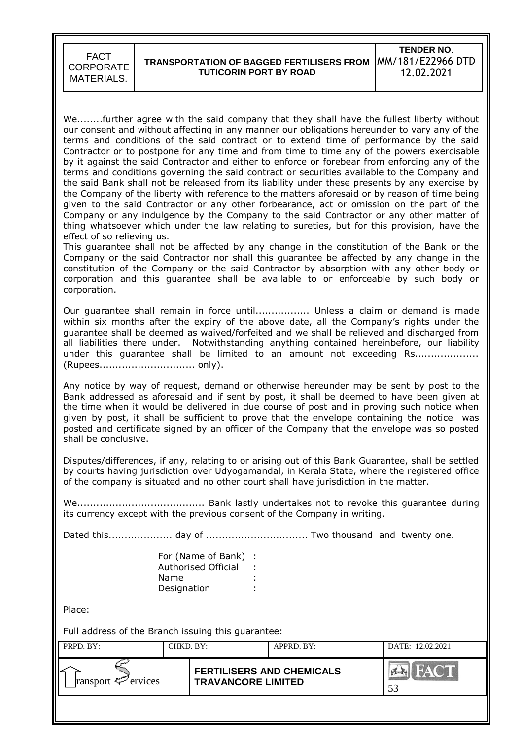We........further agree with the said company that they shall have the fullest liberty without our consent and without affecting in any manner our obligations hereunder to vary any of the terms and conditions of the said contract or to extend time of performance by the said Contractor or to postpone for any time and from time to time any of the powers exercisable by it against the said Contractor and either to enforce or forebear from enforcing any of the terms and conditions governing the said contract or securities available to the Company and the said Bank shall not be released from its liability under these presents by any exercise by the Company of the liberty with reference to the matters aforesaid or by reason of time being given to the said Contractor or any other forbearance, act or omission on the part of the Company or any indulgence by the Company to the said Contractor or any other matter of thing whatsoever which under the law relating to sureties, but for this provision, have the effect of so relieving us.

This guarantee shall not be affected by any change in the constitution of the Bank or the Company or the said Contractor nor shall this guarantee be affected by any change in the constitution of the Company or the said Contractor by absorption with any other body or corporation and this guarantee shall be available to or enforceable by such body or corporation.

Our guarantee shall remain in force until................. Unless a claim or demand is made within six months after the expiry of the above date, all the Company's rights under the guarantee shall be deemed as waived/forfeited and we shall be relieved and discharged from all liabilities there under. Notwithstanding anything contained hereinbefore, our liability under this guarantee shall be limited to an amount not exceeding Rs.................... (Rupees.............................. only).

Any notice by way of request, demand or otherwise hereunder may be sent by post to the Bank addressed as aforesaid and if sent by post, it shall be deemed to have been given at the time when it would be delivered in due course of post and in proving such notice when given by post, it shall be sufficient to prove that the envelope containing the notice was posted and certificate signed by an officer of the Company that the envelope was so posted shall be conclusive.

Disputes/differences, if any, relating to or arising out of this Bank Guarantee, shall be settled by courts having jurisdiction over Udyogamandal, in Kerala State, where the registered office of the company is situated and no other court shall have jurisdiction in the matter.

We........................................ Bank lastly undertakes not to revoke this guarantee during its currency except with the previous consent of the Company in writing.

Dated this.................... day of ................................ Two thousand and twenty one.

For (Name of Bank) :
Authorised Official :
Name :
Designation :

Place:

Full address of the Branch issuing this guarantee: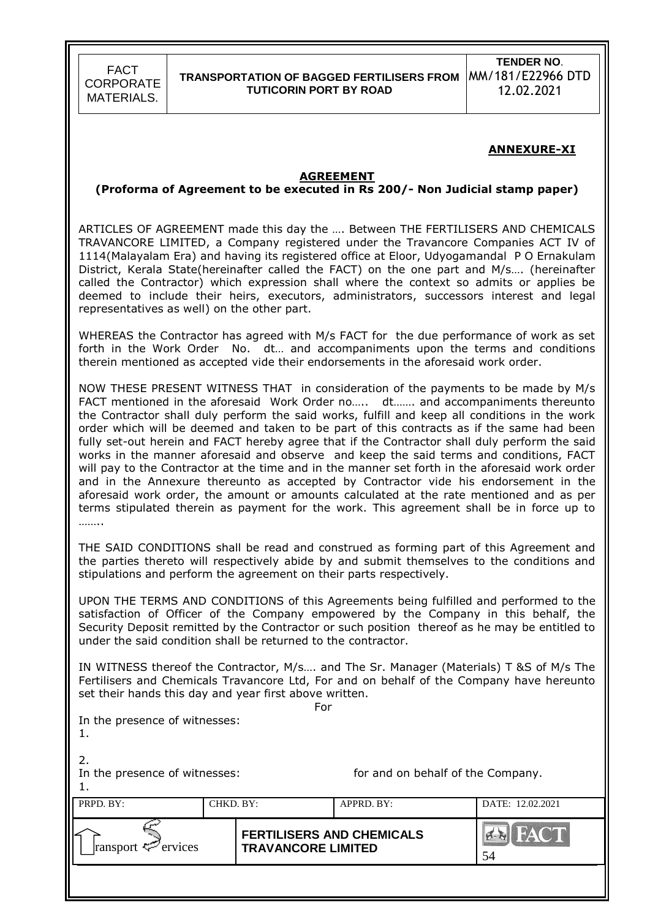**ANNEXURE-XI**

**AGREEMENT**

**(Proforma of Agreement to be executed in Rs 200/- Non Judicial stamp paper)**

ARTICLES OF AGREEMENT made this day the …. Between THE FERTILISERS AND CHEMICALS TRAVANCORE LIMITED, a Company registered under the Travancore Companies ACT IV of 1114(Malayalam Era) and having its registered office at Eloor, Udyogamandal P O Ernakulam District, Kerala State(hereinafter called the FACT) on the one part and M/s…. (hereinafter called the Contractor) which expression shall where the context so admits or applies be deemed to include their heirs, executors, administrators, successors interest and legal representatives as well) on the other part.

WHEREAS the Contractor has agreed with M/s FACT for the due performance of work as set forth in the Work Order No. dt… and accompaniments upon the terms and conditions therein mentioned as accepted vide their endorsements in the aforesaid work order.

NOW THESE PRESENT WITNESS THAT in consideration of the payments to be made by M/s FACT mentioned in the aforesaid Work Order no….. dt……. and accompaniments thereunto the Contractor shall duly perform the said works, fulfill and keep all conditions in the work order which will be deemed and taken to be part of this contracts as if the same had been fully set-out herein and FACT hereby agree that if the Contractor shall duly perform the said works in the manner aforesaid and observe and keep the said terms and conditions, FACT will pay to the Contractor at the time and in the manner set forth in the aforesaid work order and in the Annexure thereunto as accepted by Contractor vide his endorsement in the aforesaid work order, the amount or amounts calculated at the rate mentioned and as per terms stipulated therein as payment for the work. This agreement shall be in force up to ……..

THE SAID CONDITIONS shall be read and construed as forming part of this Agreement and the parties thereto will respectively abide by and submit themselves to the conditions and stipulations and perform the agreement on their parts respectively.

UPON THE TERMS AND CONDITIONS of this Agreements being fulfilled and performed to the satisfaction of Officer of the Company empowered by the Company in this behalf, the Security Deposit remitted by the Contractor or such position thereof as he may be entitled to under the said condition shall be returned to the contractor.

IN WITNESS thereof the Contractor, M/s…. and The Sr. Manager (Materials) T &S of M/s The Fertilisers and Chemicals Travancore Ltd, For and on behalf of the Company have hereunto set their hands this day and year first above written.

For

In the presence of witnesses:

1.

2.

In the presence of witnesses: for and on behalf of the Company.

1.

| PRPD. BY: | CHKD. BY: | APPRD. BY: | DATE: 12.02.2021 |
|---|---|---|---|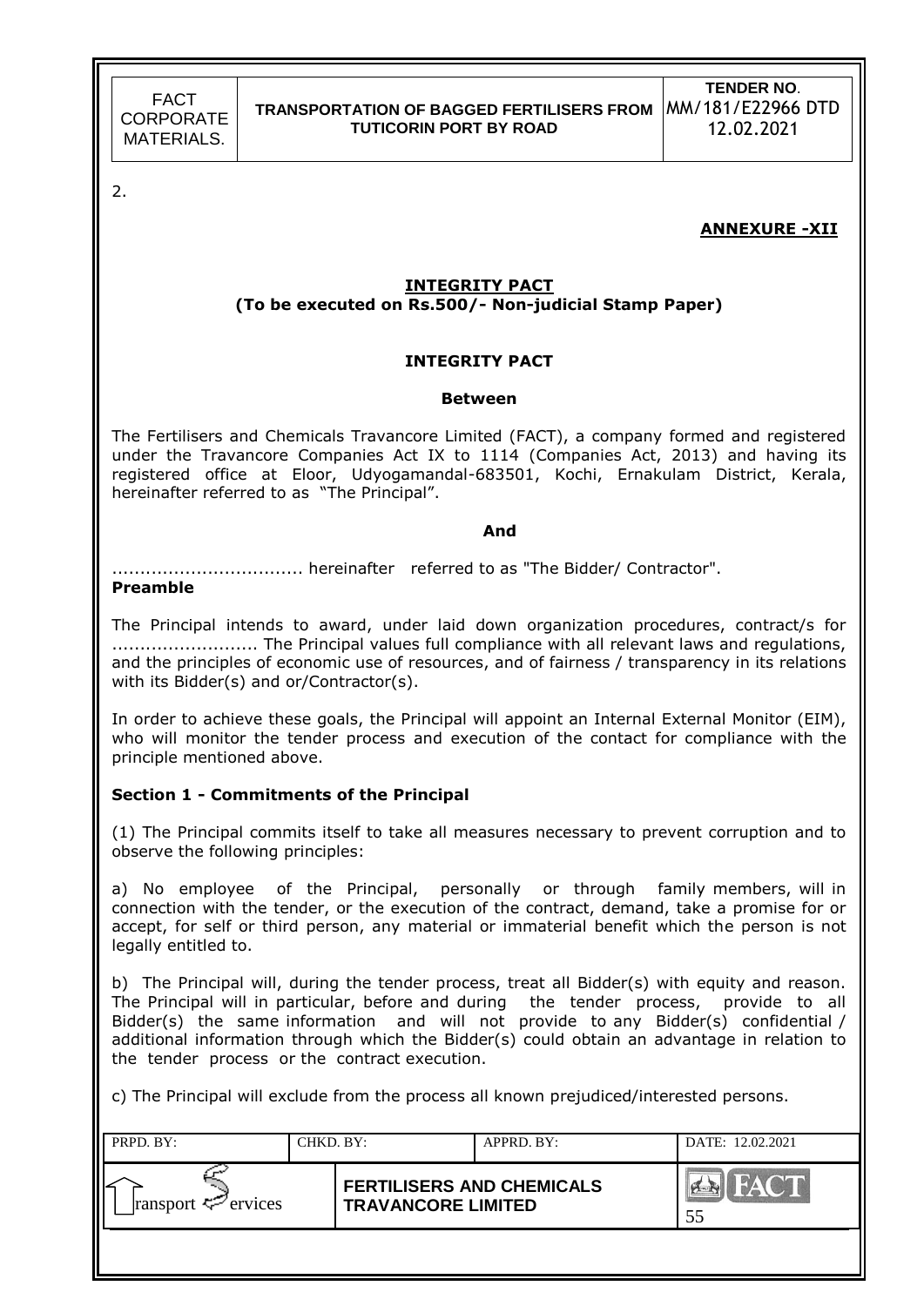2.

**ANNEXURE -XII**

## INTEGRITY PACT
**(To be executed on Rs.500/- Non-judicial Stamp Paper)**

## INTEGRITY PACT

**Between**

The Fertilisers and Chemicals Travancore Limited (FACT), a company formed and registered under the Travancore Companies Act IX to 1114 (Companies Act, 2013) and having its registered office at Eloor, Udyogamandal-683501, Kochi, Ernakulam District, Kerala, hereinafter referred to as "The Principal".

**And**

................................. hereinafter referred to as "The Bidder/ Contractor".

**Preamble**

The Principal intends to award, under laid down organization procedures, contract/s for .......................... The Principal values full compliance with all relevant laws and regulations, and the principles of economic use of resources, and of fairness / transparency in its relations with its Bidder(s) and or/Contractor(s).

In order to achieve these goals, the Principal will appoint an Internal External Monitor (EIM), who will monitor the tender process and execution of the contact for compliance with the principle mentioned above.

### Section 1 - Commitments of the Principal

(1) The Principal commits itself to take all measures necessary to prevent corruption and to observe the following principles:

a) No employee of the Principal, personally or through family members, will in connection with the tender, or the execution of the contract, demand, take a promise for or accept, for self or third person, any material or immaterial benefit which the person is not legally entitled to.

b) The Principal will, during the tender process, treat all Bidder(s) with equity and reason. The Principal will in particular, before and during the tender process, provide to all Bidder(s) the same information and will not provide to any Bidder(s) confidential / additional information through which the Bidder(s) could obtain an advantage in relation to the tender process or the contract execution.

c) The Principal will exclude from the process all known prejudiced/interested persons.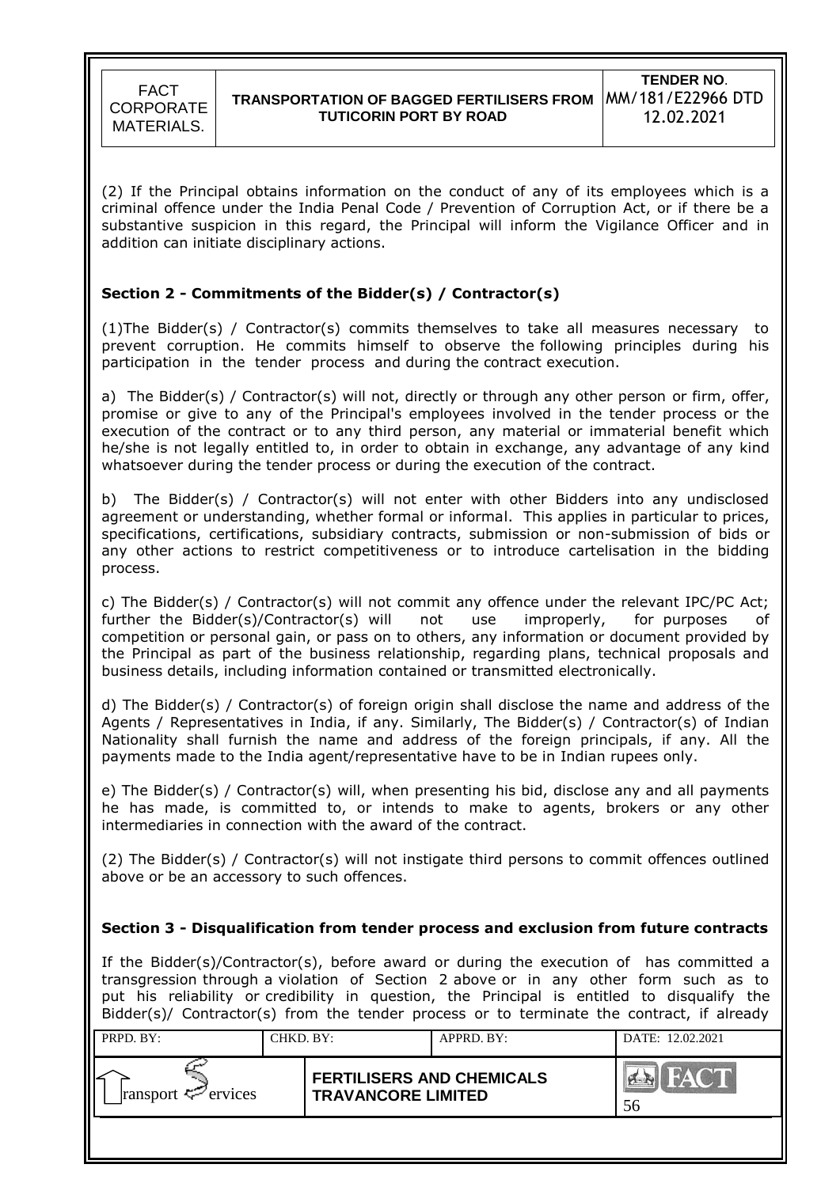(2) If the Principal obtains information on the conduct of any of its employees which is a criminal offence under the India Penal Code / Prevention of Corruption Act, or if there be a substantive suspicion in this regard, the Principal will inform the Vigilance Officer and in addition can initiate disciplinary actions.

**Section 2 - Commitments of the Bidder(s) / Contractor(s)**

(1)The Bidder(s) / Contractor(s) commits themselves to take all measures necessary to prevent corruption. He commits himself to observe the following principles during his participation in the tender process and during the contract execution.

a) The Bidder(s) / Contractor(s) will not, directly or through any other person or firm, offer, promise or give to any of the Principal's employees involved in the tender process or the execution of the contract or to any third person, any material or immaterial benefit which he/she is not legally entitled to, in order to obtain in exchange, any advantage of any kind whatsoever during the tender process or during the execution of the contract.

b) The Bidder(s) / Contractor(s) will not enter with other Bidders into any undisclosed agreement or understanding, whether formal or informal. This applies in particular to prices, specifications, certifications, subsidiary contracts, submission or non-submission of bids or any other actions to restrict competitiveness or to introduce cartelisation in the bidding process.

c) The Bidder(s) / Contractor(s) will not commit any offence under the relevant IPC/PC Act; further the Bidder(s)/Contractor(s) will not use improperly, for purposes of competition or personal gain, or pass on to others, any information or document provided by the Principal as part of the business relationship, regarding plans, technical proposals and business details, including information contained or transmitted electronically.

d) The Bidder(s) / Contractor(s) of foreign origin shall disclose the name and address of the Agents / Representatives in India, if any. Similarly, The Bidder(s) / Contractor(s) of Indian Nationality shall furnish the name and address of the foreign principals, if any. All the payments made to the India agent/representative have to be in Indian rupees only.

e) The Bidder(s) / Contractor(s) will, when presenting his bid, disclose any and all payments he has made, is committed to, or intends to make to agents, brokers or any other intermediaries in connection with the award of the contract.

(2) The Bidder(s) / Contractor(s) will not instigate third persons to commit offences outlined above or be an accessory to such offences.

**Section 3 - Disqualification from tender process and exclusion from future contracts**

If the Bidder(s)/Contractor(s), before award or during the execution of has committed a transgression through a violation of Section 2 above or in any other form such as to put his reliability or credibility in question, the Principal is entitled to disqualify the Bidder(s)/ Contractor(s) from the tender process or to terminate the contract, if already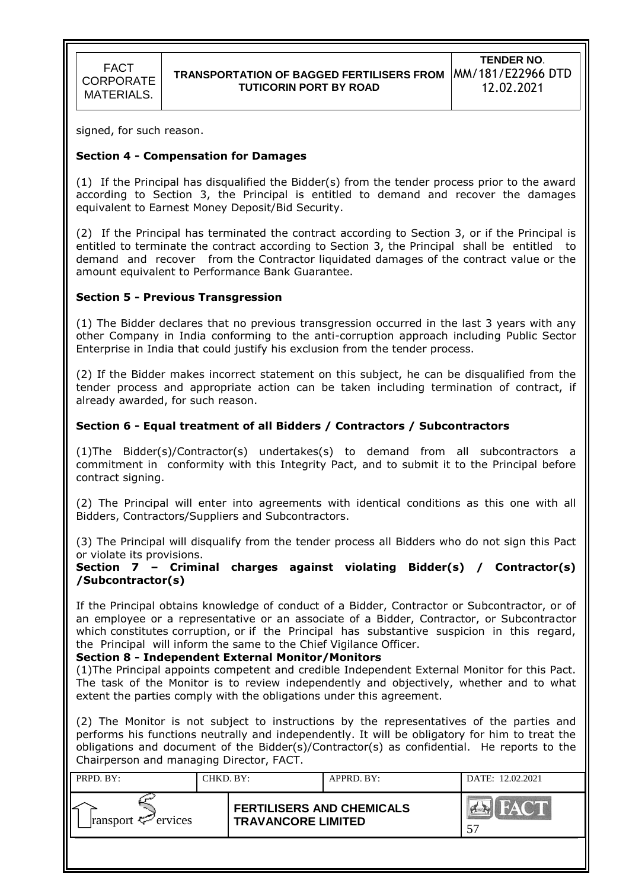signed, for such reason.

**Section 4 - Compensation for Damages**

(1) If the Principal has disqualified the Bidder(s) from the tender process prior to the award according to Section 3, the Principal is entitled to demand and recover the damages equivalent to Earnest Money Deposit/Bid Security.

(2) If the Principal has terminated the contract according to Section 3, or if the Principal is entitled to terminate the contract according to Section 3, the Principal shall be entitled to demand and recover from the Contractor liquidated damages of the contract value or the amount equivalent to Performance Bank Guarantee.

**Section 5 - Previous Transgression**

(1) The Bidder declares that no previous transgression occurred in the last 3 years with any other Company in India conforming to the anti-corruption approach including Public Sector Enterprise in India that could justify his exclusion from the tender process.

(2) If the Bidder makes incorrect statement on this subject, he can be disqualified from the tender process and appropriate action can be taken including termination of contract, if already awarded, for such reason.

**Section 6 - Equal treatment of all Bidders / Contractors / Subcontractors**

(1)The Bidder(s)/Contractor(s) undertakes(s) to demand from all subcontractors a commitment in conformity with this Integrity Pact, and to submit it to the Principal before contract signing.

(2) The Principal will enter into agreements with identical conditions as this one with all Bidders, Contractors/Suppliers and Subcontractors.

(3) The Principal will disqualify from the tender process all Bidders who do not sign this Pact or violate its provisions.

**Section 7 – Criminal charges against violating Bidder(s) / Contractor(s) /Subcontractor(s)**

If the Principal obtains knowledge of conduct of a Bidder, Contractor or Subcontractor, or of an employee or a representative or an associate of a Bidder, Contractor, or Subcontractor which constitutes corruption, or if the Principal has substantive suspicion in this regard, the Principal will inform the same to the Chief Vigilance Officer.

**Section 8 - Independent External Monitor/Monitors**

(1)The Principal appoints competent and credible Independent External Monitor for this Pact. The task of the Monitor is to review independently and objectively, whether and to what extent the parties comply with the obligations under this agreement.

(2) The Monitor is not subject to instructions by the representatives of the parties and performs his functions neutrally and independently. It will be obligatory for him to treat the obligations and document of the Bidder(s)/Contractor(s) as confidential. He reports to the Chairperson and managing Director, FACT.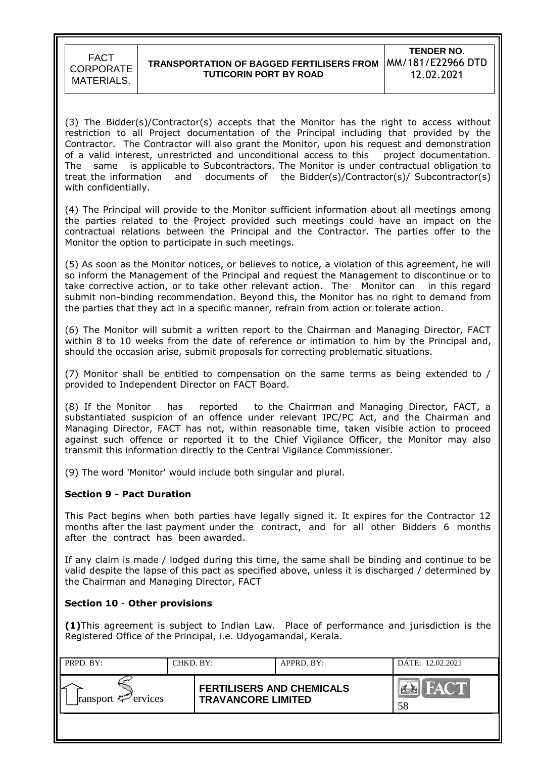(3) The Bidder(s)/Contractor(s) accepts that the Monitor has the right to access without restriction to all Project documentation of the Principal including that provided by the Contractor. The Contractor will also grant the Monitor, upon his request and demonstration of a valid interest, unrestricted and unconditional access to this project documentation. The same is applicable to Subcontractors. The Monitor is under contractual obligation to treat the information and documents of the Bidder(s)/Contractor(s)/ Subcontractor(s) with confidentially.

(4) The Principal will provide to the Monitor sufficient information about all meetings among the parties related to the Project provided such meetings could have an impact on the contractual relations between the Principal and the Contractor. The parties offer to the Monitor the option to participate in such meetings.

(5) As soon as the Monitor notices, or believes to notice, a violation of this agreement, he will so inform the Management of the Principal and request the Management to discontinue or to take corrective action, or to take other relevant action. The Monitor can in this regard submit non-binding recommendation. Beyond this, the Monitor has no right to demand from the parties that they act in a specific manner, refrain from action or tolerate action.

(6) The Monitor will submit a written report to the Chairman and Managing Director, FACT within 8 to 10 weeks from the date of reference or intimation to him by the Principal and, should the occasion arise, submit proposals for correcting problematic situations.

(7) Monitor shall be entitled to compensation on the same terms as being extended to / provided to Independent Director on FACT Board.

(8) If the Monitor has reported to the Chairman and Managing Director, FACT, a substantiated suspicion of an offence under relevant IPC/PC Act, and the Chairman and Managing Director, FACT has not, within reasonable time, taken visible action to proceed against such offence or reported it to the Chief Vigilance Officer, the Monitor may also transmit this information directly to the Central Vigilance Commissioner.

(9) The word 'Monitor' would include both singular and plural.

**Section 9 - Pact Duration**

This Pact begins when both parties have legally signed it. It expires for the Contractor 12 months after the last payment under the contract, and for all other Bidders 6 months after the contract has been awarded.

If any claim is made / lodged during this time, the same shall be binding and continue to be valid despite the lapse of this pact as specified above, unless it is discharged / determined by the Chairman and Managing Director, FACT

**Section 10 - Other provisions**

**(1)**This agreement is subject to Indian Law. Place of performance and jurisdiction is the Registered Office of the Principal, i.e. Udyogamandal, Kerala.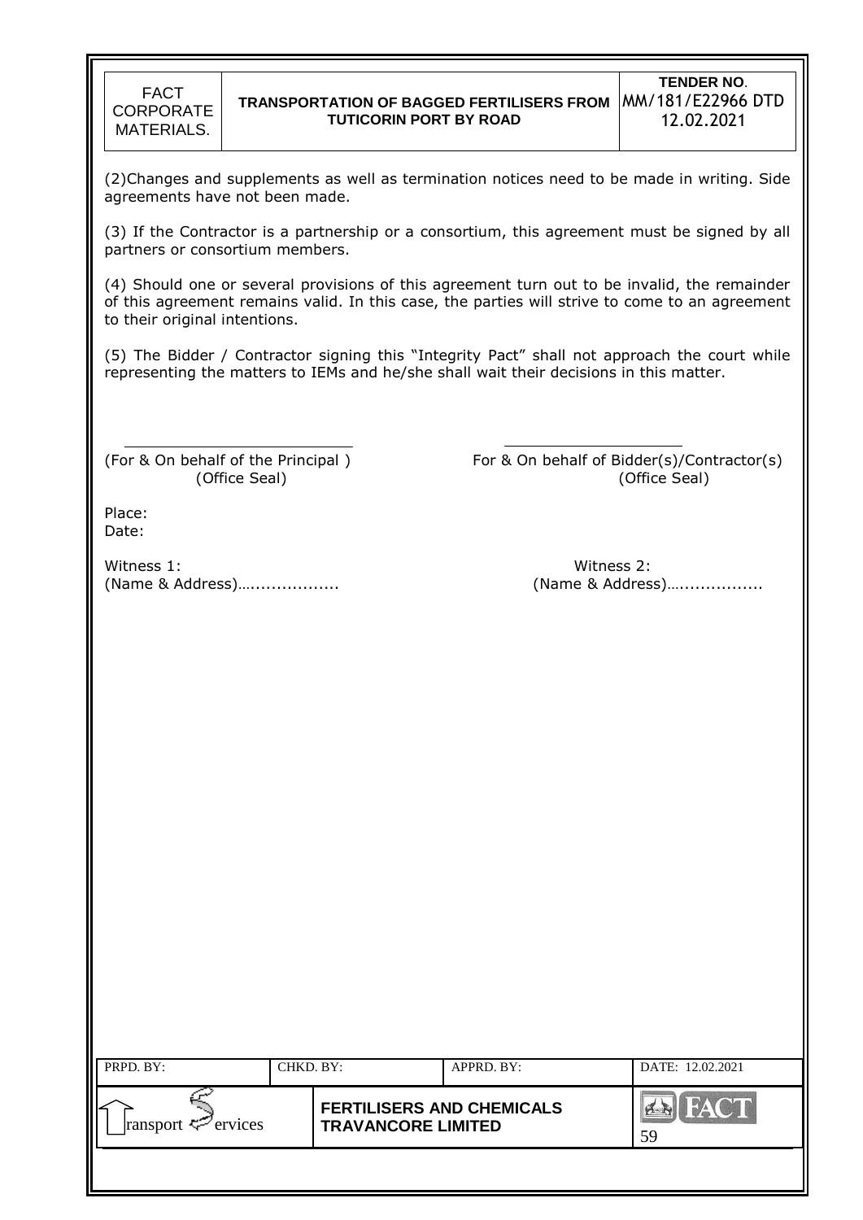(2)Changes and supplements as well as termination notices need to be made in writing. Side agreements have not been made.

(3) If the Contractor is a partnership or a consortium, this agreement must be signed by all partners or consortium members.

(4) Should one or several provisions of this agreement turn out to be invalid, the remainder of this agreement remains valid. In this case, the parties will strive to come to an agreement to their original intentions.

(5) The Bidder / Contractor signing this "Integrity Pact" shall not approach the court while representing the matters to IEMs and he/she shall wait their decisions in this matter.

| | |
|---|---|
| (For & On behalf of the Principal ) | For & On behalf of Bidder(s)/Contractor(s) |
| (Office Seal) | (Office Seal) |

Place:

Date:

| | |
|---|---|
| Witness 1: | Witness 2: |
| (Name & Address)…................ | (Name & Address)…................ |